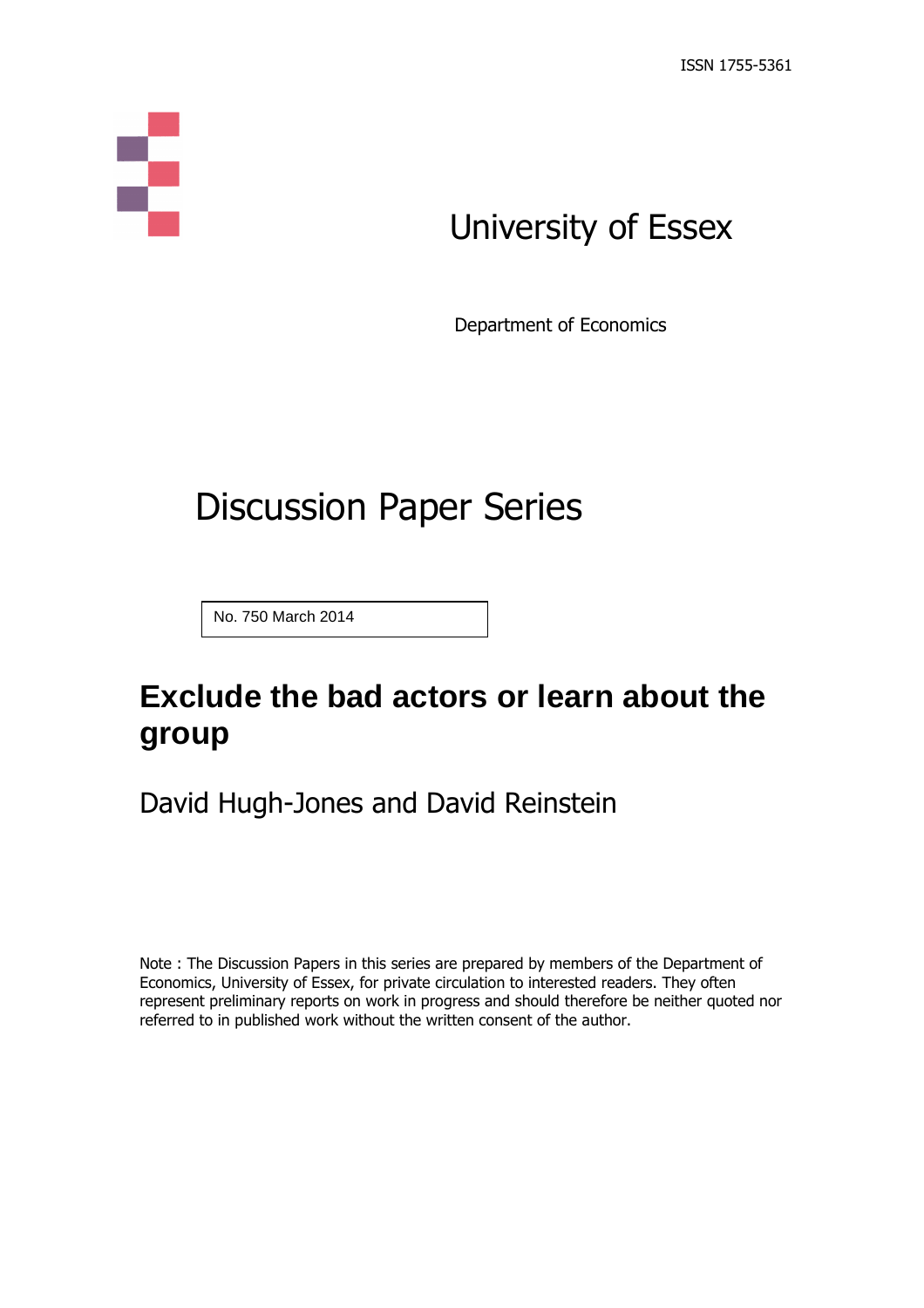ISSN 1755-5361

University of Essex

Department of Economics

# Discussion Paper Series

No. 750 March 2014

## Exclude the bad actors or learn about the group

David Hugh-Jones and David Reinstein

Note : The Discussion Papers in this series are prepared by members of the Department of Economics, University of Essex, for private circulation to interested readers. They often represent preliminary reports on work in progress and should therefore be neither quoted nor referred to in published work without the written consent of the author.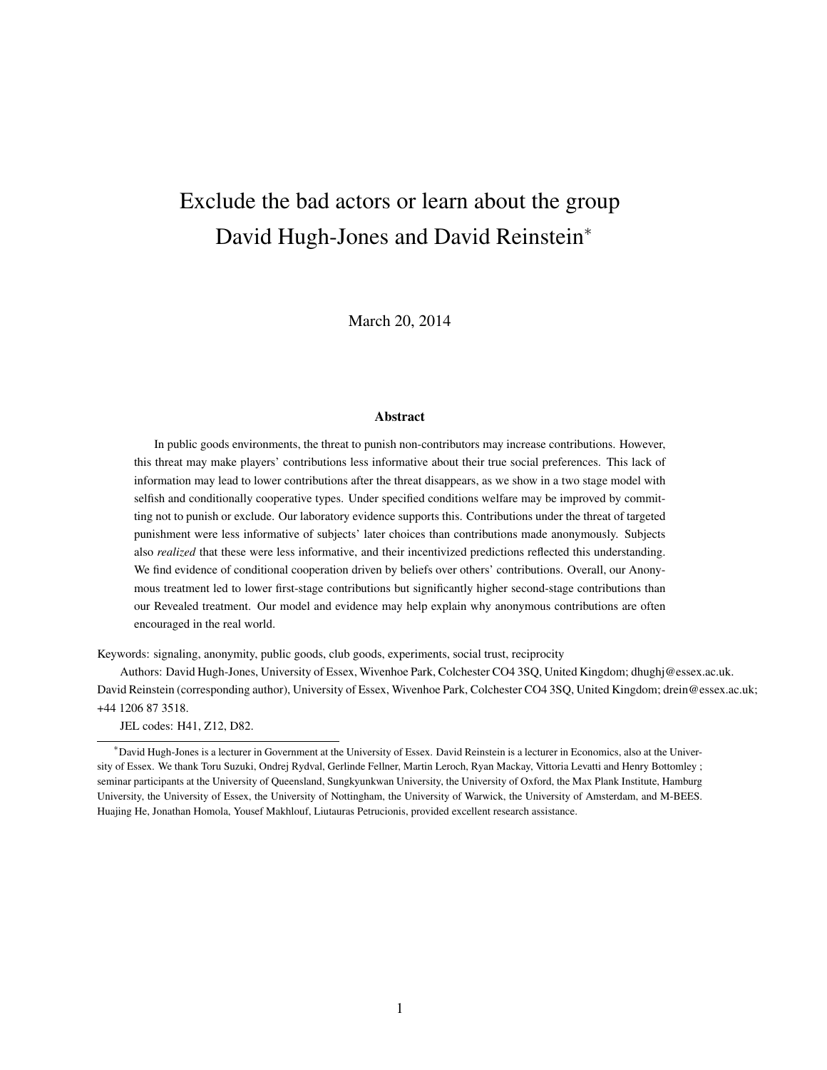# Exclude the bad actors or learn about the group

David Hugh-Jones and David Reinstein[*]

March 20, 2014

### Abstract

In public goods environments, the threat to punish non-contributors may increase contributions. However, this threat may make players' contributions less informative about their true social preferences. This lack of information may lead to lower contributions after the threat disappears, as we show in a two stage model with selfish and conditionally cooperative types. Under specified conditions welfare may be improved by committing not to punish or exclude. Our laboratory evidence supports this. Contributions under the threat of targeted punishment were less informative of subjects' later choices than contributions made anonymously. Subjects also *realized* that these were less informative, and their incentivized predictions reflected this understanding. We find evidence of conditional cooperation driven by beliefs over others' contributions. Overall, our Anonymous treatment led to lower first-stage contributions but significantly higher second-stage contributions than our Revealed treatment. Our model and evidence may help explain why anonymous contributions are often encouraged in the real world.

Keywords: signaling, anonymity, public goods, club goods, experiments, social trust, reciprocity

Authors: David Hugh-Jones, University of Essex, Wivenhoe Park, Colchester CO4 3SQ, United Kingdom; dhughj@essex.ac.uk. David Reinstein (corresponding author), University of Essex, Wivenhoe Park, Colchester CO4 3SQ, United Kingdom; drein@essex.ac.uk; +44 1206 87 3518.

JEL codes: H41, Z12, D82.

---

[*] David Hugh-Jones is a lecturer in Government at the University of Essex. David Reinstein is a lecturer in Economics, also at the University of Essex. We thank Toru Suzuki, Ondrej Rydval, Gerlinde Fellner, Martin Leroch, Ryan Mackay, Vittoria Levatti and Henry Bottomley ; seminar participants at the University of Queensland, Sungkyunkwan University, the University of Oxford, the Max Plank Institute, Hamburg University, the University of Essex, the University of Nottingham, the University of Warwick, the University of Amsterdam, and M-BEES. Huajing He, Jonathan Homola, Yousef Makhlouf, Liutauras Petrucionis, provided excellent research assistance.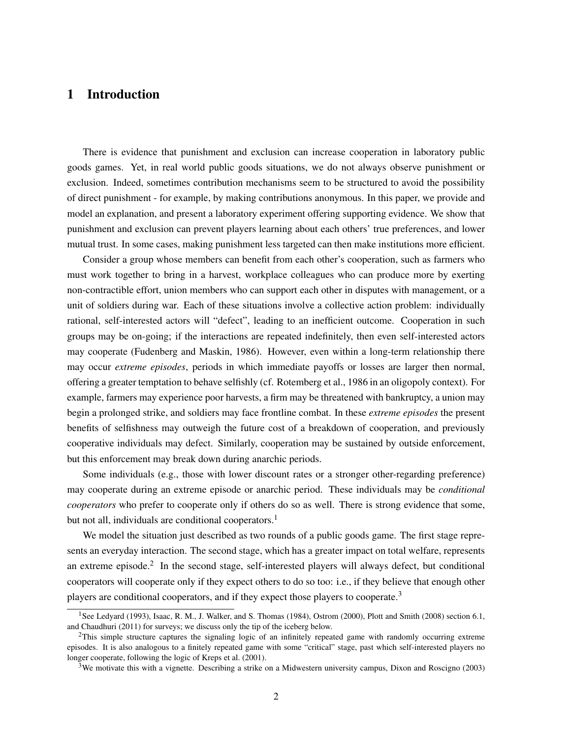# 1 Introduction

There is evidence that punishment and exclusion can increase cooperation in laboratory public goods games. Yet, in real world public goods situations, we do not always observe punishment or exclusion. Indeed, sometimes contribution mechanisms seem to be structured to avoid the possibility of direct punishment - for example, by making contributions anonymous. In this paper, we provide and model an explanation, and present a laboratory experiment offering supporting evidence. We show that punishment and exclusion can prevent players learning about each others' true preferences, and lower mutual trust. In some cases, making punishment less targeted can then make institutions more efficient.

Consider a group whose members can benefit from each other's cooperation, such as farmers who must work together to bring in a harvest, workplace colleagues who can produce more by exerting non-contractible effort, union members who can support each other in disputes with management, or a unit of soldiers during war. Each of these situations involve a collective action problem: individually rational, self-interested actors will "defect", leading to an inefficient outcome. Cooperation in such groups may be on-going; if the interactions are repeated indefinitely, then even self-interested actors may cooperate (Fudenberg and Maskin, 1986). However, even within a long-term relationship there may occur *extreme episodes*, periods in which immediate payoffs or losses are larger then normal, offering a greater temptation to behave selfishly (cf. Rotemberg et al., 1986 in an oligopoly context). For example, farmers may experience poor harvests, a firm may be threatened with bankruptcy, a union may begin a prolonged strike, and soldiers may face frontline combat. In these *extreme episodes* the present benefits of selfishness may outweigh the future cost of a breakdown of cooperation, and previously cooperative individuals may defect. Similarly, cooperation may be sustained by outside enforcement, but this enforcement may break down during anarchic periods.

Some individuals (e.g., those with lower discount rates or a stronger other-regarding preference) may cooperate during an extreme episode or anarchic period. These individuals may be *conditional cooperators* who prefer to cooperate only if others do so as well. There is strong evidence that some, but not all, individuals are conditional cooperators.[1]

We model the situation just described as two rounds of a public goods game. The first stage represents an everyday interaction. The second stage, which has a greater impact on total welfare, represents an extreme episode.[2] In the second stage, self-interested players will always defect, but conditional cooperators will cooperate only if they expect others to do so too: i.e., if they believe that enough other players are conditional cooperators, and if they expect those players to cooperate.[3]

---

[1] See Ledyard (1993), Isaac, R. M., J. Walker, and S. Thomas (1984), Ostrom (2000), Plott and Smith (2008) section 6.1, and Chaudhuri (2011) for surveys; we discuss only the tip of the iceberg below.

[2] This simple structure captures the signaling logic of an infinitely repeated game with randomly occurring extreme episodes. It is also analogous to a finitely repeated game with some "critical" stage, past which self-interested players no longer cooperate, following the logic of Kreps et al. (2001).

[3] We motivate this with a vignette. Describing a strike on a Midwestern university campus, Dixon and Roscigno (2003)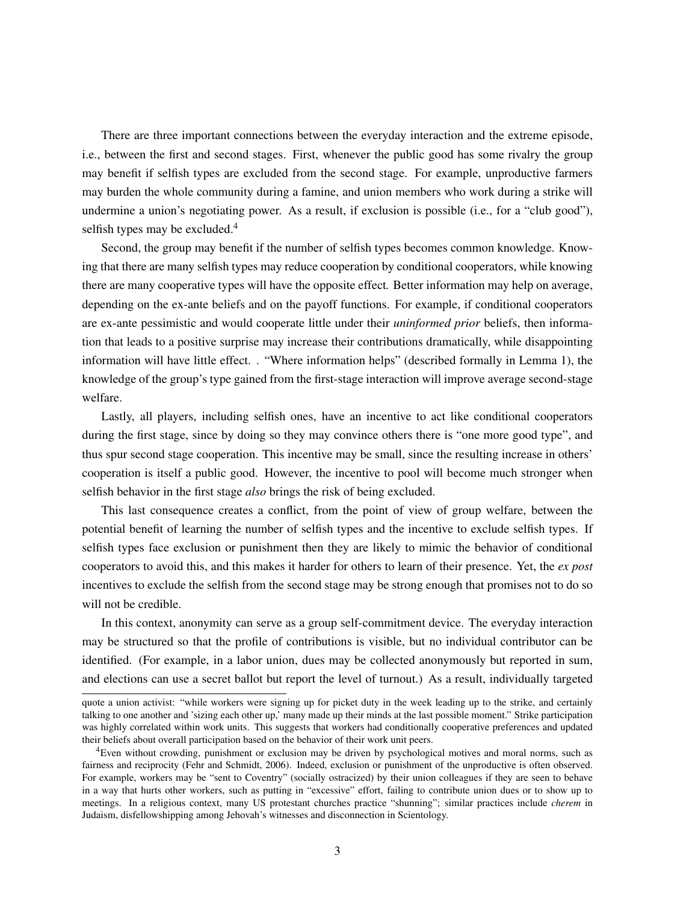There are three important connections between the everyday interaction and the extreme episode, i.e., between the first and second stages. First, whenever the public good has some rivalry the group may benefit if selfish types are excluded from the second stage. For example, unproductive farmers may burden the whole community during a famine, and union members who work during a strike will undermine a union's negotiating power. As a result, if exclusion is possible (i.e., for a "club good"), selfish types may be excluded.[4]

Second, the group may benefit if the number of selfish types becomes common knowledge. Knowing that there are many selfish types may reduce cooperation by conditional cooperators, while knowing there are many cooperative types will have the opposite effect. Better information may help on average, depending on the ex-ante beliefs and on the payoff functions. For example, if conditional cooperators are ex-ante pessimistic and would cooperate little under their *uninformed prior* beliefs, then information that leads to a positive surprise may increase their contributions dramatically, while disappointing information will have little effect. . "Where information helps" (described formally in Lemma 1), the knowledge of the group's type gained from the first-stage interaction will improve average second-stage welfare.

Lastly, all players, including selfish ones, have an incentive to act like conditional cooperators during the first stage, since by doing so they may convince others there is "one more good type", and thus spur second stage cooperation. This incentive may be small, since the resulting increase in others' cooperation is itself a public good. However, the incentive to pool will become much stronger when selfish behavior in the first stage *also* brings the risk of being excluded.

This last consequence creates a conflict, from the point of view of group welfare, between the potential benefit of learning the number of selfish types and the incentive to exclude selfish types. If selfish types face exclusion or punishment then they are likely to mimic the behavior of conditional cooperators to avoid this, and this makes it harder for others to learn of their presence. Yet, the *ex post* incentives to exclude the selfish from the second stage may be strong enough that promises not to do so will not be credible.

In this context, anonymity can serve as a group self-commitment device. The everyday interaction may be structured so that the profile of contributions is visible, but no individual contributor can be identified. (For example, in a labor union, dues may be collected anonymously but reported in sum, and elections can use a secret ballot but report the level of turnout.) As a result, individually targeted

---

quote a union activist: "while workers were signing up for picket duty in the week leading up to the strike, and certainly talking to one another and 'sizing each other up,' many made up their minds at the last possible moment." Strike participation was highly correlated within work units. This suggests that workers had conditionally cooperative preferences and updated their beliefs about overall participation based on the behavior of their work unit peers.

[4] Even without crowding, punishment or exclusion may be driven by psychological motives and moral norms, such as fairness and reciprocity (Fehr and Schmidt, 2006). Indeed, exclusion or punishment of the unproductive is often observed. For example, workers may be "sent to Coventry" (socially ostracized) by their union colleagues if they are seen to behave in a way that hurts other workers, such as putting in "excessive" effort, failing to contribute union dues or to show up to meetings. In a religious context, many US protestant churches practice "shunning"; similar practices include *cherem* in Judaism, disfellowshipping among Jehovah's witnesses and disconnection in Scientology.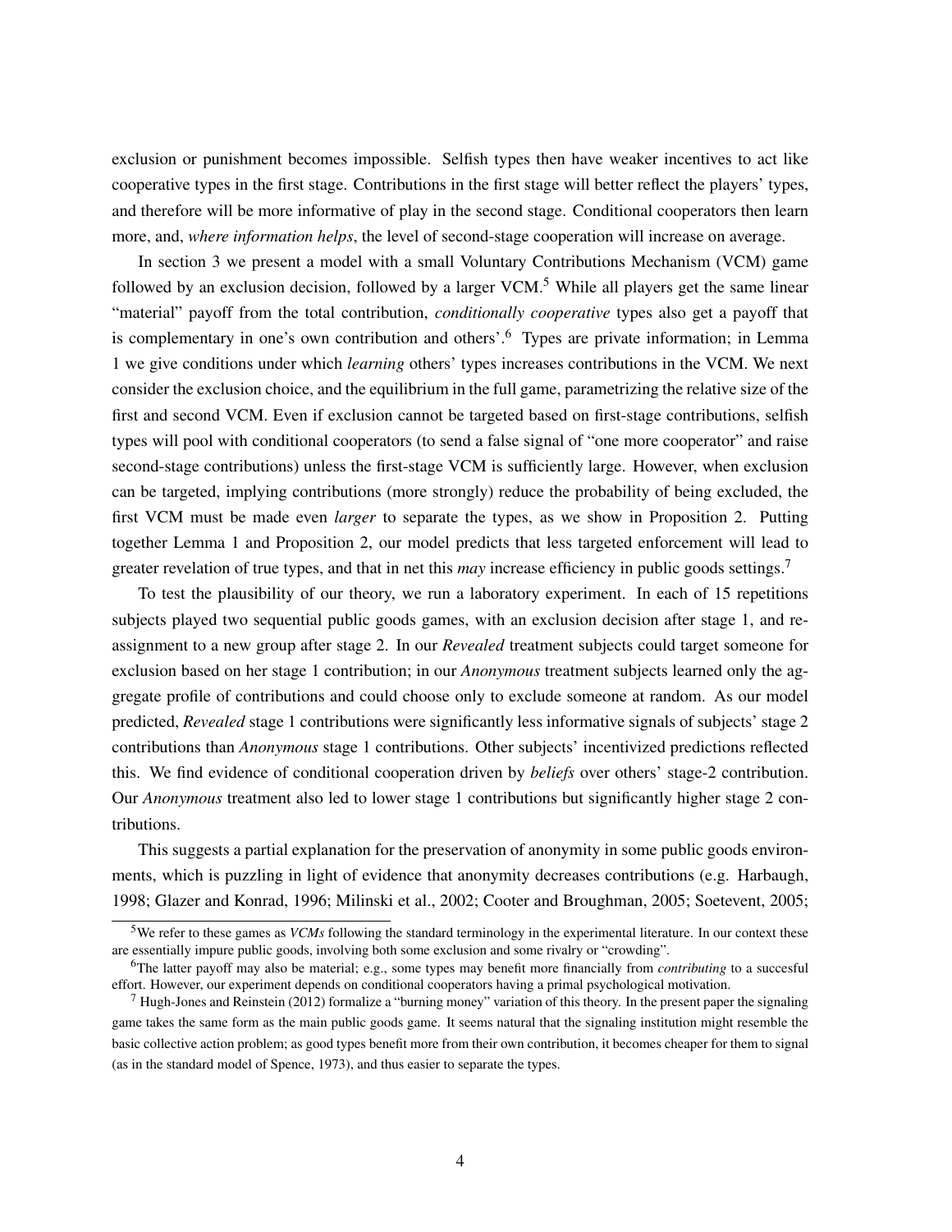exclusion or punishment becomes impossible. Selfish types then have weaker incentives to act like cooperative types in the first stage. Contributions in the first stage will better reflect the players' types, and therefore will be more informative of play in the second stage. Conditional cooperators then learn more, and, *where information helps*, the level of second-stage cooperation will increase on average.

In section 3 we present a model with a small Voluntary Contributions Mechanism (VCM) game followed by an exclusion decision, followed by a larger VCM.[5] While all players get the same linear "material" payoff from the total contribution, *conditionally cooperative* types also get a payoff that is complementary in one's own contribution and others'.[6] Types are private information; in Lemma 1 we give conditions under which *learning* others' types increases contributions in the VCM. We next consider the exclusion choice, and the equilibrium in the full game, parametrizing the relative size of the first and second VCM. Even if exclusion cannot be targeted based on first-stage contributions, selfish types will pool with conditional cooperators (to send a false signal of "one more cooperator" and raise second-stage contributions) unless the first-stage VCM is sufficiently large. However, when exclusion can be targeted, implying contributions (more strongly) reduce the probability of being excluded, the first VCM must be made even *larger* to separate the types, as we show in Proposition 2. Putting together Lemma 1 and Proposition 2, our model predicts that less targeted enforcement will lead to greater revelation of true types, and that in net this *may* increase efficiency in public goods settings.[7]

To test the plausibility of our theory, we run a laboratory experiment. In each of 15 repetitions subjects played two sequential public goods games, with an exclusion decision after stage 1, and re-assignment to a new group after stage 2. In our *Revealed* treatment subjects could target someone for exclusion based on her stage 1 contribution; in our *Anonymous* treatment subjects learned only the aggregate profile of contributions and could choose only to exclude someone at random. As our model predicted, *Revealed* stage 1 contributions were significantly less informative signals of subjects' stage 2 contributions than *Anonymous* stage 1 contributions. Other subjects' incentivized predictions reflected this. We find evidence of conditional cooperation driven by *beliefs* over others' stage-2 contribution. Our *Anonymous* treatment also led to lower stage 1 contributions but significantly higher stage 2 contributions.

This suggests a partial explanation for the preservation of anonymity in some public goods environments, which is puzzling in light of evidence that anonymity decreases contributions (e.g. Harbaugh, 1998; Glazer and Konrad, 1996; Milinski et al., 2002; Cooter and Broughman, 2005; Soetevent, 2005;

---

[5] We refer to these games as *VCMs* following the standard terminology in the experimental literature. In our context these are essentially impure public goods, involving both some exclusion and some rivalry or "crowding".

[6] The latter payoff may also be material; e.g., some types may benefit more financially from *contributing* to a succesful effort. However, our experiment depends on conditional cooperators having a primal psychological motivation.

[7] Hugh-Jones and Reinstein (2012) formalize a "burning money" variation of this theory. In the present paper the signaling game takes the same form as the main public goods game. It seems natural that the signaling institution might resemble the basic collective action problem; as good types benefit more from their own contribution, it becomes cheaper for them to signal (as in the standard model of Spence, 1973), and thus easier to separate the types.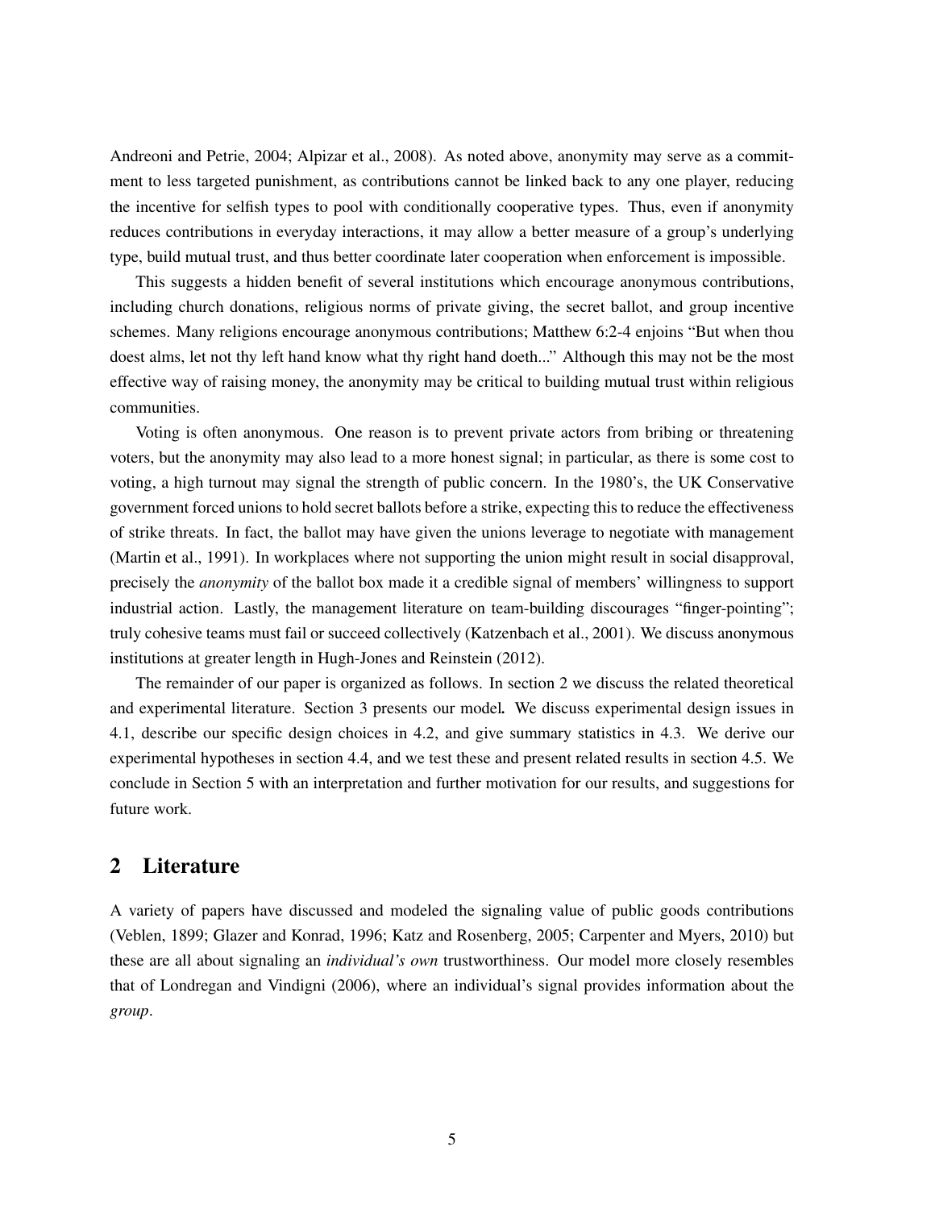Andreoni and Petrie, 2004; Alpizar et al., 2008). As noted above, anonymity may serve as a commitment to less targeted punishment, as contributions cannot be linked back to any one player, reducing the incentive for selfish types to pool with conditionally cooperative types. Thus, even if anonymity reduces contributions in everyday interactions, it may allow a better measure of a group's underlying type, build mutual trust, and thus better coordinate later cooperation when enforcement is impossible.

This suggests a hidden benefit of several institutions which encourage anonymous contributions, including church donations, religious norms of private giving, the secret ballot, and group incentive schemes. Many religions encourage anonymous contributions; Matthew 6:2-4 enjoins "But when thou doest alms, let not thy left hand know what thy right hand doeth..." Although this may not be the most effective way of raising money, the anonymity may be critical to building mutual trust within religious communities.

Voting is often anonymous. One reason is to prevent private actors from bribing or threatening voters, but the anonymity may also lead to a more honest signal; in particular, as there is some cost to voting, a high turnout may signal the strength of public concern. In the 1980's, the UK Conservative government forced unions to hold secret ballots before a strike, expecting this to reduce the effectiveness of strike threats. In fact, the ballot may have given the unions leverage to negotiate with management (Martin et al., 1991). In workplaces where not supporting the union might result in social disapproval, precisely the *anonymity* of the ballot box made it a credible signal of members' willingness to support industrial action. Lastly, the management literature on team-building discourages "finger-pointing"; truly cohesive teams must fail or succeed collectively (Katzenbach et al., 2001). We discuss anonymous institutions at greater length in Hugh-Jones and Reinstein (2012).

The remainder of our paper is organized as follows. In section 2 we discuss the related theoretical and experimental literature. Section 3 presents our model. We discuss experimental design issues in 4.1, describe our specific design choices in 4.2, and give summary statistics in 4.3. We derive our experimental hypotheses in section 4.4, and we test these and present related results in section 4.5. We conclude in Section 5 with an interpretation and further motivation for our results, and suggestions for future work.

## 2 Literature

A variety of papers have discussed and modeled the signaling value of public goods contributions (Veblen, 1899; Glazer and Konrad, 1996; Katz and Rosenberg, 2005; Carpenter and Myers, 2010) but these are all about signaling an *individual's own* trustworthiness. Our model more closely resembles that of Londregan and Vindigni (2006), where an individual's signal provides information about the *group*.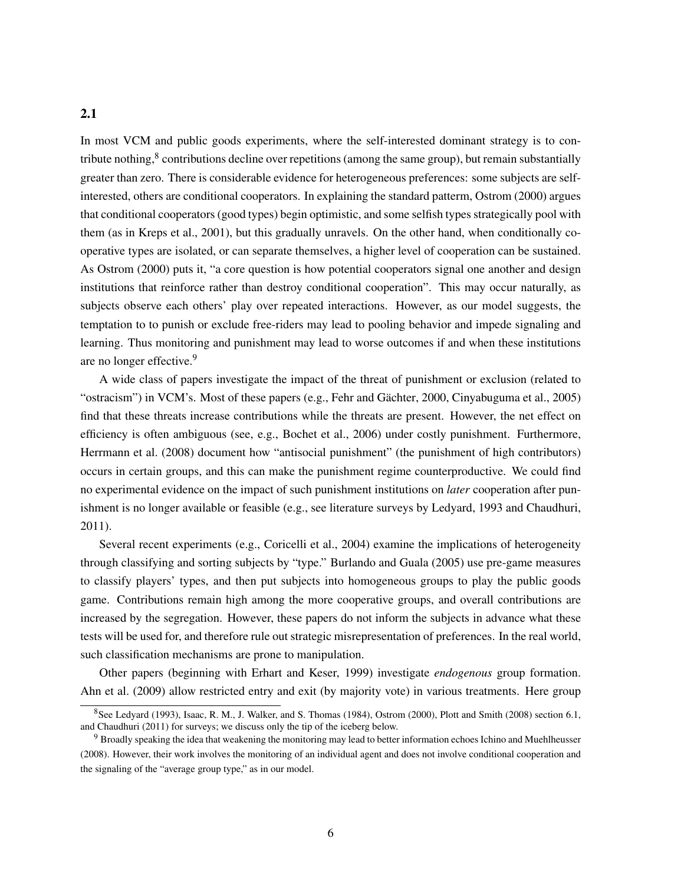## 2.1

In most VCM and public goods experiments, where the self-interested dominant strategy is to contribute nothing,[8] contributions decline over repetitions (among the same group), but remain substantially greater than zero. There is considerable evidence for heterogeneous preferences: some subjects are self-interested, others are conditional cooperators. In explaining the standard patterm, Ostrom (2000) argues that conditional cooperators (good types) begin optimistic, and some selfish types strategically pool with them (as in Kreps et al., 2001), but this gradually unravels. On the other hand, when conditionally co-operative types are isolated, or can separate themselves, a higher level of cooperation can be sustained. As Ostrom (2000) puts it, "a core question is how potential cooperators signal one another and design institutions that reinforce rather than destroy conditional cooperation". This may occur naturally, as subjects observe each others' play over repeated interactions. However, as our model suggests, the temptation to to punish or exclude free-riders may lead to pooling behavior and impede signaling and learning. Thus monitoring and punishment may lead to worse outcomes if and when these institutions are no longer effective.[9]

A wide class of papers investigate the impact of the threat of punishment or exclusion (related to "ostracism") in VCM's. Most of these papers (e.g., Fehr and Gächter, 2000, Cinyabuguma et al., 2005) find that these threats increase contributions while the threats are present. However, the net effect on efficiency is often ambiguous (see, e.g., Bochet et al., 2006) under costly punishment. Furthermore, Herrmann et al. (2008) document how "antisocial punishment" (the punishment of high contributors) occurs in certain groups, and this can make the punishment regime counterproductive. We could find no experimental evidence on the impact of such punishment institutions on *later* cooperation after punishment is no longer available or feasible (e.g., see literature surveys by Ledyard, 1993 and Chaudhuri, 2011).

Several recent experiments (e.g., Coricelli et al., 2004) examine the implications of heterogeneity through classifying and sorting subjects by "type." Burlando and Guala (2005) use pre-game measures to classify players' types, and then put subjects into homogeneous groups to play the public goods game. Contributions remain high among the more cooperative groups, and overall contributions are increased by the segregation. However, these papers do not inform the subjects in advance what these tests will be used for, and therefore rule out strategic misrepresentation of preferences. In the real world, such classification mechanisms are prone to manipulation.

Other papers (beginning with Erhart and Keser, 1999) investigate *endogenous* group formation. Ahn et al. (2009) allow restricted entry and exit (by majority vote) in various treatments. Here group

[8] See Ledyard (1993), Isaac, R. M., J. Walker, and S. Thomas (1984), Ostrom (2000), Plott and Smith (2008) section 6.1, and Chaudhuri (2011) for surveys; we discuss only the tip of the iceberg below.

[9] Broadly speaking the idea that weakening the monitoring may lead to better information echoes Ichino and Muehlheusser (2008). However, their work involves the monitoring of an individual agent and does not involve conditional cooperation and the signaling of the "average group type," as in our model.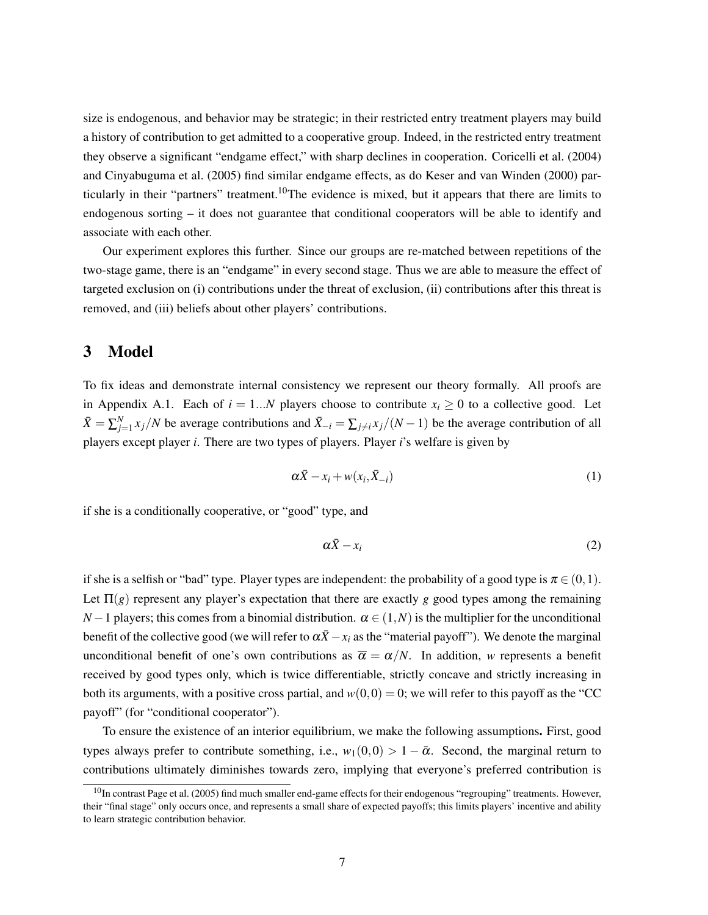size is endogenous, and behavior may be strategic; in their restricted entry treatment players may build a history of contribution to get admitted to a cooperative group. Indeed, in the restricted entry treatment they observe a significant "endgame effect," with sharp declines in cooperation. Coricelli et al. (2004) and Cinyabuguma et al. (2005) find similar endgame effects, as do Keser and van Winden (2000) particularly in their "partners" treatment.[10] The evidence is mixed, but it appears that there are limits to endogenous sorting – it does not guarantee that conditional cooperators will be able to identify and associate with each other.

Our experiment explores this further. Since our groups are re-matched between repetitions of the two-stage game, there is an "endgame" in every second stage. Thus we are able to measure the effect of targeted exclusion on (i) contributions under the threat of exclusion, (ii) contributions after this threat is removed, and (iii) beliefs about other players' contributions.

## 3 Model

To fix ideas and demonstrate internal consistency we represent our theory formally. All proofs are in Appendix A.1. Each of $i = 1...N$ players choose to contribute $x_i \geq 0$ to a collective good. Let $\bar{X} = \sum_{j=1}^{N} x_j/N$ be average contributions and $\bar{X}_{-i} = \sum_{j \neq i} x_j/(N-1)$ be the average contribution of all players except player $i$. There are two types of players. Player $i$'s welfare is given by

$$\alpha \bar{X} - x_i + w(x_i, \bar{X}_{-i}) \tag{1}$$

if she is a conditionally cooperative, or "good" type, and

$$\alpha \bar{X} - x_i \tag{2}$$

if she is a selfish or "bad" type. Player types are independent: the probability of a good type is $\pi \in (0,1)$. Let $\Pi(g)$ represent any player's expectation that there are exactly $g$ good types among the remaining $N-1$ players; this comes from a binomial distribution. $\alpha \in (1,N)$ is the multiplier for the unconditional benefit of the collective good (we will refer to $\alpha \bar{X} - x_i$ as the "material payoff"). We denote the marginal unconditional benefit of one's own contributions as $\overline{\alpha} = \alpha/N$. In addition, $w$ represents a benefit received by good types only, which is twice differentiable, strictly concave and strictly increasing in both its arguments, with a positive cross partial, and $w(0,0) = 0$; we will refer to this payoff as the "CC payoff" (for "conditional cooperator").

To ensure the existence of an interior equilibrium, we make the following assumptions**.** First, good types always prefer to contribute something, i.e., $w_1(0,0) > 1 - \bar{\alpha}$. Second, the marginal return to contributions ultimately diminishes towards zero, implying that everyone's preferred contribution is

[10] In contrast Page et al. (2005) find much smaller end-game effects for their endogenous "regrouping" treatments. However, their "final stage" only occurs once, and represents a small share of expected payoffs; this limits players' incentive and ability to learn strategic contribution behavior.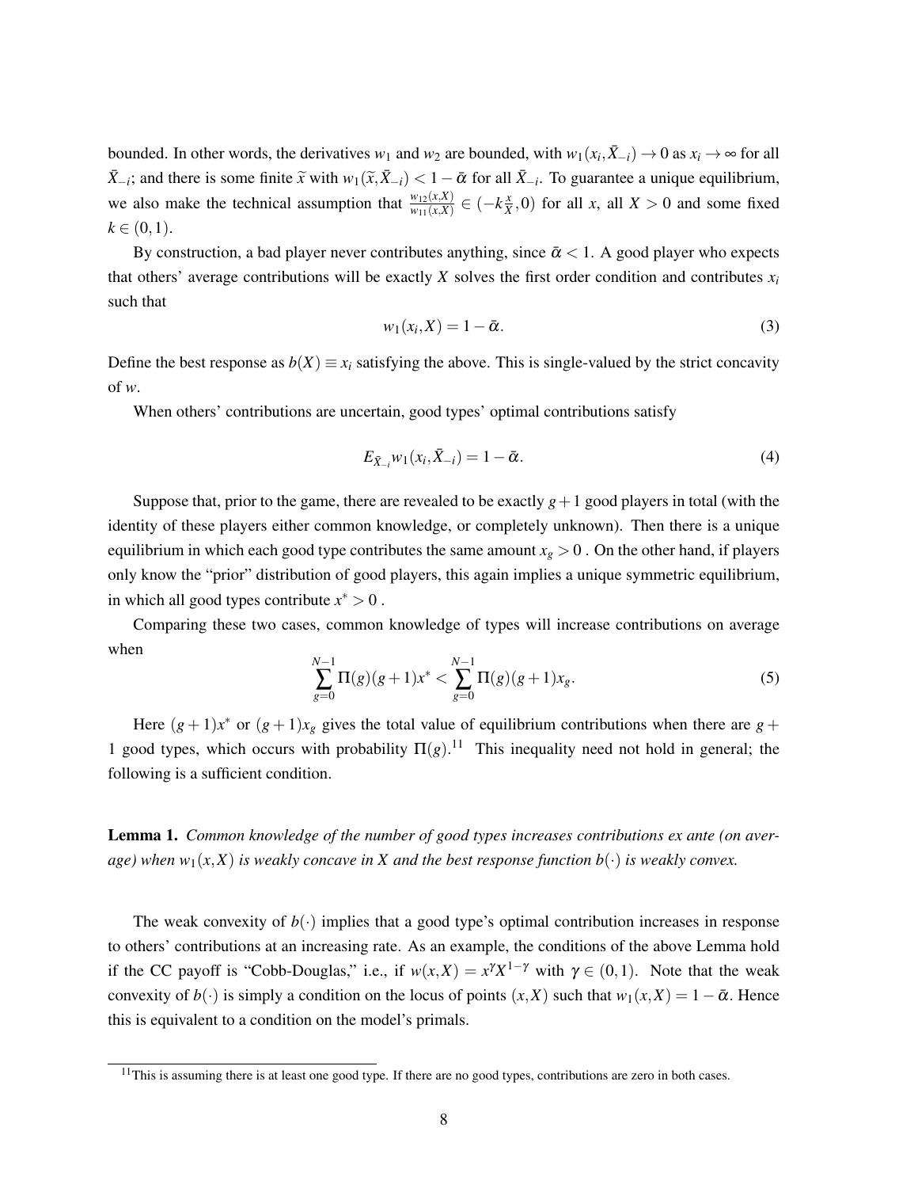bounded. In other words, the derivatives $w_1$ and $w_2$ are bounded, with $w_1(x_i, \bar{X}_{-i}) \to 0$ as $x_i \to \infty$ for all $\bar{X}_{-i}$; and there is some finite $\widetilde{x}$ with $w_1(\widetilde{x}, \bar{X}_{-i}) < 1 - \bar{\alpha}$ for all $\bar{X}_{-i}$. To guarantee a unique equilibrium, we also make the technical assumption that $\frac{w_{12}(x,X)}{w_{11}(x,X)} \in (-k\frac{x}{X}, 0)$ for all $x$, all $X > 0$ and some fixed $k \in (0,1)$.

By construction, a bad player never contributes anything, since $\bar{\alpha} < 1$. A good player who expects that others' average contributions will be exactly $X$ solves the first order condition and contributes $x_i$ such that

$$w_1(x_i, X) = 1 - \bar{\alpha}. \tag{3}$$

Define the best response as $b(X) \equiv x_i$ satisfying the above. This is single-valued by the strict concavity of $w$.

When others' contributions are uncertain, good types' optimal contributions satisfy

$$E_{\bar{X}_{-i}} w_1(x_i, \bar{X}_{-i}) = 1 - \bar{\alpha}. \tag{4}$$

Suppose that, prior to the game, there are revealed to be exactly $g+1$ good players in total (with the identity of these players either common knowledge, or completely unknown). Then there is a unique equilibrium in which each good type contributes the same amount $x_g > 0$ . On the other hand, if players only know the "prior" distribution of good players, this again implies a unique symmetric equilibrium, in which all good types contribute $x^* > 0$ .

Comparing these two cases, common knowledge of types will increase contributions on average when

$$\sum_{g=0}^{N-1} \Pi(g)(g+1)x^* < \sum_{g=0}^{N-1} \Pi(g)(g+1)x_g. \tag{5}$$

Here $(g+1)x^*$ or $(g+1)x_g$ gives the total value of equilibrium contributions when there are $g+1$ good types, which occurs with probability $\Pi(g)$.[11] This inequality need not hold in general; the following is a sufficient condition.

**Lemma 1.** *Common knowledge of the number of good types increases contributions ex ante (on average) when $w_1(x,X)$ is weakly concave in $X$ and the best response function $b(\cdot)$ is weakly convex.*

The weak convexity of $b(\cdot)$ implies that a good type's optimal contribution increases in response to others' contributions at an increasing rate. As an example, the conditions of the above Lemma hold if the CC payoff is "Cobb-Douglas," i.e., if $w(x,X) = x^{\gamma}X^{1-\gamma}$ with $\gamma \in (0,1)$. Note that the weak convexity of $b(\cdot)$ is simply a condition on the locus of points $(x,X)$ such that $w_1(x,X) = 1 - \bar{\alpha}$. Hence this is equivalent to a condition on the model's primals.

[11] This is assuming there is at least one good type. If there are no good types, contributions are zero in both cases.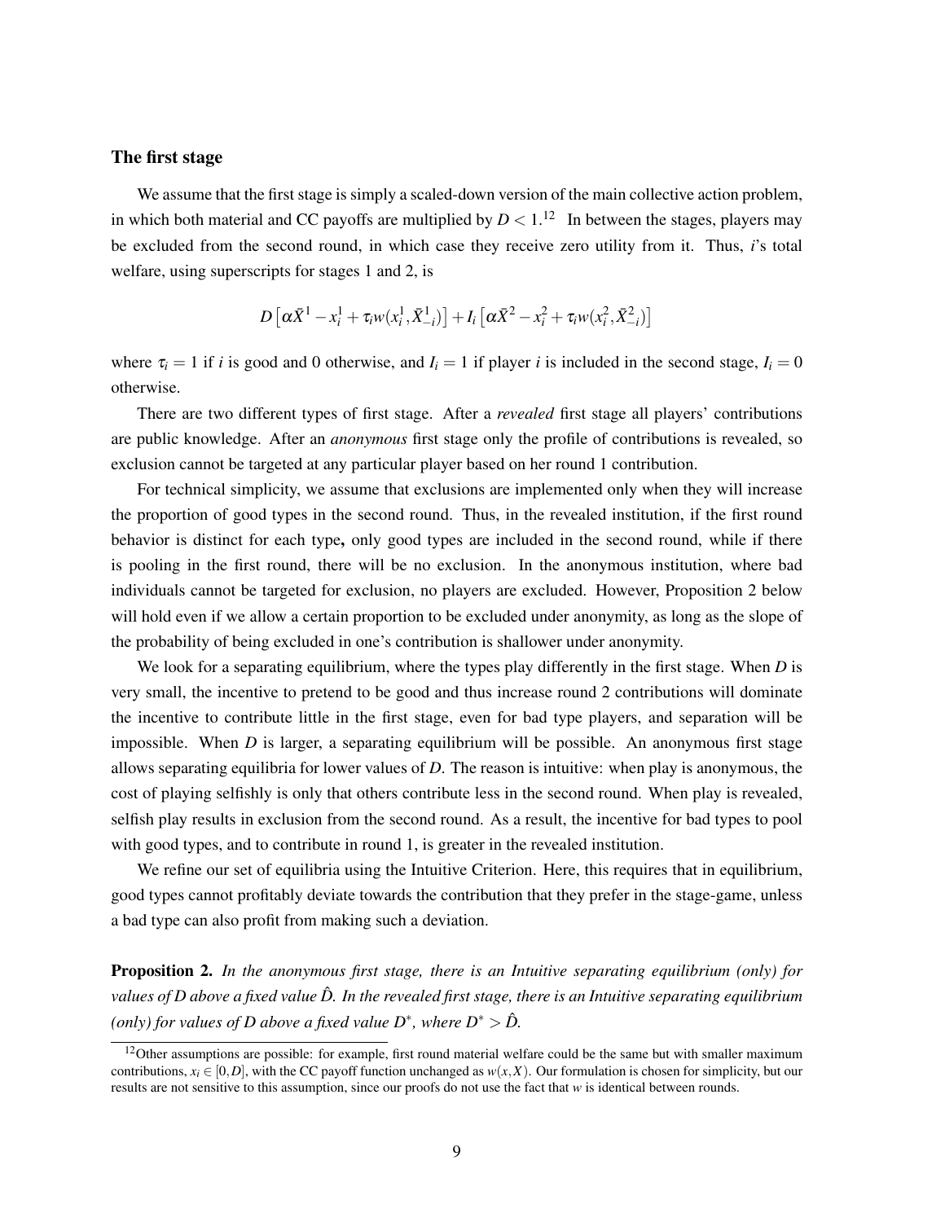### The first stage

We assume that the first stage is simply a scaled-down version of the main collective action problem, in which both material and CC payoffs are multiplied by $D < 1$.[12] In between the stages, players may be excluded from the second round, in which case they receive zero utility from it. Thus, $i$'s total welfare, using superscripts for stages 1 and 2, is

$$D\left[\alpha \bar{X}^1 - x_i^1 + \tau_i w(x_i^1, \bar{X}_{-i}^1)\right] + I_i\left[\alpha \bar{X}^2 - x_i^2 + \tau_i w(x_i^2, \bar{X}_{-i}^2)\right]$$

where $\tau_i = 1$ if $i$ is good and 0 otherwise, and $I_i = 1$ if player $i$ is included in the second stage, $I_i = 0$ otherwise.

There are two different types of first stage. After a *revealed* first stage all players' contributions are public knowledge. After an *anonymous* first stage only the profile of contributions is revealed, so exclusion cannot be targeted at any particular player based on her round 1 contribution.

For technical simplicity, we assume that exclusions are implemented only when they will increase the proportion of good types in the second round. Thus, in the revealed institution, if the first round behavior is distinct for each type**,** only good types are included in the second round, while if there is pooling in the first round, there will be no exclusion. In the anonymous institution, where bad individuals cannot be targeted for exclusion, no players are excluded. However, Proposition 2 below will hold even if we allow a certain proportion to be excluded under anonymity, as long as the slope of the probability of being excluded in one's contribution is shallower under anonymity.

We look for a separating equilibrium, where the types play differently in the first stage. When $D$ is very small, the incentive to pretend to be good and thus increase round 2 contributions will dominate the incentive to contribute little in the first stage, even for bad type players, and separation will be impossible. When $D$ is larger, a separating equilibrium will be possible. An anonymous first stage allows separating equilibria for lower values of $D$. The reason is intuitive: when play is anonymous, the cost of playing selfishly is only that others contribute less in the second round. When play is revealed, selfish play results in exclusion from the second round. As a result, the incentive for bad types to pool with good types, and to contribute in round 1, is greater in the revealed institution.

We refine our set of equilibria using the Intuitive Criterion. Here, this requires that in equilibrium, good types cannot profitably deviate towards the contribution that they prefer in the stage-game, unless a bad type can also profit from making such a deviation.

**Proposition 2.** *In the anonymous first stage, there is an Intuitive separating equilibrium (only) for values of $D$ above a fixed value $\hat{D}$. In the revealed first stage, there is an Intuitive separating equilibrium (only) for values of $D$ above a fixed value $D^*$, where $D^* > \hat{D}$.*

[12] Other assumptions are possible: for example, first round material welfare could be the same but with smaller maximum contributions, $x_i \in [0, D]$, with the CC payoff function unchanged as $w(x, X)$. Our formulation is chosen for simplicity, but our results are not sensitive to this assumption, since our proofs do not use the fact that $w$ is identical between rounds.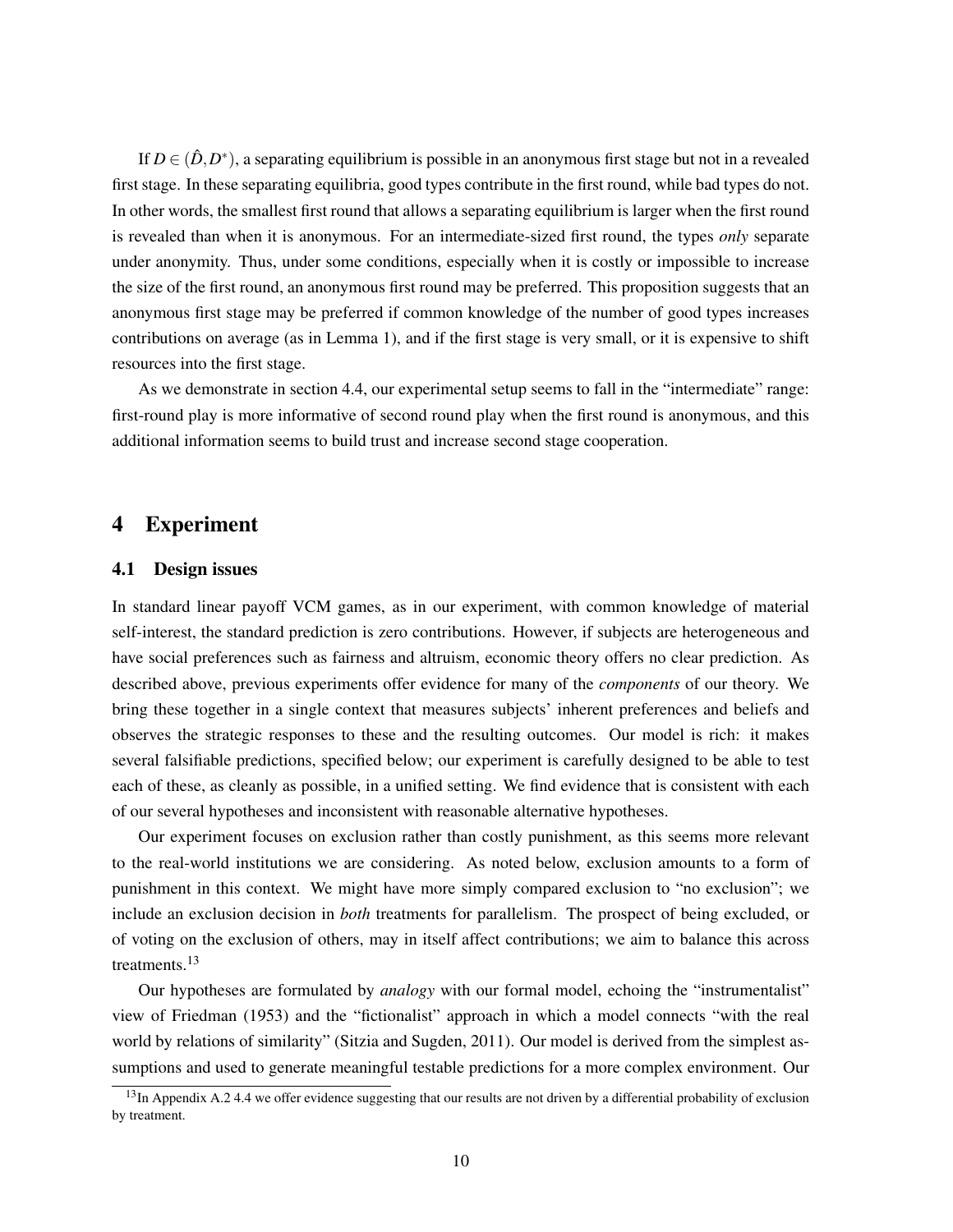If $D \in (\hat{D}, D^{*})$, a separating equilibrium is possible in an anonymous first stage but not in a revealed first stage. In these separating equilibria, good types contribute in the first round, while bad types do not. In other words, the smallest first round that allows a separating equilibrium is larger when the first round is revealed than when it is anonymous. For an intermediate-sized first round, the types *only* separate under anonymity. Thus, under some conditions, especially when it is costly or impossible to increase the size of the first round, an anonymous first round may be preferred. This proposition suggests that an anonymous first stage may be preferred if common knowledge of the number of good types increases contributions on average (as in Lemma 1), and if the first stage is very small, or it is expensive to shift resources into the first stage.

As we demonstrate in section 4.4, our experimental setup seems to fall in the "intermediate" range: first-round play is more informative of second round play when the first round is anonymous, and this additional information seems to build trust and increase second stage cooperation.

# 4 Experiment

## 4.1 Design issues

In standard linear payoff VCM games, as in our experiment, with common knowledge of material self-interest, the standard prediction is zero contributions. However, if subjects are heterogeneous and have social preferences such as fairness and altruism, economic theory offers no clear prediction. As described above, previous experiments offer evidence for many of the *components* of our theory. We bring these together in a single context that measures subjects' inherent preferences and beliefs and observes the strategic responses to these and the resulting outcomes. Our model is rich: it makes several falsifiable predictions, specified below; our experiment is carefully designed to be able to test each of these, as cleanly as possible, in a unified setting. We find evidence that is consistent with each of our several hypotheses and inconsistent with reasonable alternative hypotheses.

Our experiment focuses on exclusion rather than costly punishment, as this seems more relevant to the real-world institutions we are considering. As noted below, exclusion amounts to a form of punishment in this context. We might have more simply compared exclusion to "no exclusion"; we include an exclusion decision in *both* treatments for parallelism. The prospect of being excluded, or of voting on the exclusion of others, may in itself affect contributions; we aim to balance this across treatments.[13]

Our hypotheses are formulated by *analogy* with our formal model, echoing the "instrumentalist" view of Friedman (1953) and the "fictionalist" approach in which a model connects "with the real world by relations of similarity" (Sitzia and Sugden, 2011). Our model is derived from the simplest assumptions and used to generate meaningful testable predictions for a more complex environment. Our

[13] In Appendix A.2 4.4 we offer evidence suggesting that our results are not driven by a differential probability of exclusion by treatment.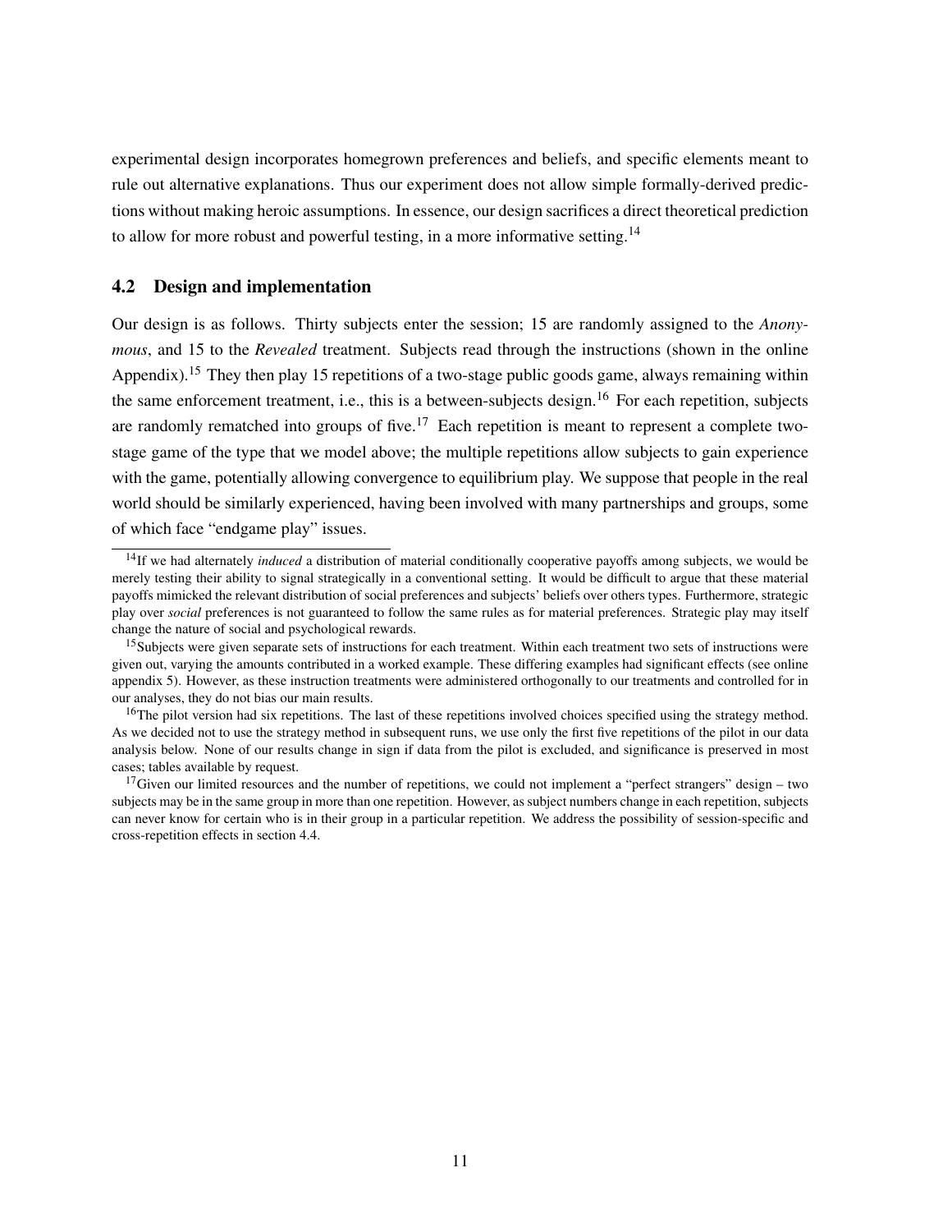experimental design incorporates homegrown preferences and beliefs, and specific elements meant to rule out alternative explanations. Thus our experiment does not allow simple formally-derived predictions without making heroic assumptions. In essence, our design sacrifices a direct theoretical prediction to allow for more robust and powerful testing, in a more informative setting.[14]

### 4.2 Design and implementation

Our design is as follows. Thirty subjects enter the session; 15 are randomly assigned to the *Anonymous*, and 15 to the *Revealed* treatment. Subjects read through the instructions (shown in the online Appendix).[15] They then play 15 repetitions of a two-stage public goods game, always remaining within the same enforcement treatment, i.e., this is a between-subjects design.[16] For each repetition, subjects are randomly rematched into groups of five.[17] Each repetition is meant to represent a complete two-stage game of the type that we model above; the multiple repetitions allow subjects to gain experience with the game, potentially allowing convergence to equilibrium play. We suppose that people in the real world should be similarly experienced, having been involved with many partnerships and groups, some of which face "endgame play" issues.

[14]If we had alternately *induced* a distribution of material conditionally cooperative payoffs among subjects, we would be merely testing their ability to signal strategically in a conventional setting. It would be difficult to argue that these material payoffs mimicked the relevant distribution of social preferences and subjects' beliefs over others types. Furthermore, strategic play over *social* preferences is not guaranteed to follow the same rules as for material preferences. Strategic play may itself change the nature of social and psychological rewards.

[15]Subjects were given separate sets of instructions for each treatment. Within each treatment two sets of instructions were given out, varying the amounts contributed in a worked example. These differing examples had significant effects (see online appendix 5). However, as these instruction treatments were administered orthogonally to our treatments and controlled for in our analyses, they do not bias our main results.

[16]The pilot version had six repetitions. The last of these repetitions involved choices specified using the strategy method. As we decided not to use the strategy method in subsequent runs, we use only the first five repetitions of the pilot in our data analysis below. None of our results change in sign if data from the pilot is excluded, and significance is preserved in most cases; tables available by request.

[17]Given our limited resources and the number of repetitions, we could not implement a "perfect strangers" design – two subjects may be in the same group in more than one repetition. However, as subject numbers change in each repetition, subjects can never know for certain who is in their group in a particular repetition. We address the possibility of session-specific and cross-repetition effects in section 4.4.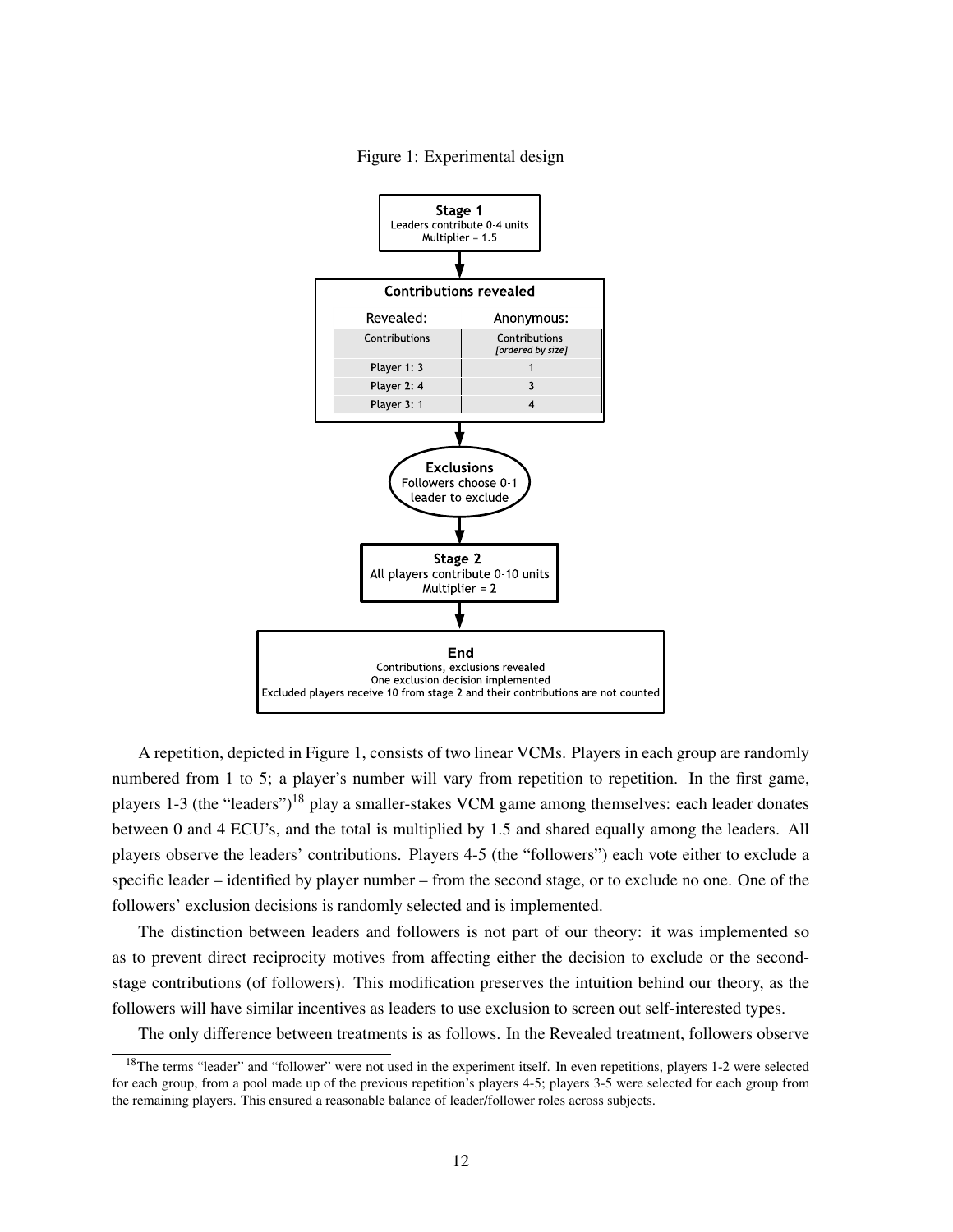Figure 1: Experimental design

**Stage 1**
Leaders contribute 0-4 units
Multiplier = 1.5

**Contributions revealed**

| Revealed: | Anonymous: |
| --- | --- |
| Contributions | Contributions *[ordered by size]* |
| Player 1: 3 | 1 |
| Player 2: 4 | 3 |
| Player 3: 1 | 4 |

**Exclusions**
Followers choose 0-1 leader to exclude

**Stage 2**
All players contribute 0-10 units
Multiplier = 2

**End**
Contributions, exclusions revealed
One exclusion decision implemented
Excluded players receive 10 from stage 2 and their contributions are not counted

A repetition, depicted in Figure 1, consists of two linear VCMs. Players in each group are randomly numbered from 1 to 5; a player's number will vary from repetition to repetition. In the first game, players 1-3 (the "leaders")[18] play a smaller-stakes VCM game among themselves: each leader donates between 0 and 4 ECU's, and the total is multiplied by 1.5 and shared equally among the leaders. All players observe the leaders' contributions. Players 4-5 (the "followers") each vote either to exclude a specific leader – identified by player number – from the second stage, or to exclude no one. One of the followers' exclusion decisions is randomly selected and is implemented.

The distinction between leaders and followers is not part of our theory: it was implemented so as to prevent direct reciprocity motives from affecting either the decision to exclude or the second-stage contributions (of followers). This modification preserves the intuition behind our theory, as the followers will have similar incentives as leaders to use exclusion to screen out self-interested types.

The only difference between treatments is as follows. In the Revealed treatment, followers observe

[18]The terms "leader" and "follower" were not used in the experiment itself. In even repetitions, players 1-2 were selected for each group, from a pool made up of the previous repetition's players 4-5; players 3-5 were selected for each group from the remaining players. This ensured a reasonable balance of leader/follower roles across subjects.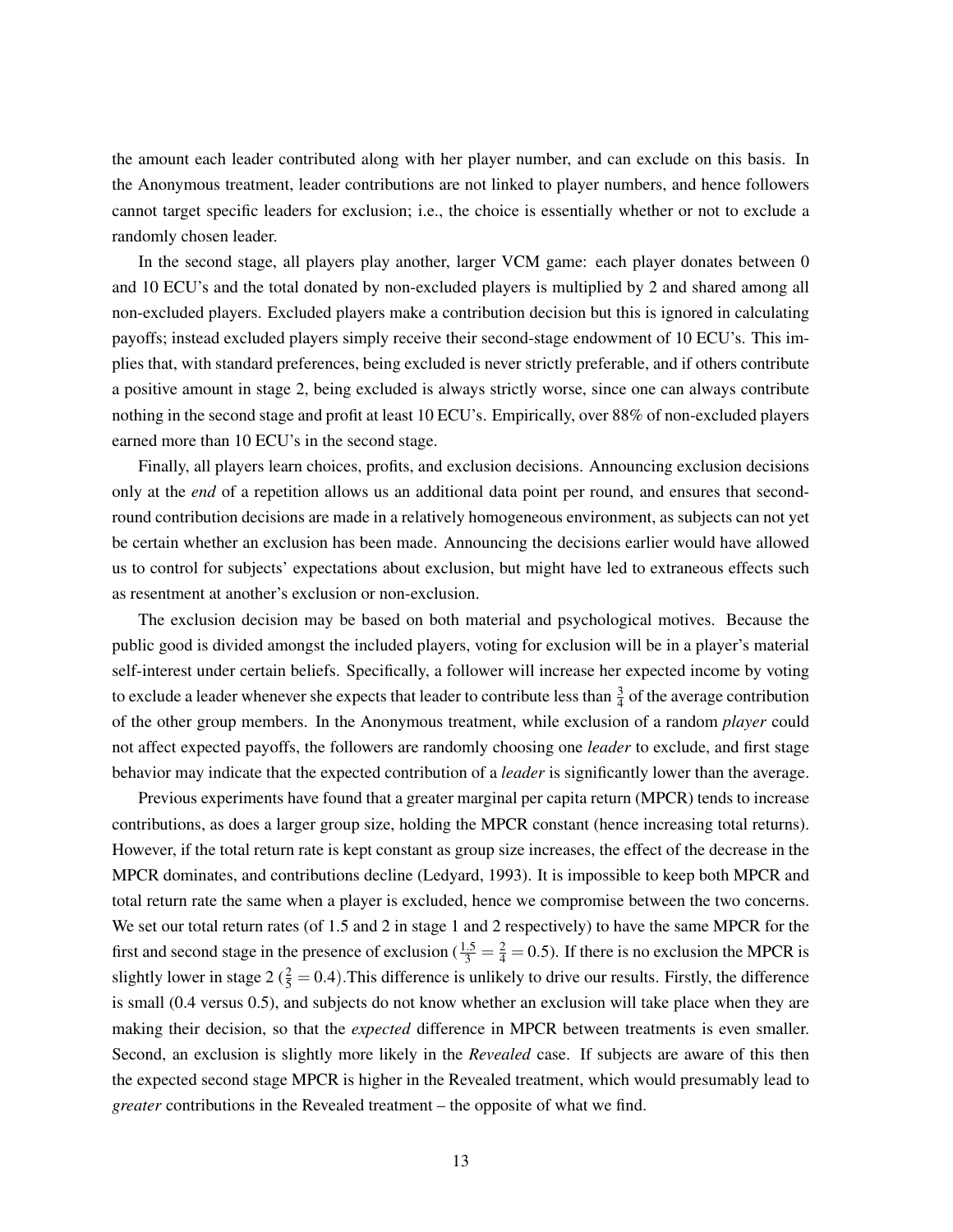the amount each leader contributed along with her player number, and can exclude on this basis. In the Anonymous treatment, leader contributions are not linked to player numbers, and hence followers cannot target specific leaders for exclusion; i.e., the choice is essentially whether or not to exclude a randomly chosen leader.

In the second stage, all players play another, larger VCM game: each player donates between 0 and 10 ECU's and the total donated by non-excluded players is multiplied by 2 and shared among all non-excluded players. Excluded players make a contribution decision but this is ignored in calculating payoffs; instead excluded players simply receive their second-stage endowment of 10 ECU's. This implies that, with standard preferences, being excluded is never strictly preferable, and if others contribute a positive amount in stage 2, being excluded is always strictly worse, since one can always contribute nothing in the second stage and profit at least 10 ECU's. Empirically, over 88% of non-excluded players earned more than 10 ECU's in the second stage.

Finally, all players learn choices, profits, and exclusion decisions. Announcing exclusion decisions only at the *end* of a repetition allows us an additional data point per round, and ensures that second-round contribution decisions are made in a relatively homogeneous environment, as subjects can not yet be certain whether an exclusion has been made. Announcing the decisions earlier would have allowed us to control for subjects' expectations about exclusion, but might have led to extraneous effects such as resentment at another's exclusion or non-exclusion.

The exclusion decision may be based on both material and psychological motives. Because the public good is divided amongst the included players, voting for exclusion will be in a player's material self-interest under certain beliefs. Specifically, a follower will increase her expected income by voting to exclude a leader whenever she expects that leader to contribute less than $\frac{3}{4}$ of the average contribution of the other group members. In the Anonymous treatment, while exclusion of a random *player* could not affect expected payoffs, the followers are randomly choosing one *leader* to exclude, and first stage behavior may indicate that the expected contribution of a *leader* is significantly lower than the average.

Previous experiments have found that a greater marginal per capita return (MPCR) tends to increase contributions, as does a larger group size, holding the MPCR constant (hence increasing total returns). However, if the total return rate is kept constant as group size increases, the effect of the decrease in the MPCR dominates, and contributions decline (Ledyard, 1993). It is impossible to keep both MPCR and total return rate the same when a player is excluded, hence we compromise between the two concerns. We set our total return rates (of 1.5 and 2 in stage 1 and 2 respectively) to have the same MPCR for the first and second stage in the presence of exclusion ($\frac{1.5}{3} = \frac{2}{4} = 0.5$). If there is no exclusion the MPCR is slightly lower in stage 2 ($\frac{2}{5} = 0.4$).This difference is unlikely to drive our results. Firstly, the difference is small (0.4 versus 0.5), and subjects do not know whether an exclusion will take place when they are making their decision, so that the *expected* difference in MPCR between treatments is even smaller. Second, an exclusion is slightly more likely in the *Revealed* case. If subjects are aware of this then the expected second stage MPCR is higher in the Revealed treatment, which would presumably lead to *greater* contributions in the Revealed treatment – the opposite of what we find.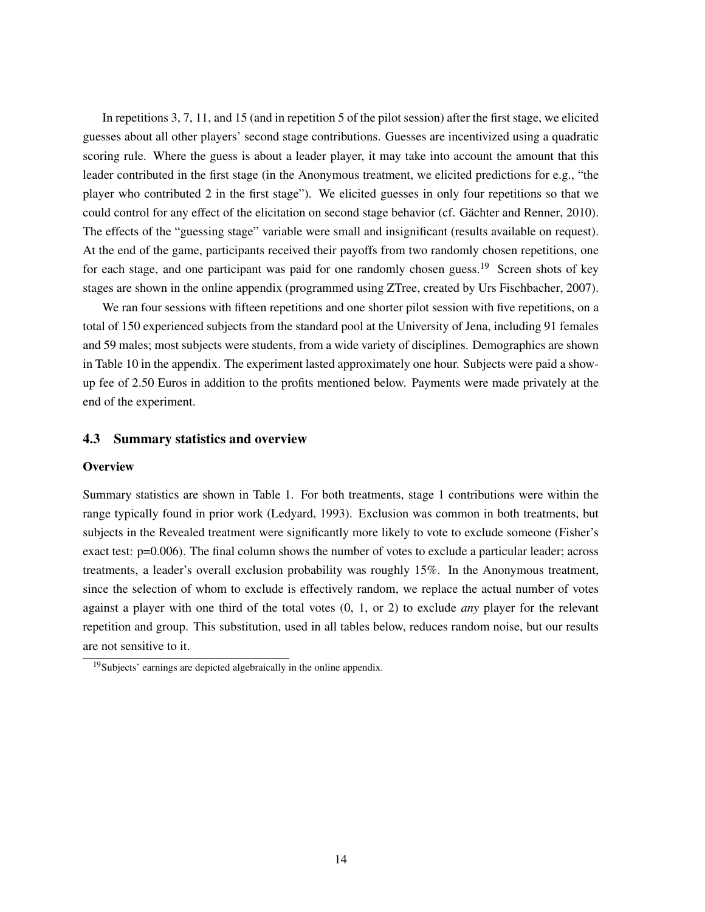In repetitions 3, 7, 11, and 15 (and in repetition 5 of the pilot session) after the first stage, we elicited guesses about all other players' second stage contributions. Guesses are incentivized using a quadratic scoring rule. Where the guess is about a leader player, it may take into account the amount that this leader contributed in the first stage (in the Anonymous treatment, we elicited predictions for e.g., "the player who contributed 2 in the first stage"). We elicited guesses in only four repetitions so that we could control for any effect of the elicitation on second stage behavior (cf. Gächter and Renner, 2010). The effects of the "guessing stage" variable were small and insignificant (results available on request). At the end of the game, participants received their payoffs from two randomly chosen repetitions, one for each stage, and one participant was paid for one randomly chosen guess.[19] Screen shots of key stages are shown in the online appendix (programmed using ZTree, created by Urs Fischbacher, 2007).

We ran four sessions with fifteen repetitions and one shorter pilot session with five repetitions, on a total of 150 experienced subjects from the standard pool at the University of Jena, including 91 females and 59 males; most subjects were students, from a wide variety of disciplines. Demographics are shown in Table 10 in the appendix. The experiment lasted approximately one hour. Subjects were paid a show-up fee of 2.50 Euros in addition to the profits mentioned below. Payments were made privately at the end of the experiment.

### 4.3 Summary statistics and overview

**Overview**

Summary statistics are shown in Table 1. For both treatments, stage 1 contributions were within the range typically found in prior work (Ledyard, 1993). Exclusion was common in both treatments, but subjects in the Revealed treatment were significantly more likely to vote to exclude someone (Fisher's exact test: $p=0.006$). The final column shows the number of votes to exclude a particular leader; across treatments, a leader's overall exclusion probability was roughly 15%. In the Anonymous treatment, since the selection of whom to exclude is effectively random, we replace the actual number of votes against a player with one third of the total votes (0, 1, or 2) to exclude *any* player for the relevant repetition and group. This substitution, used in all tables below, reduces random noise, but our results are not sensitive to it.

[19]Subjects' earnings are depicted algebraically in the online appendix.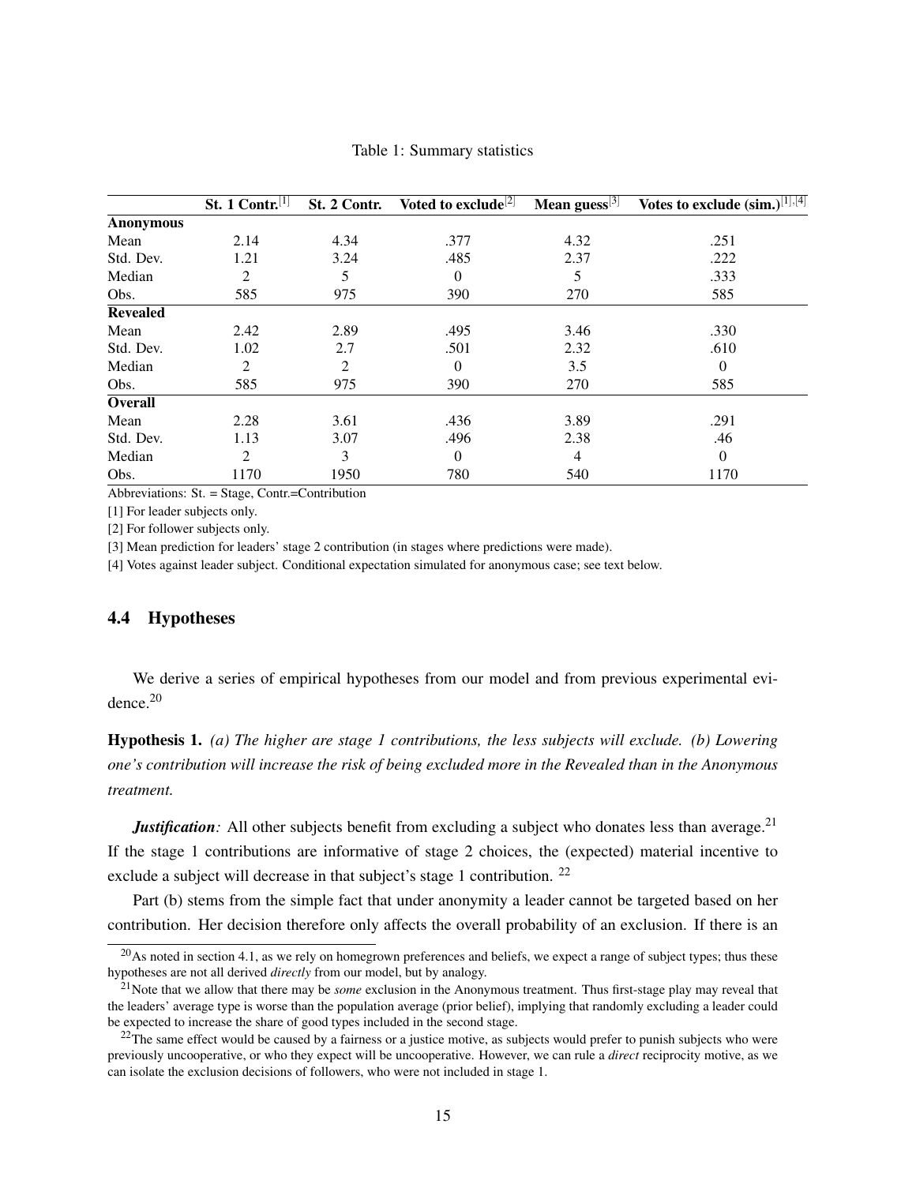Table 1: Summary statistics

| | St. 1 Contr.[1] | St. 2 Contr. | Voted to exclude[2] | Mean guess[3] | Votes to exclude (sim.)[1],[4] |
|---|---|---|---|---|---|
| **Anonymous** | | | | | |
| Mean | 2.14 | 4.34 | .377 | 4.32 | .251 |
| Std. Dev. | 1.21 | 3.24 | .485 | 2.37 | .222 |
| Median | 2 | 5 | 0 | 5 | .333 |
| Obs. | 585 | 975 | 390 | 270 | 585 |
| **Revealed** | | | | | |
| Mean | 2.42 | 2.89 | .495 | 3.46 | .330 |
| Std. Dev. | 1.02 | 2.7 | .501 | 2.32 | .610 |
| Median | 2 | 2 | 0 | 3.5 | 0 |
| Obs. | 585 | 975 | 390 | 270 | 585 |
| **Overall** | | | | | |
| Mean | 2.28 | 3.61 | .436 | 3.89 | .291 |
| Std. Dev. | 1.13 | 3.07 | .496 | 2.38 | .46 |
| Median | 2 | 3 | 0 | 4 | 0 |
| Obs. | 1170 | 1950 | 780 | 540 | 1170 |

Abbreviations: St. = Stage, Contr.=Contribution

[1] For leader subjects only.

[2] For follower subjects only.

[3] Mean prediction for leaders' stage 2 contribution (in stages where predictions were made).

[4] Votes against leader subject. Conditional expectation simulated for anonymous case; see text below.

### 4.4 Hypotheses

We derive a series of empirical hypotheses from our model and from previous experimental evidence.[20]

**Hypothesis 1.** *(a) The higher are stage 1 contributions, the less subjects will exclude. (b) Lowering one's contribution will increase the risk of being excluded more in the Revealed than in the Anonymous treatment.*

***Justification**:* All other subjects benefit from excluding a subject who donates less than average.[21] If the stage 1 contributions are informative of stage 2 choices, the (expected) material incentive to exclude a subject will decrease in that subject's stage 1 contribution. [22]

Part (b) stems from the simple fact that under anonymity a leader cannot be targeted based on her contribution. Her decision therefore only affects the overall probability of an exclusion. If there is an

[20] As noted in section 4.1, as we rely on homegrown preferences and beliefs, we expect a range of subject types; thus these hypotheses are not all derived *directly* from our model, but by analogy.

[21] Note that we allow that there may be *some* exclusion in the Anonymous treatment. Thus first-stage play may reveal that the leaders' average type is worse than the population average (prior belief), implying that randomly excluding a leader could be expected to increase the share of good types included in the second stage.

[22] The same effect would be caused by a fairness or a justice motive, as subjects would prefer to punish subjects who were previously uncooperative, or who they expect will be uncooperative. However, we can rule a *direct* reciprocity motive, as we can isolate the exclusion decisions of followers, who were not included in stage 1.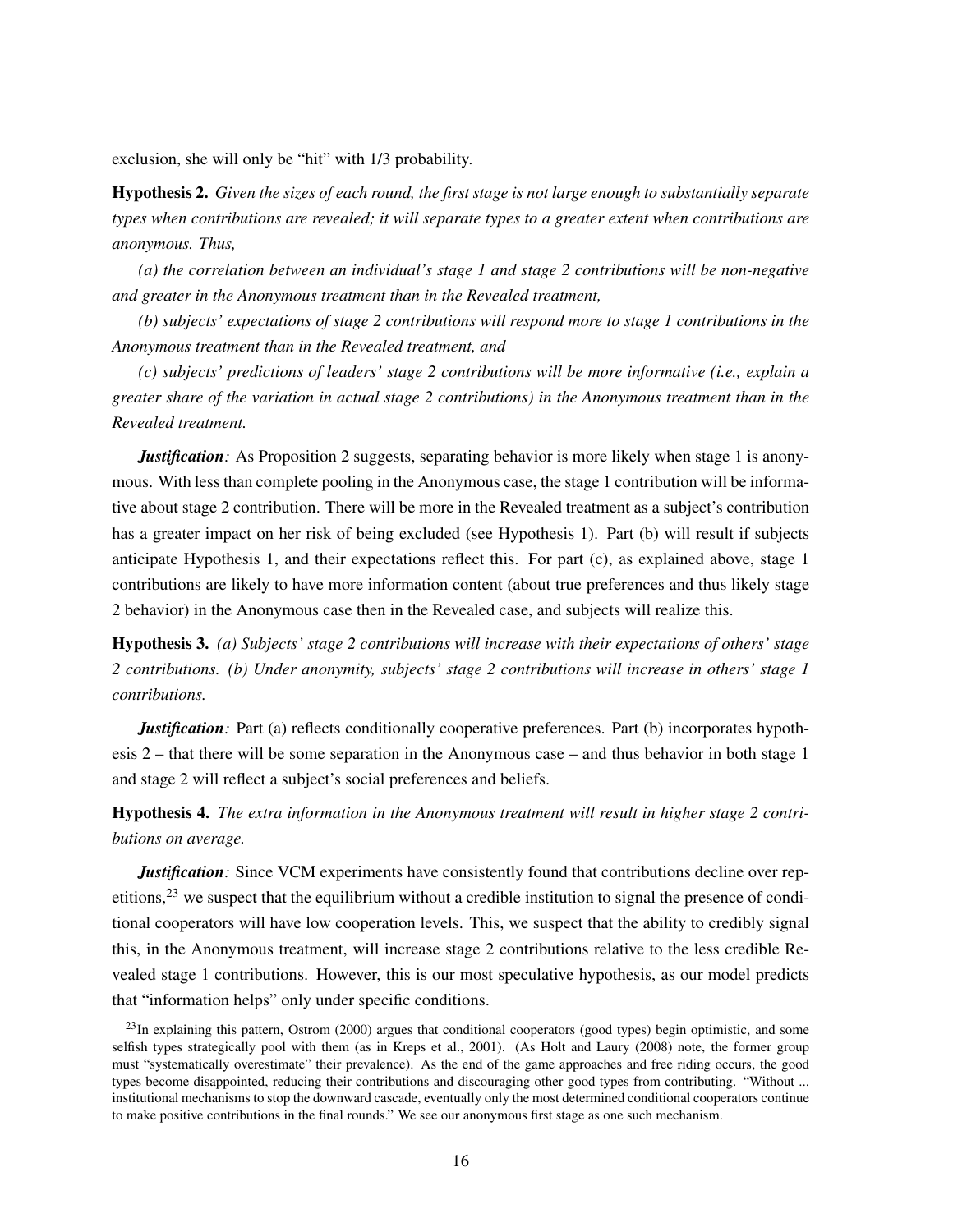exclusion, she will only be "hit" with 1/3 probability.

**Hypothesis 2.** *Given the sizes of each round, the first stage is not large enough to substantially separate types when contributions are revealed; it will separate types to a greater extent when contributions are anonymous. Thus,*

*(a) the correlation between an individual's stage 1 and stage 2 contributions will be non-negative and greater in the Anonymous treatment than in the Revealed treatment,*

*(b) subjects' expectations of stage 2 contributions will respond more to stage 1 contributions in the Anonymous treatment than in the Revealed treatment, and*

*(c) subjects' predictions of leaders' stage 2 contributions will be more informative (i.e., explain a greater share of the variation in actual stage 2 contributions) in the Anonymous treatment than in the Revealed treatment.*

***Justification:*** As Proposition 2 suggests, separating behavior is more likely when stage 1 is anonymous. With less than complete pooling in the Anonymous case, the stage 1 contribution will be informative about stage 2 contribution. There will be more in the Revealed treatment as a subject's contribution has a greater impact on her risk of being excluded (see Hypothesis 1). Part (b) will result if subjects anticipate Hypothesis 1, and their expectations reflect this. For part (c), as explained above, stage 1 contributions are likely to have more information content (about true preferences and thus likely stage 2 behavior) in the Anonymous case then in the Revealed case, and subjects will realize this.

**Hypothesis 3.** *(a) Subjects' stage 2 contributions will increase with their expectations of others' stage 2 contributions. (b) Under anonymity, subjects' stage 2 contributions will increase in others' stage 1 contributions.*

***Justification:*** Part (a) reflects conditionally cooperative preferences. Part (b) incorporates hypothesis 2 – that there will be some separation in the Anonymous case – and thus behavior in both stage 1 and stage 2 will reflect a subject's social preferences and beliefs.

**Hypothesis 4.** *The extra information in the Anonymous treatment will result in higher stage 2 contributions on average.*

***Justification:*** Since VCM experiments have consistently found that contributions decline over repetitions,[23] we suspect that the equilibrium without a credible institution to signal the presence of conditional cooperators will have low cooperation levels. This, we suspect that the ability to credibly signal this, in the Anonymous treatment, will increase stage 2 contributions relative to the less credible Revealed stage 1 contributions. However, this is our most speculative hypothesis, as our model predicts that "information helps" only under specific conditions.

[23] In explaining this pattern, Ostrom (2000) argues that conditional cooperators (good types) begin optimistic, and some selfish types strategically pool with them (as in Kreps et al., 2001). (As Holt and Laury (2008) note, the former group must "systematically overestimate" their prevalence). As the end of the game approaches and free riding occurs, the good types become disappointed, reducing their contributions and discouraging other good types from contributing. "Without ... institutional mechanisms to stop the downward cascade, eventually only the most determined conditional cooperators continue to make positive contributions in the final rounds." We see our anonymous first stage as one such mechanism.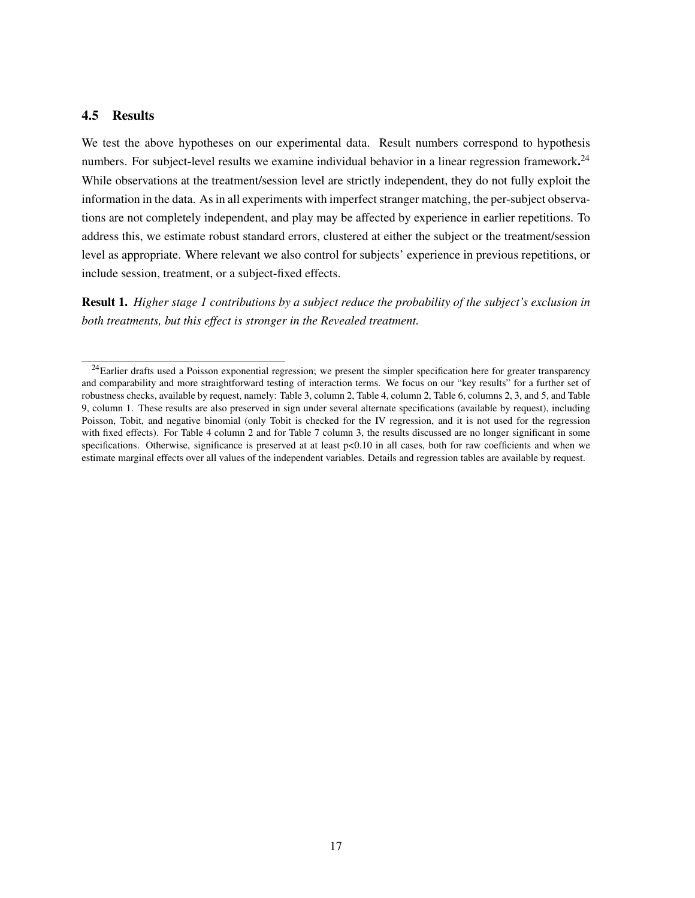### 4.5 Results

We test the above hypotheses on our experimental data. Result numbers correspond to hypothesis numbers. For subject-level results we examine individual behavior in a linear regression framework.[24] While observations at the treatment/session level are strictly independent, they do not fully exploit the information in the data. As in all experiments with imperfect stranger matching, the per-subject observations are not completely independent, and play may be affected by experience in earlier repetitions. To address this, we estimate robust standard errors, clustered at either the subject or the treatment/session level as appropriate. Where relevant we also control for subjects' experience in previous repetitions, or include session, treatment, or a subject-fixed effects.

**Result 1.** *Higher stage 1 contributions by a subject reduce the probability of the subject's exclusion in both treatments, but this effect is stronger in the Revealed treatment.*

---

[24] Earlier drafts used a Poisson exponential regression; we present the simpler specification here for greater transparency and comparability and more straightforward testing of interaction terms. We focus on our "key results" for a further set of robustness checks, available by request, namely: Table 3, column 2, Table 4, column 2, Table 6, columns 2, 3, and 5, and Table 9, column 1. These results are also preserved in sign under several alternate specifications (available by request), including Poisson, Tobit, and negative binomial (only Tobit is checked for the IV regression, and it is not used for the regression with fixed effects). For Table 4 column 2 and for Table 7 column 3, the results discussed are no longer significant in some specifications. Otherwise, significance is preserved at at least $p<0.10$ in all cases, both for raw coefficients and when we estimate marginal effects over all values of the independent variables. Details and regression tables are available by request.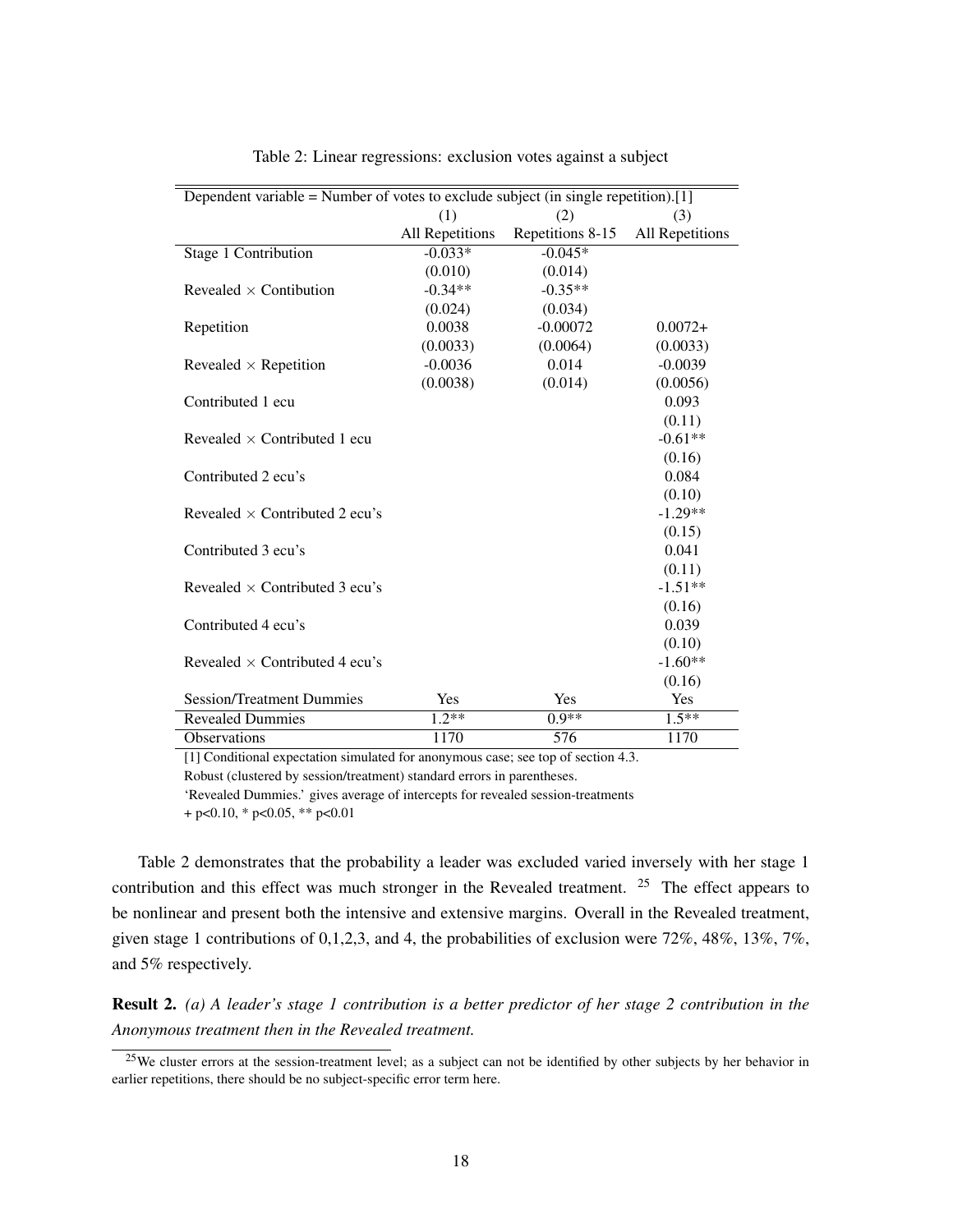Table 2: Linear regressions: exclusion votes against a subject

| Dependent variable = Number of votes to exclude subject (in single repetition).[1] | | | |
|---|---|---|---|
| | (1) | (2) | (3) |
| | All Repetitions | Repetitions 8-15 | All Repetitions |
| Stage 1 Contribution | -0.033* | -0.045* | |
| | (0.010) | (0.014) | |
| Revealed × Contibution | -0.34** | -0.35** | |
| | (0.024) | (0.034) | |
| Repetition | 0.0038 | -0.00072 | 0.0072+ |
| | (0.0033) | (0.0064) | (0.0033) |
| Revealed × Repetition | -0.0036 | 0.014 | -0.0039 |
| | (0.0038) | (0.014) | (0.0056) |
| Contributed 1 ecu | | | 0.093 |
| | | | (0.11) |
| Revealed × Contributed 1 ecu | | | -0.61** |
| | | | (0.16) |
| Contributed 2 ecu's | | | 0.084 |
| | | | (0.10) |
| Revealed × Contributed 2 ecu's | | | -1.29** |
| | | | (0.15) |
| Contributed 3 ecu's | | | 0.041 |
| | | | (0.11) |
| Revealed × Contributed 3 ecu's | | | -1.51** |
| | | | (0.16) |
| Contributed 4 ecu's | | | 0.039 |
| | | | (0.10) |
| Revealed × Contributed 4 ecu's | | | -1.60** |
| | | | (0.16) |
| Session/Treatment Dummies | Yes | Yes | Yes |
| Revealed Dummies | 1.2** | 0.9** | 1.5** |
| Observations | 1170 | 576 | 1170 |

[1] Conditional expectation simulated for anonymous case; see top of section 4.3.
Robust (clustered by session/treatment) standard errors in parentheses.
'Revealed Dummies.' gives average of intercepts for revealed session-treatments
+ p<0.10, * p<0.05, ** p<0.01

Table 2 demonstrates that the probability a leader was excluded varied inversely with her stage 1 contribution and this effect was much stronger in the Revealed treatment. [25] The effect appears to be nonlinear and present both the intensive and extensive margins. Overall in the Revealed treatment, given stage 1 contributions of 0,1,2,3, and 4, the probabilities of exclusion were 72%, 48%, 13%, 7%, and 5% respectively.

**Result 2.** *(a) A leader's stage 1 contribution is a better predictor of her stage 2 contribution in the Anonymous treatment then in the Revealed treatment.*

[25] We cluster errors at the session-treatment level; as a subject can not be identified by other subjects by her behavior in earlier repetitions, there should be no subject-specific error term here.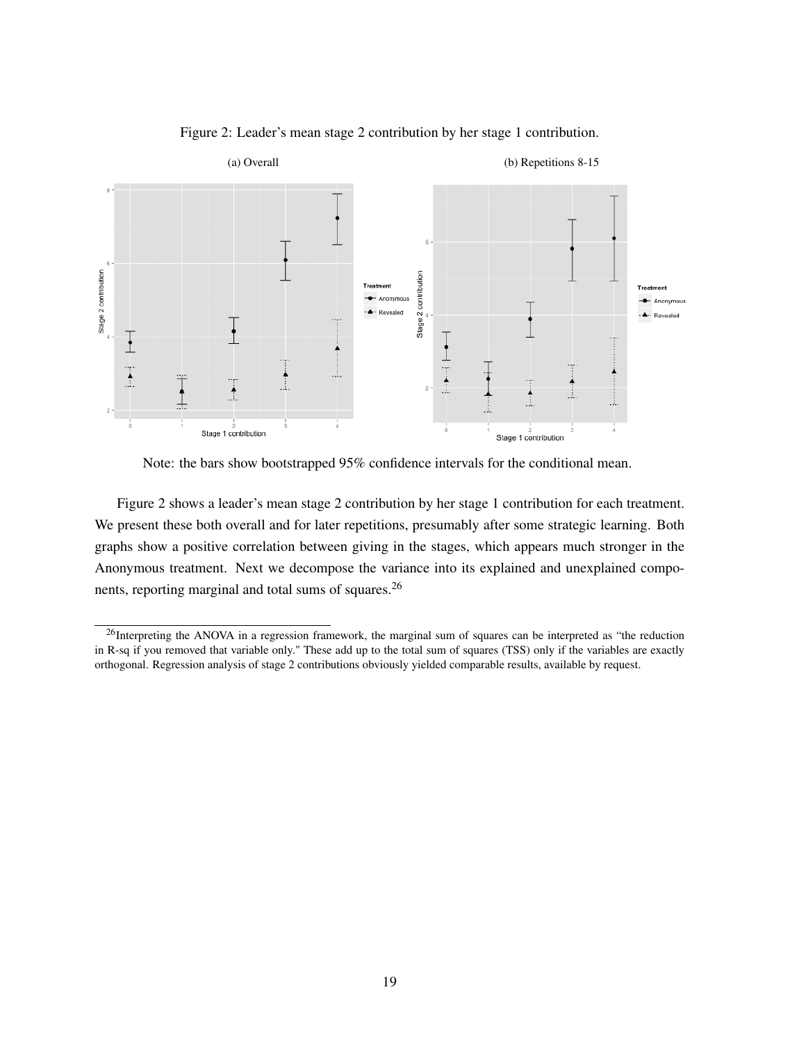Figure 2: Leader's mean stage 2 contribution by her stage 1 contribution.

(a) Overall

(b) Repetitions 8-15

Note: the bars show bootstrapped 95% confidence intervals for the conditional mean.

Figure 2 shows a leader's mean stage 2 contribution by her stage 1 contribution for each treatment. We present these both overall and for later repetitions, presumably after some strategic learning. Both graphs show a positive correlation between giving in the stages, which appears much stronger in the Anonymous treatment. Next we decompose the variance into its explained and unexplained components, reporting marginal and total sums of squares.[26]

[26] Interpreting the ANOVA in a regression framework, the marginal sum of squares can be interpreted as "the reduction in R-sq if you removed that variable only." These add up to the total sum of squares (TSS) only if the variables are exactly orthogonal. Regression analysis of stage 2 contributions obviously yielded comparable results, available by request.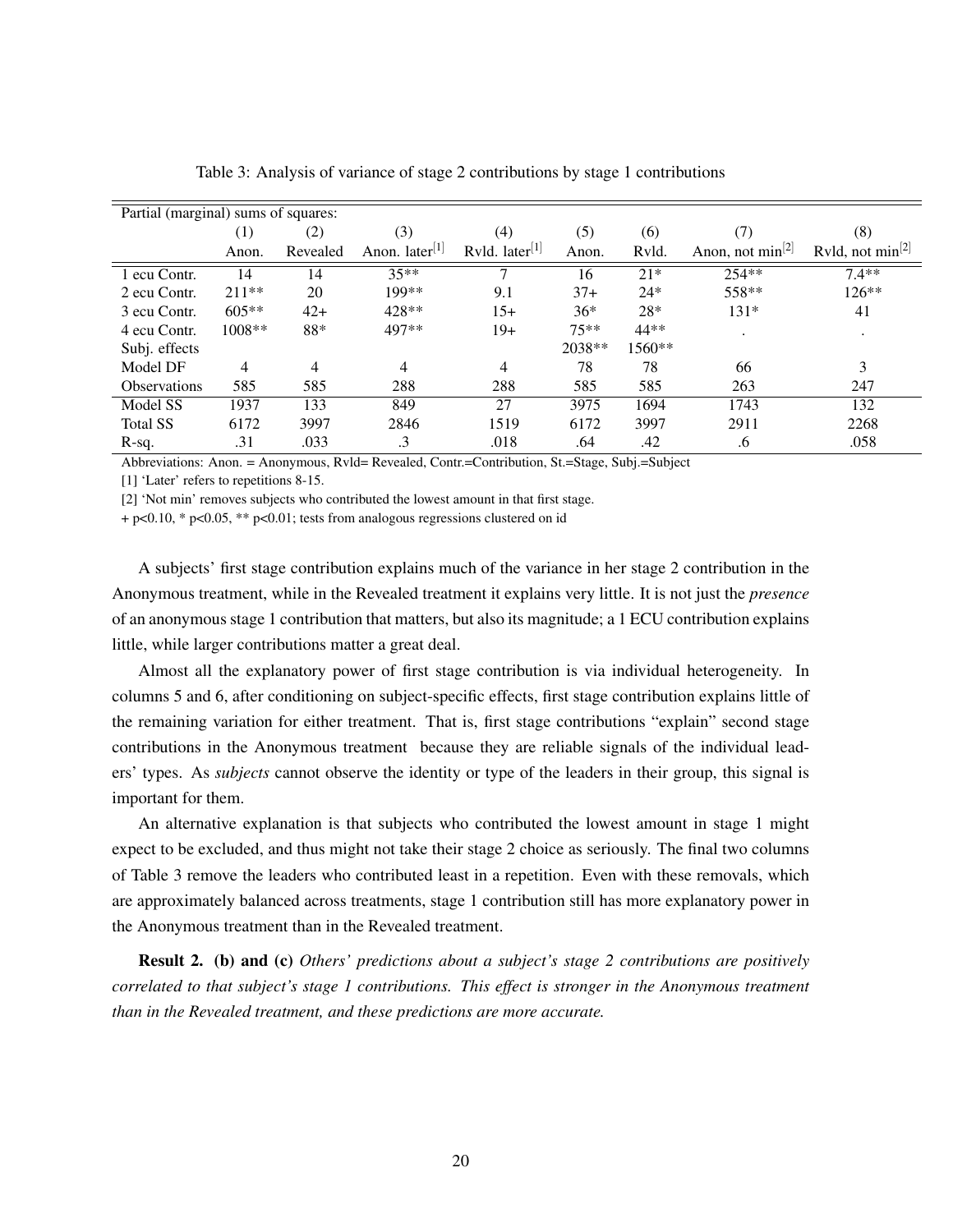Table 3: Analysis of variance of stage 2 contributions by stage 1 contributions

| Partial (marginal) sums of squares: | | | | | | | | |
|---|---|---|---|---|---|---|---|---|
| | (1) | (2) | (3) | (4) | (5) | (6) | (7) | (8) |
| | Anon. | Revealed | Anon. later[1] | Rvld. later[1] | Anon. | Rvld. | Anon, not min[2] | Rvld, not min[2] |
| 1 ecu Contr. | 14 | 14 | 35** | 7 | 16 | 21* | 254** | 7.4** |
| 2 ecu Contr. | 211** | 20 | 199** | 9.1 | 37+ | 24* | 558** | 126** |
| 3 ecu Contr. | 605** | 42+ | 428** | 15+ | 36* | 28* | 131* | 41 |
| 4 ecu Contr. | 1008** | 88* | 497** | 19+ | 75** | 44** | . | . |
| Subj. effects | | | | | 2038** | 1560** | | |
| Model DF | 4 | 4 | 4 | 4 | 78 | 78 | 66 | 3 |
| Observations | 585 | 585 | 288 | 288 | 585 | 585 | 263 | 247 |
| Model SS | 1937 | 133 | 849 | 27 | 3975 | 1694 | 1743 | 132 |
| Total SS | 6172 | 3997 | 2846 | 1519 | 6172 | 3997 | 2911 | 2268 |
| R-sq. | .31 | .033 | .3 | .018 | .64 | .42 | .6 | .058 |

Abbreviations: Anon. = Anonymous, Rvld= Revealed, Contr.=Contribution, St.=Stage, Subj.=Subject

[1] 'Later' refers to repetitions 8-15.

[2] 'Not min' removes subjects who contributed the lowest amount in that first stage.

+ p<0.10, * p<0.05, ** p<0.01; tests from analogous regressions clustered on id

A subjects' first stage contribution explains much of the variance in her stage 2 contribution in the Anonymous treatment, while in the Revealed treatment it explains very little. It is not just the *presence* of an anonymous stage 1 contribution that matters, but also its magnitude; a 1 ECU contribution explains little, while larger contributions matter a great deal.

Almost all the explanatory power of first stage contribution is via individual heterogeneity. In columns 5 and 6, after conditioning on subject-specific effects, first stage contribution explains little of the remaining variation for either treatment. That is, first stage contributions "explain" second stage contributions in the Anonymous treatment because they are reliable signals of the individual leaders' types. As *subjects* cannot observe the identity or type of the leaders in their group, this signal is important for them.

An alternative explanation is that subjects who contributed the lowest amount in stage 1 might expect to be excluded, and thus might not take their stage 2 choice as seriously. The final two columns of Table 3 remove the leaders who contributed least in a repetition. Even with these removals, which are approximately balanced across treatments, stage 1 contribution still has more explanatory power in the Anonymous treatment than in the Revealed treatment.

**Result 2. (b) and (c)** *Others' predictions about a subject's stage 2 contributions are positively correlated to that subject's stage 1 contributions. This effect is stronger in the Anonymous treatment than in the Revealed treatment, and these predictions are more accurate.*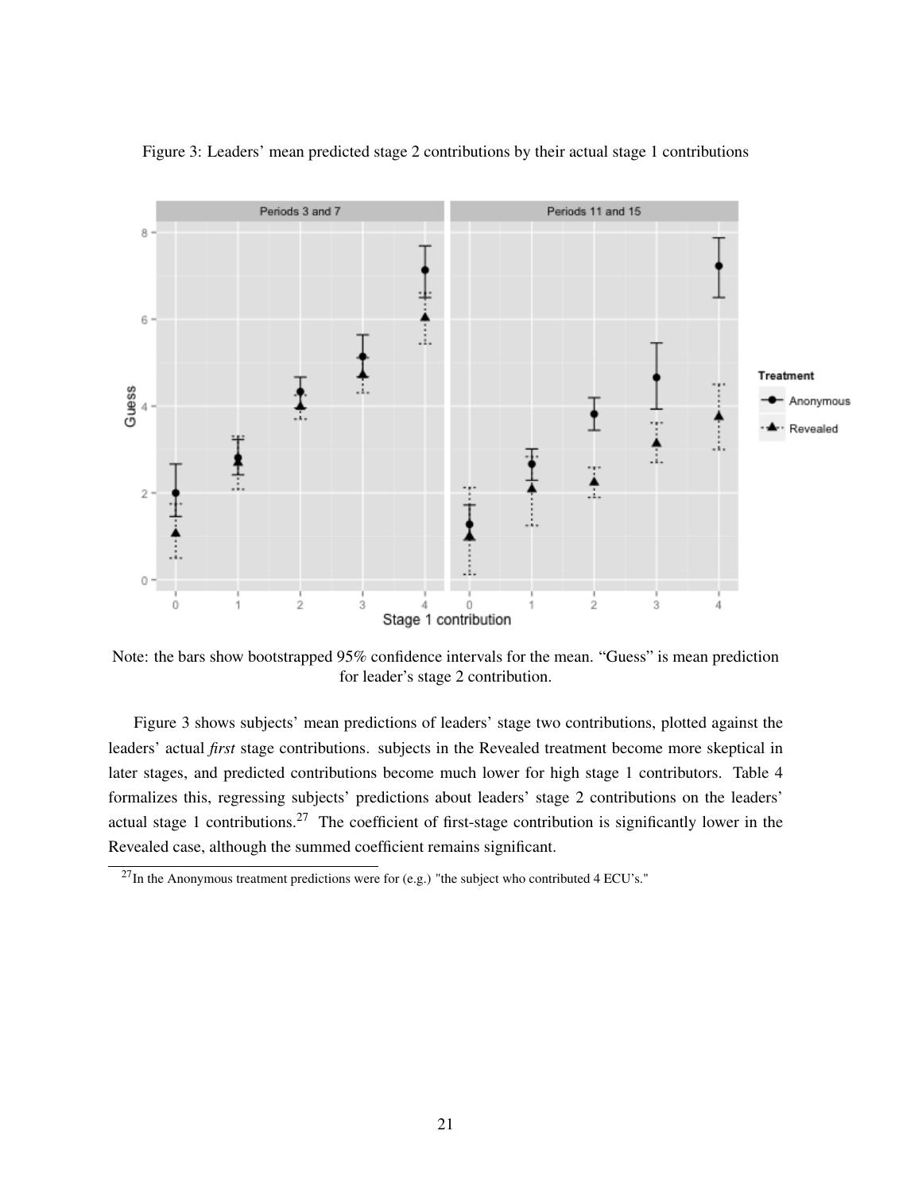Figure 3: Leaders' mean predicted stage 2 contributions by their actual stage 1 contributions

Note: the bars show bootstrapped 95% confidence intervals for the mean. "Guess" is mean prediction for leader's stage 2 contribution.

Figure 3 shows subjects' mean predictions of leaders' stage two contributions, plotted against the leaders' actual *first* stage contributions. subjects in the Revealed treatment become more skeptical in later stages, and predicted contributions become much lower for high stage 1 contributors. Table 4 formalizes this, regressing subjects' predictions about leaders' stage 2 contributions on the leaders' actual stage 1 contributions.[27] The coefficient of first-stage contribution is significantly lower in the Revealed case, although the summed coefficient remains significant.

[27] In the Anonymous treatment predictions were for (e.g.) "the subject who contributed 4 ECU's."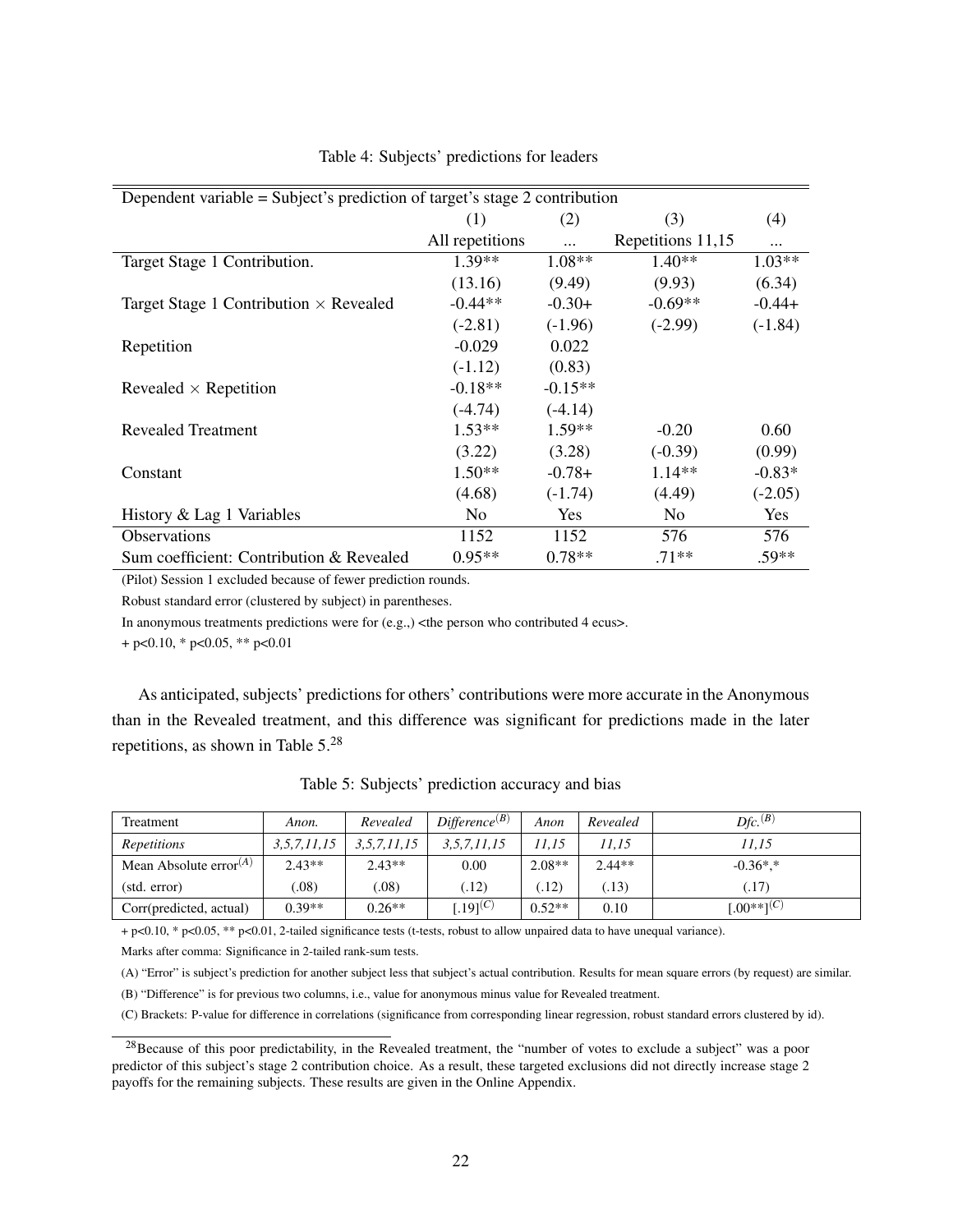Table 4: Subjects' predictions for leaders

| Dependent variable = Subject's prediction of target's stage 2 contribution | | | | |
|---|---|---|---|---|
| | (1) | (2) | (3) | (4) |
| | All repetitions | ... | Repetitions 11,15 | ... |
| Target Stage 1 Contribution. | 1.39** | 1.08** | 1.40** | 1.03** |
| | (13.16) | (9.49) | (9.93) | (6.34) |
| Target Stage 1 Contribution × Revealed | -0.44** | -0.30+ | -0.69** | -0.44+ |
| | (-2.81) | (-1.96) | (-2.99) | (-1.84) |
| Repetition | -0.029 | 0.022 | | |
| | (-1.12) | (0.83) | | |
| Revealed × Repetition | -0.18** | -0.15** | | |
| | (-4.74) | (-4.14) | | |
| Revealed Treatment | 1.53** | 1.59** | -0.20 | 0.60 |
| | (3.22) | (3.28) | (-0.39) | (0.99) |
| Constant | 1.50** | -0.78+ | 1.14** | -0.83* |
| | (4.68) | (-1.74) | (4.49) | (-2.05) |
| History & Lag 1 Variables | No | Yes | No | Yes |
| Observations | 1152 | 1152 | 576 | 576 |
| Sum coefficient: Contribution & Revealed | 0.95** | 0.78** | .71** | .59** |

(Pilot) Session 1 excluded because of fewer prediction rounds.

Robust standard error (clustered by subject) in parentheses.

In anonymous treatments predictions were for (e.g.,) <the person who contributed 4 ecus>.

+ p<0.10, * p<0.05, ** p<0.01

As anticipated, subjects' predictions for others' contributions were more accurate in the Anonymous than in the Revealed treatment, and this difference was significant for predictions made in the later repetitions, as shown in Table 5.[28]

Table 5: Subjects' prediction accuracy and bias

| Treatment | *Anon.* | *Revealed* | *Difference*$^{(B)}$ | *Anon* | *Revealed* | *Dfc.*$^{(B)}$ |
|---|---|---|---|---|---|---|
| *Repetitions* | *3,5,7,11,15* | *3,5,7,11,15* | *3,5,7,11,15* | *11,15* | *11,15* | *11,15* |
| Mean Absolute error$^{(A)}$ | 2.43** | 2.43** | 0.00 | 2.08** | 2.44** | -0.36*,* |
| (std. error) | (.08) | (.08) | (.12) | (.12) | (.13) | (.17) |
| Corr(predicted, actual) | 0.39** | 0.26** | [.19]$^{(C)}$ | 0.52** | 0.10 | [.00**]$^{(C)}$ |

+ p<0.10, * p<0.05, ** p<0.01, 2-tailed significance tests (t-tests, robust to allow unpaired data to have unequal variance).

Marks after comma: Significance in 2-tailed rank-sum tests.

(A) "Error" is subject's prediction for another subject less that subject's actual contribution. Results for mean square errors (by request) are similar.

(B) "Difference" is for previous two columns, i.e., value for anonymous minus value for Revealed treatment.

(C) Brackets: P-value for difference in correlations (significance from corresponding linear regression, robust standard errors clustered by id).

[28]Because of this poor predictability, in the Revealed treatment, the "number of votes to exclude a subject" was a poor predictor of this subject's stage 2 contribution choice. As a result, these targeted exclusions did not directly increase stage 2 payoffs for the remaining subjects. These results are given in the Online Appendix.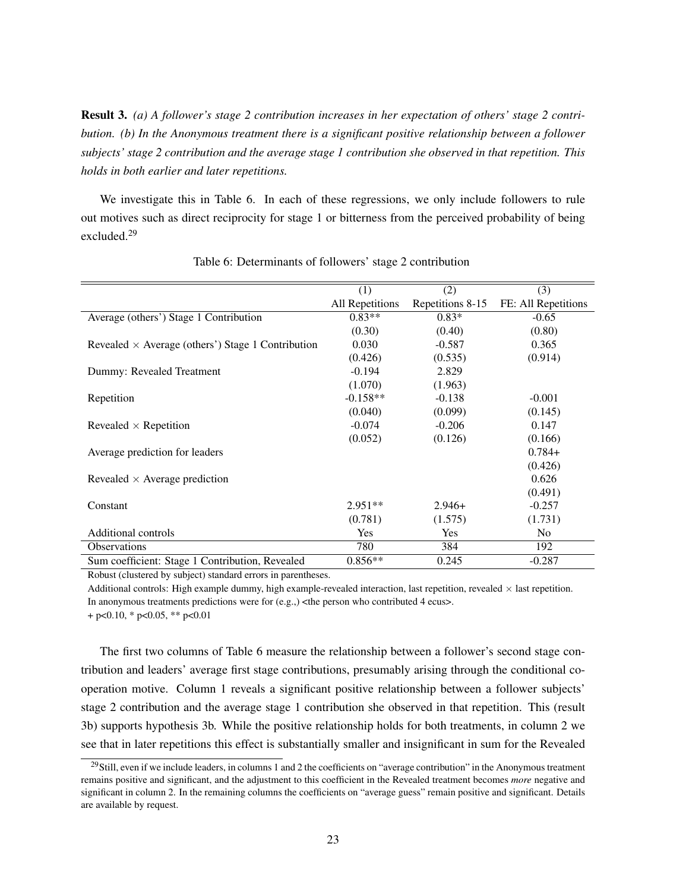**Result 3.** *(a) A follower's stage 2 contribution increases in her expectation of others' stage 2 contribution. (b) In the Anonymous treatment there is a significant positive relationship between a follower subjects' stage 2 contribution and the average stage 1 contribution she observed in that repetition. This holds in both earlier and later repetitions.*

We investigate this in Table 6. In each of these regressions, we only include followers to rule out motives such as direct reciprocity for stage 1 or bitterness from the perceived probability of being excluded.[29]

Table 6: Determinants of followers' stage 2 contribution

| | (1) | (2) | (3) |
|---|---|---|---|
| | All Repetitions | Repetitions 8-15 | FE: All Repetitions |
| Average (others') Stage 1 Contribution | 0.83** | 0.83* | -0.65 |
| | (0.30) | (0.40) | (0.80) |
| Revealed × Average (others') Stage 1 Contribution | 0.030 | -0.587 | 0.365 |
| | (0.426) | (0.535) | (0.914) |
| Dummy: Revealed Treatment | -0.194 | 2.829 | |
| | (1.070) | (1.963) | |
| Repetition | -0.158** | -0.138 | -0.001 |
| | (0.040) | (0.099) | (0.145) |
| Revealed × Repetition | -0.074 | -0.206 | 0.147 |
| | (0.052) | (0.126) | (0.166) |
| Average prediction for leaders | | | 0.784+ |
| | | | (0.426) |
| Revealed × Average prediction | | | 0.626 |
| | | | (0.491) |
| Constant | 2.951** | 2.946+ | -0.257 |
| | (0.781) | (1.575) | (1.731) |
| Additional controls | Yes | Yes | No |
| Observations | 780 | 384 | 192 |
| Sum coefficient: Stage 1 Contribution, Revealed | 0.856** | 0.245 | -0.287 |

Robust (clustered by subject) standard errors in parentheses.

Additional controls: High example dummy, high example-revealed interaction, last repetition, revealed × last repetition.

In anonymous treatments predictions were for (e.g.,) <the person who contributed 4 ecus>.

+ p<0.10, * p<0.05, ** p<0.01

The first two columns of Table 6 measure the relationship between a follower's second stage contribution and leaders' average first stage contributions, presumably arising through the conditional cooperation motive. Column 1 reveals a significant positive relationship between a follower subjects' stage 2 contribution and the average stage 1 contribution she observed in that repetition. This (result 3b) supports hypothesis 3b. While the positive relationship holds for both treatments, in column 2 we see that in later repetitions this effect is substantially smaller and insignificant in sum for the Revealed

[29] Still, even if we include leaders, in columns 1 and 2 the coefficients on "average contribution" in the Anonymous treatment remains positive and significant, and the adjustment to this coefficient in the Revealed treatment becomes *more* negative and significant in column 2. In the remaining columns the coefficients on "average guess" remain positive and significant. Details are available by request.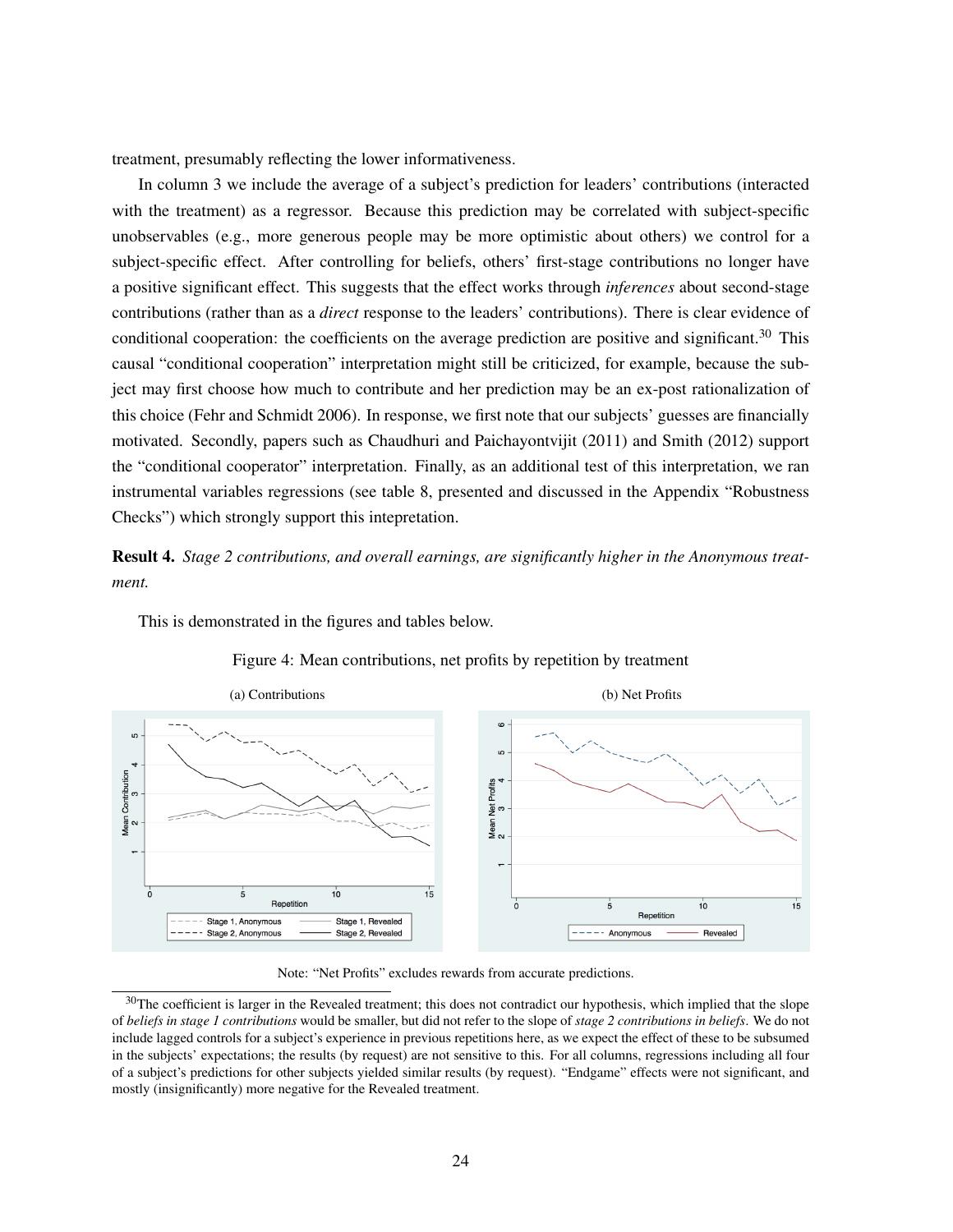treatment, presumably reflecting the lower informativeness.

In column 3 we include the average of a subject's prediction for leaders' contributions (interacted with the treatment) as a regressor. Because this prediction may be correlated with subject-specific unobservables (e.g., more generous people may be more optimistic about others) we control for a subject-specific effect. After controlling for beliefs, others' first-stage contributions no longer have a positive significant effect. This suggests that the effect works through *inferences* about second-stage contributions (rather than as a *direct* response to the leaders' contributions). There is clear evidence of conditional cooperation: the coefficients on the average prediction are positive and significant.[30] This causal "conditional cooperation" interpretation might still be criticized, for example, because the subject may first choose how much to contribute and her prediction may be an ex-post rationalization of this choice (Fehr and Schmidt 2006). In response, we first note that our subjects' guesses are financially motivated. Secondly, papers such as Chaudhuri and Paichayontvijit (2011) and Smith (2012) support the "conditional cooperator" interpretation. Finally, as an additional test of this interpretation, we ran instrumental variables regressions (see table 8, presented and discussed in the Appendix "Robustness Checks") which strongly support this intepretation.

**Result 4.** *Stage 2 contributions, and overall earnings, are significantly higher in the Anonymous treatment.*

This is demonstrated in the figures and tables below.

Figure 4: Mean contributions, net profits by repetition by treatment

(a) Contributions

(b) Net Profits

Note: "Net Profits" excludes rewards from accurate predictions.

[30] The coefficient is larger in the Revealed treatment; this does not contradict our hypothesis, which implied that the slope of *beliefs in stage 1 contributions* would be smaller, but did not refer to the slope of *stage 2 contributions in beliefs*. We do not include lagged controls for a subject's experience in previous repetitions here, as we expect the effect of these to be subsumed in the subjects' expectations; the results (by request) are not sensitive to this. For all columns, regressions including all four of a subject's predictions for other subjects yielded similar results (by request). "Endgame" effects were not significant, and mostly (insignificantly) more negative for the Revealed treatment.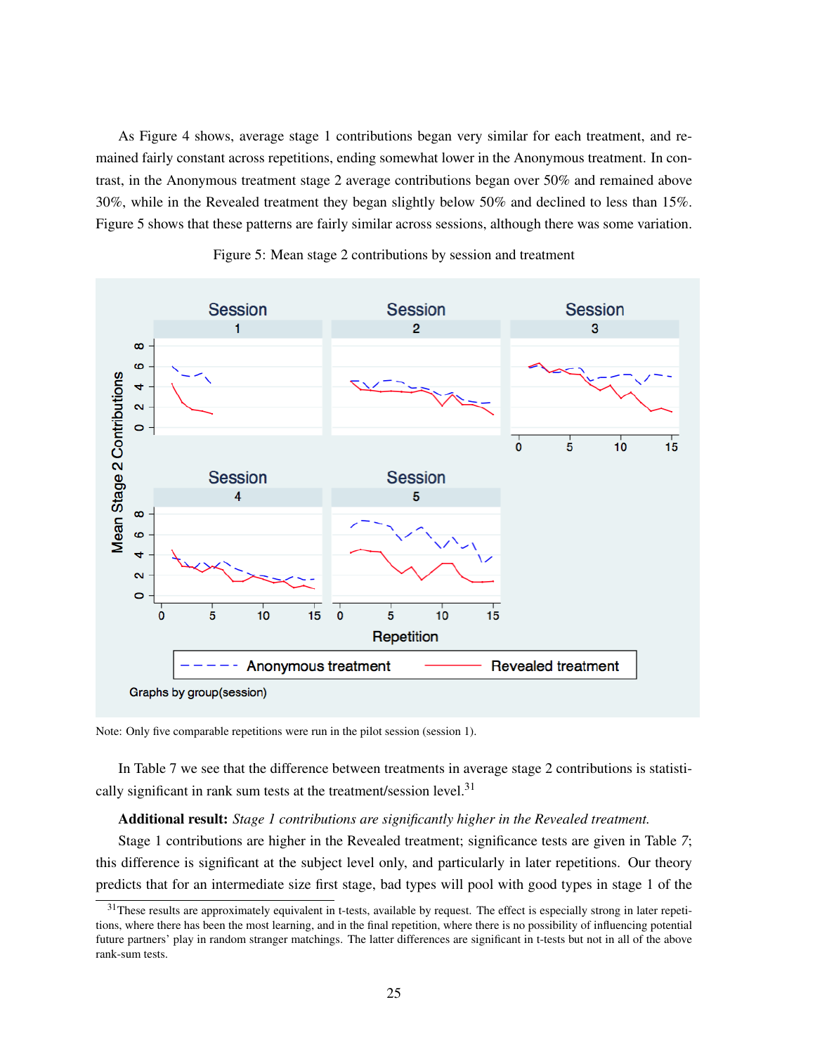As Figure 4 shows, average stage 1 contributions began very similar for each treatment, and remained fairly constant across repetitions, ending somewhat lower in the Anonymous treatment. In contrast, in the Anonymous treatment stage 2 average contributions began over 50% and remained above 30%, while in the Revealed treatment they began slightly below 50% and declined to less than 15%. Figure 5 shows that these patterns are fairly similar across sessions, although there was some variation.

Figure 5: Mean stage 2 contributions by session and treatment

Note: Only five comparable repetitions were run in the pilot session (session 1).

In Table 7 we see that the difference between treatments in average stage 2 contributions is statistically significant in rank sum tests at the treatment/session level.[31]

**Additional result:** *Stage 1 contributions are significantly higher in the Revealed treatment.*

Stage 1 contributions are higher in the Revealed treatment; significance tests are given in Table 7; this difference is significant at the subject level only, and particularly in later repetitions. Our theory predicts that for an intermediate size first stage, bad types will pool with good types in stage 1 of the

[31] These results are approximately equivalent in t-tests, available by request. The effect is especially strong in later repetitions, where there has been the most learning, and in the final repetition, where there is no possibility of influencing potential future partners' play in random stranger matchings. The latter differences are significant in t-tests but not in all of the above rank-sum tests.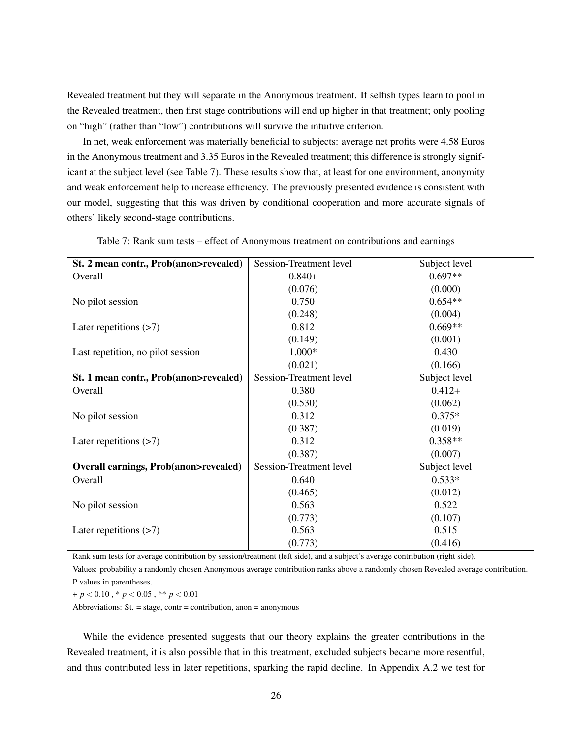Revealed treatment but they will separate in the Anonymous treatment. If selfish types learn to pool in the Revealed treatment, then first stage contributions will end up higher in that treatment; only pooling on "high" (rather than "low") contributions will survive the intuitive criterion.

In net, weak enforcement was materially beneficial to subjects: average net profits were 4.58 Euros in the Anonymous treatment and 3.35 Euros in the Revealed treatment; this difference is strongly significant at the subject level (see Table 7). These results show that, at least for one environment, anonymity and weak enforcement help to increase efficiency. The previously presented evidence is consistent with our model, suggesting that this was driven by conditional cooperation and more accurate signals of others' likely second-stage contributions.

Table 7: Rank sum tests – effect of Anonymous treatment on contributions and earnings

| **St. 2 mean contr., Prob(anon>revealed)** | Session-Treatment level | Subject level |
|---|---|---|
| Overall | 0.840+ | 0.697** |
| | (0.076) | (0.000) |
| No pilot session | 0.750 | 0.654** |
| | (0.248) | (0.004) |
| Later repetitions (>7) | 0.812 | 0.669** |
| | (0.149) | (0.001) |
| Last repetition, no pilot session | 1.000* | 0.430 |
| | (0.021) | (0.166) |
| **St. 1 mean contr., Prob(anon>revealed)** | Session-Treatment level | Subject level |
| Overall | 0.380 | 0.412+ |
| | (0.530) | (0.062) |
| No pilot session | 0.312 | 0.375* |
| | (0.387) | (0.019) |
| Later repetitions (>7) | 0.312 | 0.358** |
| | (0.387) | (0.007) |
| **Overall earnings, Prob(anon>revealed)** | Session-Treatment level | Subject level |
| Overall | 0.640 | 0.533* |
| | (0.465) | (0.012) |
| No pilot session | 0.563 | 0.522 |
| | (0.773) | (0.107) |
| Later repetitions (>7) | 0.563 | 0.515 |
| | (0.773) | (0.416) |

Rank sum tests for average contribution by session/treatment (left side), and a subject's average contribution (right side).

Values: probability a randomly chosen Anonymous average contribution ranks above a randomly chosen Revealed average contribution.

P values in parentheses.

+ $p < 0.10$ , * $p < 0.05$ , ** $p < 0.01$

Abbreviations: St. = stage, contr = contribution, anon = anonymous

While the evidence presented suggests that our theory explains the greater contributions in the Revealed treatment, it is also possible that in this treatment, excluded subjects became more resentful, and thus contributed less in later repetitions, sparking the rapid decline. In Appendix A.2 we test for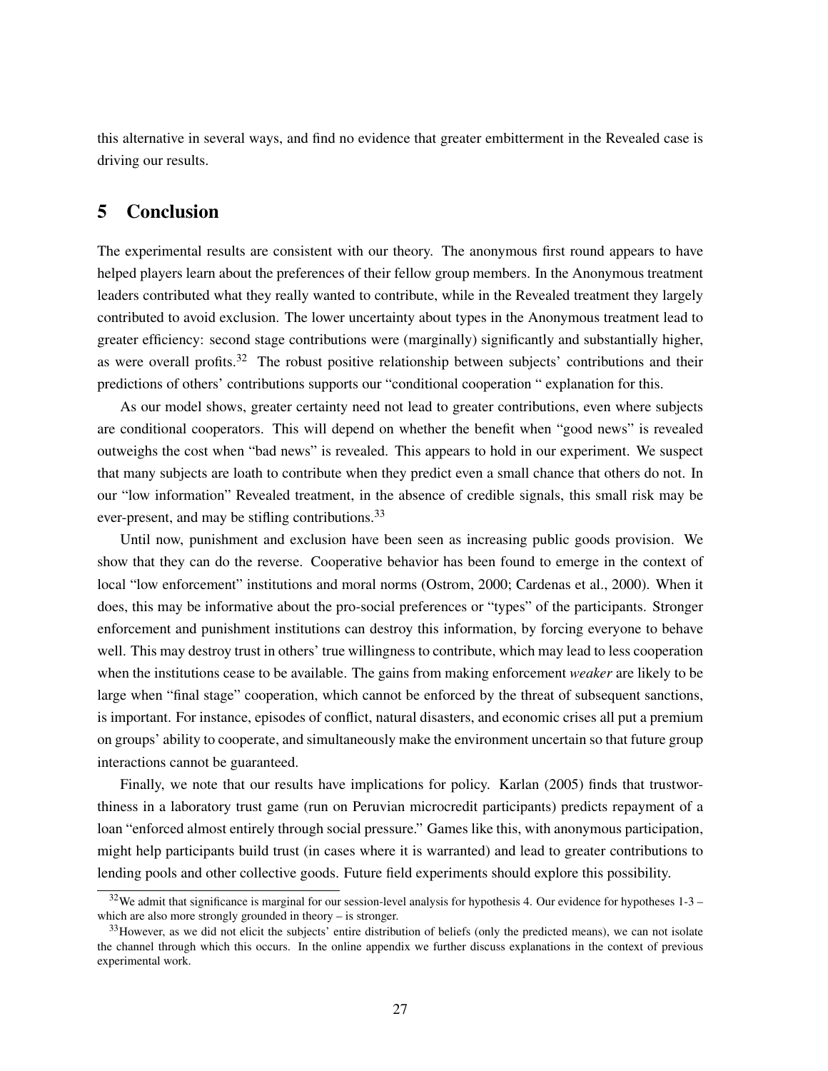this alternative in several ways, and find no evidence that greater embitterment in the Revealed case is driving our results.

## 5 Conclusion

The experimental results are consistent with our theory. The anonymous first round appears to have helped players learn about the preferences of their fellow group members. In the Anonymous treatment leaders contributed what they really wanted to contribute, while in the Revealed treatment they largely contributed to avoid exclusion. The lower uncertainty about types in the Anonymous treatment lead to greater efficiency: second stage contributions were (marginally) significantly and substantially higher, as were overall profits.[32] The robust positive relationship between subjects' contributions and their predictions of others' contributions supports our "conditional cooperation " explanation for this.

As our model shows, greater certainty need not lead to greater contributions, even where subjects are conditional cooperators. This will depend on whether the benefit when "good news" is revealed outweighs the cost when "bad news" is revealed. This appears to hold in our experiment. We suspect that many subjects are loath to contribute when they predict even a small chance that others do not. In our "low information" Revealed treatment, in the absence of credible signals, this small risk may be ever-present, and may be stifling contributions.[33]

Until now, punishment and exclusion have been seen as increasing public goods provision. We show that they can do the reverse. Cooperative behavior has been found to emerge in the context of local "low enforcement" institutions and moral norms (Ostrom, 2000; Cardenas et al., 2000). When it does, this may be informative about the pro-social preferences or "types" of the participants. Stronger enforcement and punishment institutions can destroy this information, by forcing everyone to behave well. This may destroy trust in others' true willingness to contribute, which may lead to less cooperation when the institutions cease to be available. The gains from making enforcement *weaker* are likely to be large when "final stage" cooperation, which cannot be enforced by the threat of subsequent sanctions, is important. For instance, episodes of conflict, natural disasters, and economic crises all put a premium on groups' ability to cooperate, and simultaneously make the environment uncertain so that future group interactions cannot be guaranteed.

Finally, we note that our results have implications for policy. Karlan (2005) finds that trustworthiness in a laboratory trust game (run on Peruvian microcredit participants) predicts repayment of a loan "enforced almost entirely through social pressure." Games like this, with anonymous participation, might help participants build trust (in cases where it is warranted) and lead to greater contributions to lending pools and other collective goods. Future field experiments should explore this possibility.

[32] We admit that significance is marginal for our session-level analysis for hypothesis 4. Our evidence for hypotheses 1-3 – which are also more strongly grounded in theory – is stronger.

[33] However, as we did not elicit the subjects' entire distribution of beliefs (only the predicted means), we can not isolate the channel through which this occurs. In the online appendix we further discuss explanations in the context of previous experimental work.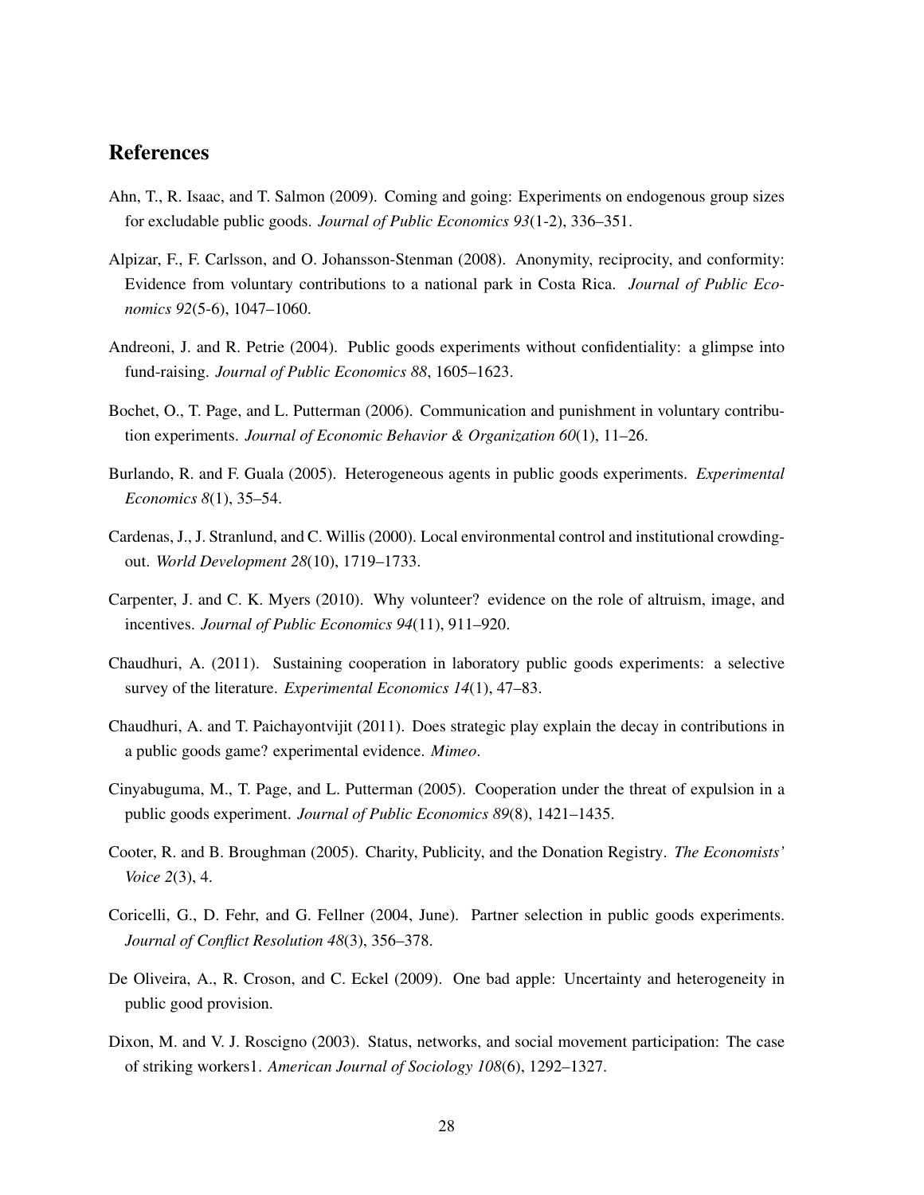## References

Ahn, T., R. Isaac, and T. Salmon (2009). Coming and going: Experiments on endogenous group sizes for excludable public goods. *Journal of Public Economics 93*(1-2), 336–351.

Alpizar, F., F. Carlsson, and O. Johansson-Stenman (2008). Anonymity, reciprocity, and conformity: Evidence from voluntary contributions to a national park in Costa Rica. *Journal of Public Economics 92*(5-6), 1047–1060.

Andreoni, J. and R. Petrie (2004). Public goods experiments without confidentiality: a glimpse into fund-raising. *Journal of Public Economics 88*, 1605–1623.

Bochet, O., T. Page, and L. Putterman (2006). Communication and punishment in voluntary contribution experiments. *Journal of Economic Behavior & Organization 60*(1), 11–26.

Burlando, R. and F. Guala (2005). Heterogeneous agents in public goods experiments. *Experimental Economics 8*(1), 35–54.

Cardenas, J., J. Stranlund, and C. Willis (2000). Local environmental control and institutional crowding-out. *World Development 28*(10), 1719–1733.

Carpenter, J. and C. K. Myers (2010). Why volunteer? evidence on the role of altruism, image, and incentives. *Journal of Public Economics 94*(11), 911–920.

Chaudhuri, A. (2011). Sustaining cooperation in laboratory public goods experiments: a selective survey of the literature. *Experimental Economics 14*(1), 47–83.

Chaudhuri, A. and T. Paichayontvijit (2011). Does strategic play explain the decay in contributions in a public goods game? experimental evidence. *Mimeo*.

Cinyabuguma, M., T. Page, and L. Putterman (2005). Cooperation under the threat of expulsion in a public goods experiment. *Journal of Public Economics 89*(8), 1421–1435.

Cooter, R. and B. Broughman (2005). Charity, Publicity, and the Donation Registry. *The Economists' Voice 2*(3), 4.

Coricelli, G., D. Fehr, and G. Fellner (2004, June). Partner selection in public goods experiments. *Journal of Conflict Resolution 48*(3), 356–378.

De Oliveira, A., R. Croson, and C. Eckel (2009). One bad apple: Uncertainty and heterogeneity in public good provision.

Dixon, M. and V. J. Roscigno (2003). Status, networks, and social movement participation: The case of striking workers1. *American Journal of Sociology 108*(6), 1292–1327.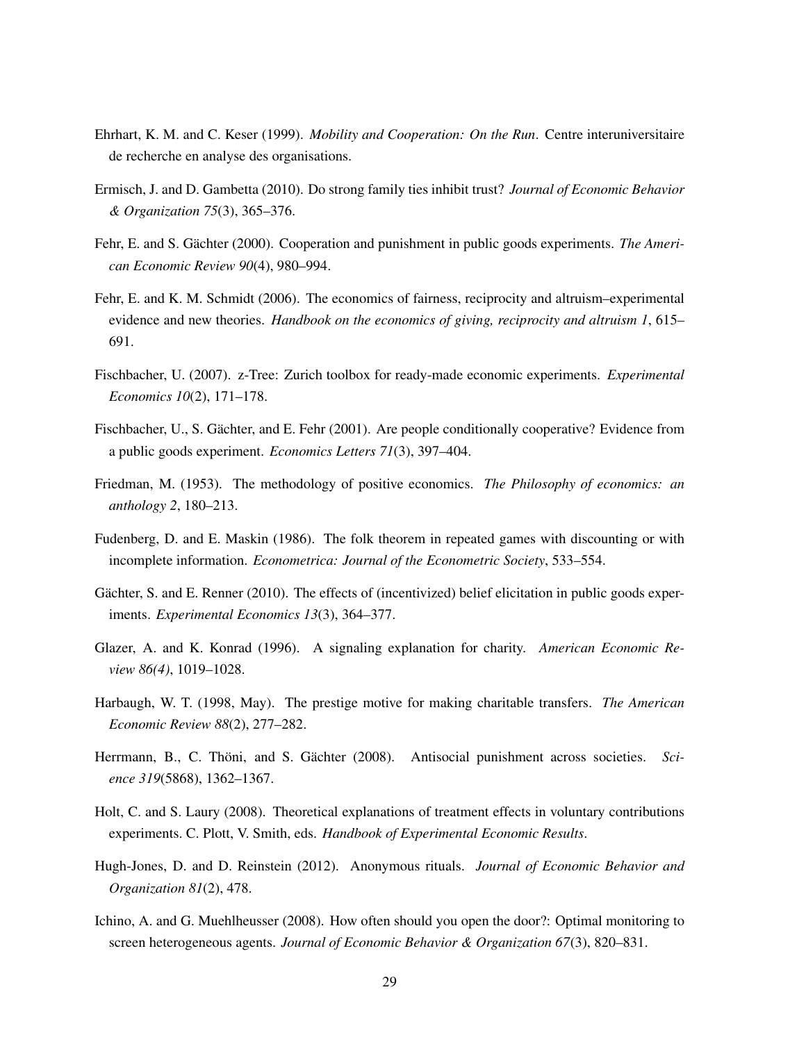Ehrhart, K. M. and C. Keser (1999). *Mobility and Cooperation: On the Run*. Centre interuniversitaire de recherche en analyse des organisations.

Ermisch, J. and D. Gambetta (2010). Do strong family ties inhibit trust? *Journal of Economic Behavior & Organization 75*(3), 365–376.

Fehr, E. and S. Gächter (2000). Cooperation and punishment in public goods experiments. *The American Economic Review 90*(4), 980–994.

Fehr, E. and K. M. Schmidt (2006). The economics of fairness, reciprocity and altruism–experimental evidence and new theories. *Handbook on the economics of giving, reciprocity and altruism 1*, 615–691.

Fischbacher, U. (2007). z-Tree: Zurich toolbox for ready-made economic experiments. *Experimental Economics 10*(2), 171–178.

Fischbacher, U., S. Gächter, and E. Fehr (2001). Are people conditionally cooperative? Evidence from a public goods experiment. *Economics Letters 71*(3), 397–404.

Friedman, M. (1953). The methodology of positive economics. *The Philosophy of economics: an anthology 2*, 180–213.

Fudenberg, D. and E. Maskin (1986). The folk theorem in repeated games with discounting or with incomplete information. *Econometrica: Journal of the Econometric Society*, 533–554.

Gächter, S. and E. Renner (2010). The effects of (incentivized) belief elicitation in public goods experiments. *Experimental Economics 13*(3), 364–377.

Glazer, A. and K. Konrad (1996). A signaling explanation for charity. *American Economic Review 86(4)*, 1019–1028.

Harbaugh, W. T. (1998, May). The prestige motive for making charitable transfers. *The American Economic Review 88*(2), 277–282.

Herrmann, B., C. Thöni, and S. Gächter (2008). Antisocial punishment across societies. *Science 319*(5868), 1362–1367.

Holt, C. and S. Laury (2008). Theoretical explanations of treatment effects in voluntary contributions experiments. C. Plott, V. Smith, eds. *Handbook of Experimental Economic Results*.

Hugh-Jones, D. and D. Reinstein (2012). Anonymous rituals. *Journal of Economic Behavior and Organization 81*(2), 478.

Ichino, A. and G. Muehlheusser (2008). How often should you open the door?: Optimal monitoring to screen heterogeneous agents. *Journal of Economic Behavior & Organization 67*(3), 820–831.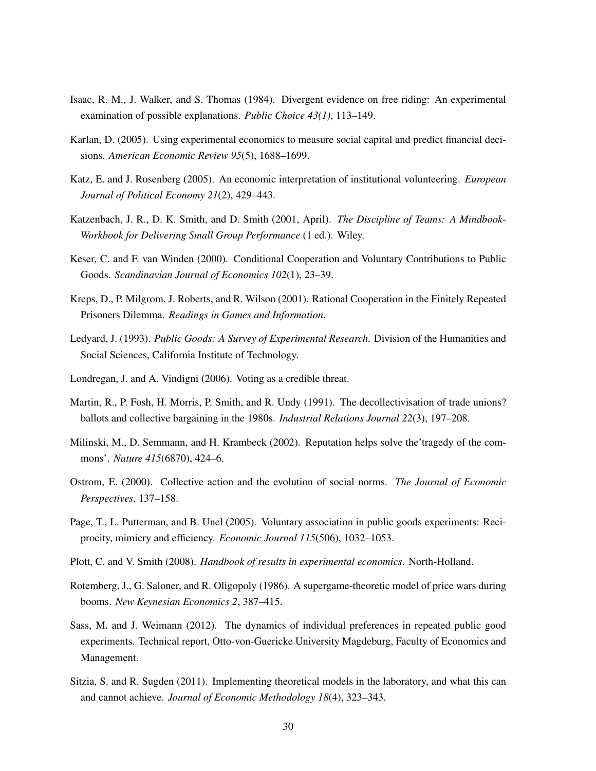Isaac, R. M., J. Walker, and S. Thomas (1984). Divergent evidence on free riding: An experimental examination of possible explanations. *Public Choice 43(1)*, 113–149.

Karlan, D. (2005). Using experimental economics to measure social capital and predict financial decisions. *American Economic Review 95*(5), 1688–1699.

Katz, E. and J. Rosenberg (2005). An economic interpretation of institutional volunteering. *European Journal of Political Economy 21*(2), 429–443.

Katzenbach, J. R., D. K. Smith, and D. Smith (2001, April). *The Discipline of Teams: A Mindbook-Workbook for Delivering Small Group Performance* (1 ed.). Wiley.

Keser, C. and F. van Winden (2000). Conditional Cooperation and Voluntary Contributions to Public Goods. *Scandinavian Journal of Economics 102*(1), 23–39.

Kreps, D., P. Milgrom, J. Roberts, and R. Wilson (2001). Rational Cooperation in the Finitely Repeated Prisoners Dilemma. *Readings in Games and Information*.

Ledyard, J. (1993). *Public Goods: A Survey of Experimental Research*. Division of the Humanities and Social Sciences, California Institute of Technology.

Londregan, J. and A. Vindigni (2006). Voting as a credible threat.

Martin, R., P. Fosh, H. Morris, P. Smith, and R. Undy (1991). The decollectivisation of trade unions? ballots and collective bargaining in the 1980s. *Industrial Relations Journal 22*(3), 197–208.

Milinski, M., D. Semmann, and H. Krambeck (2002). Reputation helps solve the'tragedy of the commons'. *Nature 415*(6870), 424–6.

Ostrom, E. (2000). Collective action and the evolution of social norms. *The Journal of Economic Perspectives*, 137–158.

Page, T., L. Putterman, and B. Unel (2005). Voluntary association in public goods experiments: Reciprocity, mimicry and efficiency. *Economic Journal 115*(506), 1032–1053.

Plott, C. and V. Smith (2008). *Handbook of results in experimental economics*. North-Holland.

Rotemberg, J., G. Saloner, and R. Oligopoly (1986). A supergame-theoretic model of price wars during booms. *New Keynesian Economics 2*, 387–415.

Sass, M. and J. Weimann (2012). The dynamics of individual preferences in repeated public good experiments. Technical report, Otto-von-Guericke University Magdeburg, Faculty of Economics and Management.

Sitzia, S. and R. Sugden (2011). Implementing theoretical models in the laboratory, and what this can and cannot achieve. *Journal of Economic Methodology 18*(4), 323–343.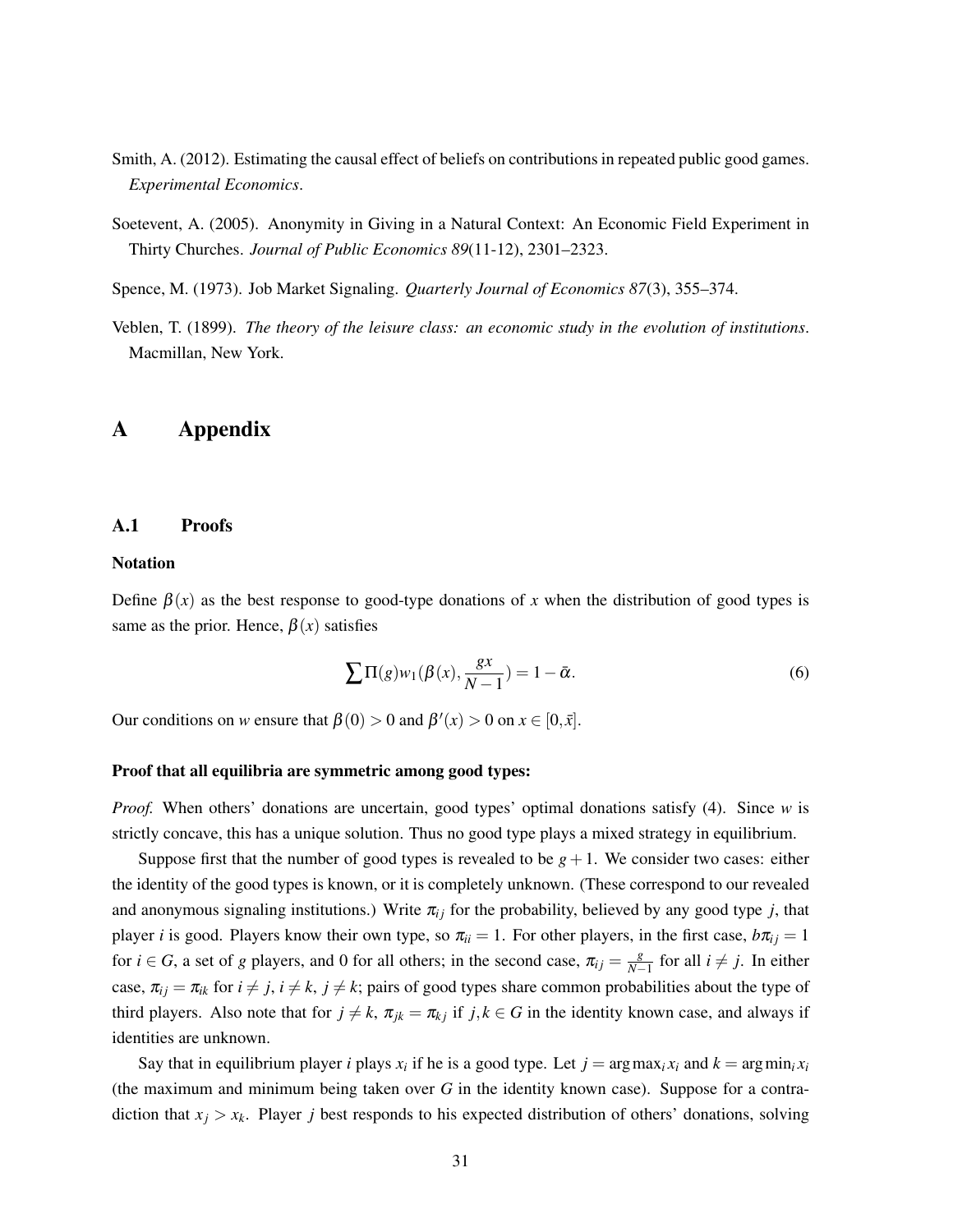Smith, A. (2012). Estimating the causal effect of beliefs on contributions in repeated public good games. *Experimental Economics*.

Soetevent, A. (2005). Anonymity in Giving in a Natural Context: An Economic Field Experiment in Thirty Churches. *Journal of Public Economics 89*(11-12), 2301–2323.

Spence, M. (1973). Job Market Signaling. *Quarterly Journal of Economics 87*(3), 355–374.

Veblen, T. (1899). *The theory of the leisure class: an economic study in the evolution of institutions*. Macmillan, New York.

# A Appendix

## A.1 Proofs

### Notation

Define $\beta(x)$ as the best response to good-type donations of $x$ when the distribution of good types is same as the prior. Hence, $\beta(x)$ satisfies

$$\sum \Pi(g) w_1(\beta(x), \frac{gx}{N-1}) = 1 - \bar{\alpha}. \tag{6}$$

Our conditions on $w$ ensure that $\beta(0) > 0$ and $\beta'(x) > 0$ on $x \in [0, \bar{x}]$.

### Proof that all equilibria are symmetric among good types:

*Proof.* When others' donations are uncertain, good types' optimal donations satisfy (4). Since $w$ is strictly concave, this has a unique solution. Thus no good type plays a mixed strategy in equilibrium.

Suppose first that the number of good types is revealed to be $g+1$. We consider two cases: either the identity of the good types is known, or it is completely unknown. (These correspond to our revealed and anonymous signaling institutions.) Write $\pi_{ij}$ for the probability, believed by any good type $j$, that player $i$ is good. Players know their own type, so $\pi_{ii} = 1$. For other players, in the first case, $b\pi_{ij} = 1$ for $i \in G$, a set of $g$ players, and 0 for all others; in the second case, $\pi_{ij} = \frac{g}{N-1}$ for all $i \neq j$. In either case, $\pi_{ij} = \pi_{ik}$ for $i \neq j$, $i \neq k$, $j \neq k$; pairs of good types share common probabilities about the type of third players. Also note that for $j \neq k$, $\pi_{jk} = \pi_{kj}$ if $j, k \in G$ in the identity known case, and always if identities are unknown.

Say that in equilibrium player $i$ plays $x_i$ if he is a good type. Let $j = \arg\max_i x_i$ and $k = \arg\min_i x_i$ (the maximum and minimum being taken over $G$ in the identity known case). Suppose for a contradiction that $x_j > x_k$. Player $j$ best responds to his expected distribution of others' donations, solving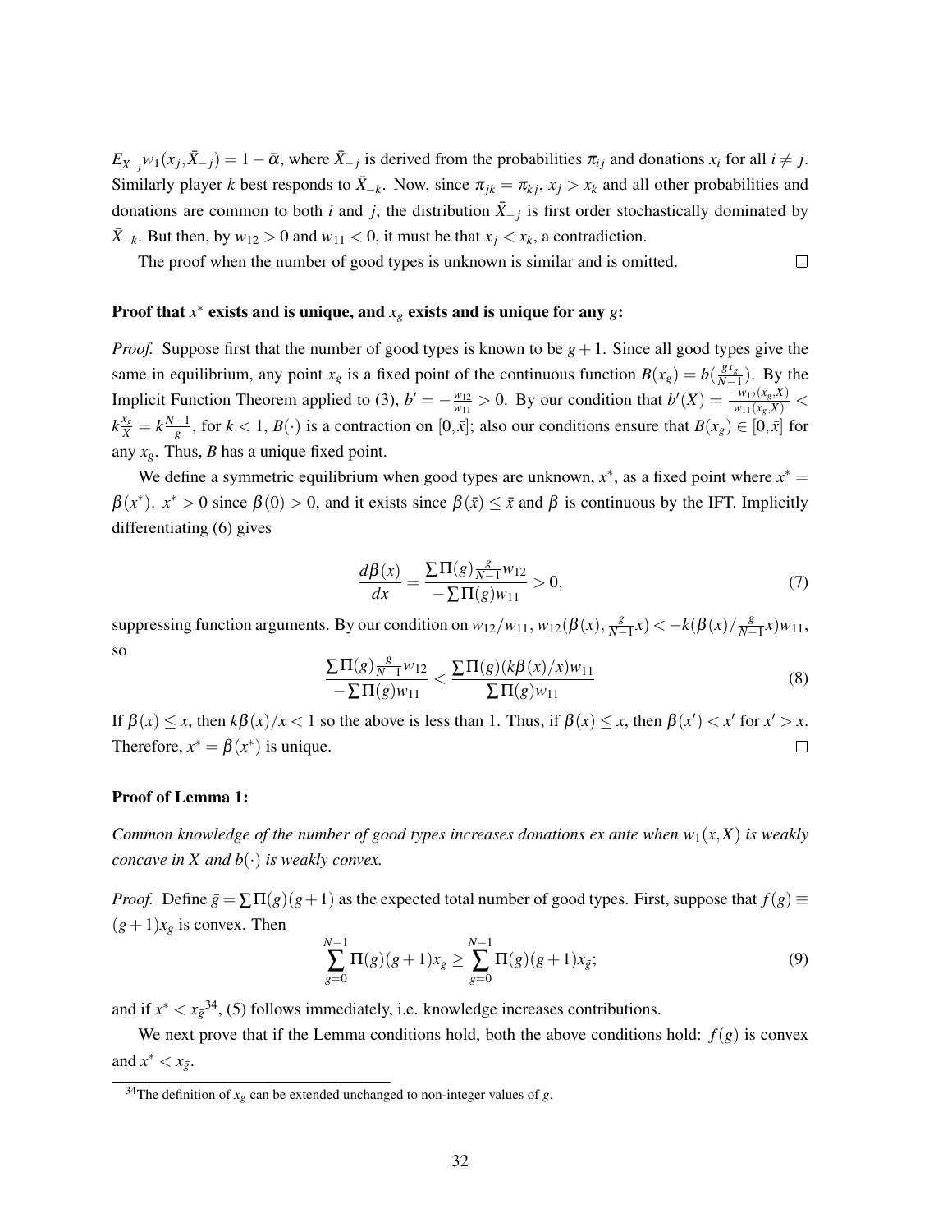$E_{\bar{X}_{-j}} w_1(x_j, \bar{X}_{-j}) = 1 - \bar{\alpha}$, where $\bar{X}_{-j}$ is derived from the probabilities $\pi_{ij}$ and donations $x_i$ for all $i \neq j$. Similarly player $k$ best responds to $\bar{X}_{-k}$. Now, since $\pi_{jk} = \pi_{kj}$, $x_j > x_k$ and all other probabilities and donations are common to both $i$ and $j$, the distribution $\bar{X}_{-j}$ is first order stochastically dominated by $\bar{X}_{-k}$. But then, by $w_{12} > 0$ and $w_{11} < 0$, it must be that $x_j < x_k$, a contradiction.

The proof when the number of good types is unknown is similar and is omitted. $\square$

**Proof that $x^*$ exists and is unique, and $x_g$ exists and is unique for any $g$:**

*Proof.* Suppose first that the number of good types is known to be $g+1$. Since all good types give the same in equilibrium, any point $x_g$ is a fixed point of the continuous function $B(x_g) = b(\frac{g x_g}{N-1})$. By the Implicit Function Theorem applied to (3), $b' = -\frac{w_{12}}{w_{11}} > 0$. By our condition that $b'(X) = \frac{-w_{12}(x_g, X)}{w_{11}(x_g, X)} < k\frac{x_g}{X} = k\frac{N-1}{g}$, for $k < 1$, $B(\cdot)$ is a contraction on $[0, \bar{x}]$; also our conditions ensure that $B(x_g) \in [0, \bar{x}]$ for any $x_g$. Thus, $B$ has a unique fixed point.

We define a symmetric equilibrium when good types are unknown, $x^*$, as a fixed point where $x^* = \beta(x^*)$. $x^* > 0$ since $\beta(0) > 0$, and it exists since $\beta(\bar{x}) \leq \bar{x}$ and $\beta$ is continuous by the IFT. Implicitly differentiating (6) gives

$$\frac{d\beta(x)}{dx} = \frac{\sum \Pi(g) \frac{g}{N-1} w_{12}}{-\sum \Pi(g) w_{11}} > 0, \tag{7}$$

suppressing function arguments. By our condition on $w_{12}/w_{11}$, $w_{12}(\beta(x), \frac{g}{N-1}x) < -k(\beta(x)/\frac{g}{N-1}x) w_{11}$, so

$$\frac{\sum \Pi(g) \frac{g}{N-1} w_{12}}{-\sum \Pi(g) w_{11}} < \frac{\sum \Pi(g)(k\beta(x)/x) w_{11}}{\sum \Pi(g) w_{11}} \tag{8}$$

If $\beta(x) \leq x$, then $k\beta(x)/x < 1$ so the above is less than 1. Thus, if $\beta(x) \leq x$, then $\beta(x') < x'$ for $x' > x$. Therefore, $x^* = \beta(x^*)$ is unique. $\square$

**Proof of Lemma 1:**

*Common knowledge of the number of good types increases donations ex ante when $w_1(x, X)$ is weakly concave in $X$ and $b(\cdot)$ is weakly convex.*

*Proof.* Define $\bar{g} = \sum \Pi(g)(g+1)$ as the expected total number of good types. First, suppose that $f(g) \equiv (g+1)x_g$ is convex. Then

$$\sum_{g=0}^{N-1} \Pi(g)(g+1)x_g \geq \sum_{g=0}^{N-1} \Pi(g)(g+1)x_{\bar{g}}; \tag{9}$$

and if $x^* < x_{\bar{g}}$[34], (5) follows immediately, i.e. knowledge increases contributions.

We next prove that if the Lemma conditions hold, both the above conditions hold: $f(g)$ is convex and $x^* < x_{\bar{g}}$.

[34] The definition of $x_g$ can be extended unchanged to non-integer values of $g$.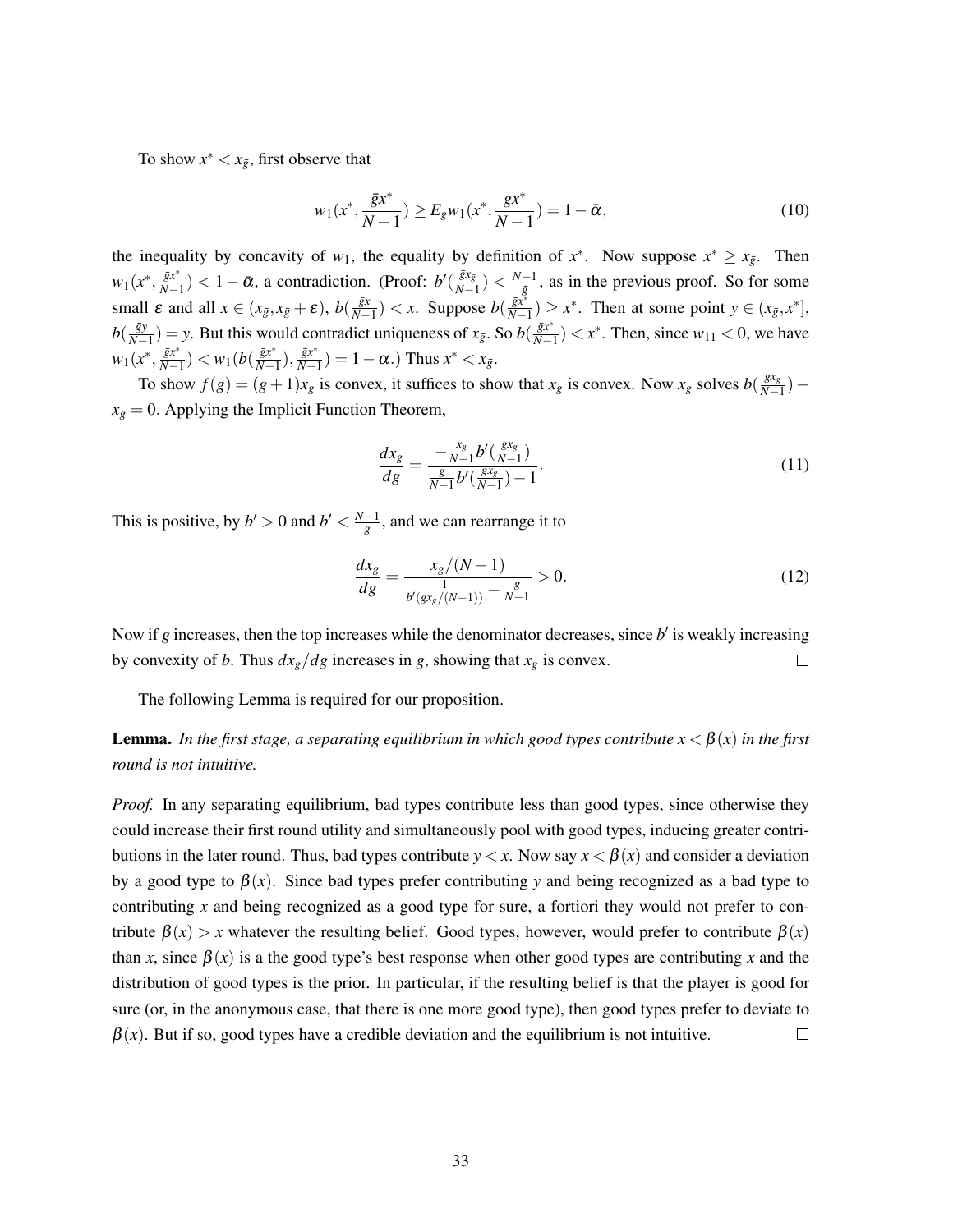To show $x^* < x_{\bar{g}}$, first observe that

$$w_1(x^*, \frac{\bar{g}x^*}{N-1}) \geq E_g w_1(x^*, \frac{gx^*}{N-1}) = 1 - \bar{\alpha}, \tag{10}$$

the inequality by concavity of $w_1$, the equality by definition of $x^*$. Now suppose $x^* \geq x_{\bar{g}}$. Then $w_1(x^*, \frac{\bar{g}x^*}{N-1}) < 1 - \bar{\alpha}$, a contradiction. (Proof: $b'(\frac{\bar{g}x_{\bar{g}}}{N-1}) < \frac{N-1}{\bar{g}}$, as in the previous proof. So for some small $\varepsilon$ and all $x \in (x_{\bar{g}}, x_{\bar{g}} + \varepsilon)$, $b(\frac{\bar{g}x}{N-1}) < x$. Suppose $b(\frac{\bar{g}x^*}{N-1}) \geq x^*$. Then at some point $y \in (x_{\bar{g}}, x^*]$, $b(\frac{\bar{g}y}{N-1}) = y$. But this would contradict uniqueness of $x_{\bar{g}}$. So $b(\frac{\bar{g}x^*}{N-1}) < x^*$. Then, since $w_{11} < 0$, we have $w_1(x^*, \frac{\bar{g}x^*}{N-1}) < w_1(b(\frac{\bar{g}x^*}{N-1}), \frac{\bar{g}x^*}{N-1}) = 1 - \alpha$.) Thus $x^* < x_{\bar{g}}$.

To show $f(g) = (g+1)x_g$ is convex, it suffices to show that $x_g$ is convex. Now $x_g$ solves $b(\frac{gx_g}{N-1}) - x_g = 0$. Applying the Implicit Function Theorem,

$$\frac{dx_g}{dg} = \frac{-\frac{x_g}{N-1} b'(\frac{gx_g}{N-1})}{\frac{g}{N-1} b'(\frac{gx_g}{N-1}) - 1}. \tag{11}$$

This is positive, by $b' > 0$ and $b' < \frac{N-1}{g}$, and we can rearrange it to

$$\frac{dx_g}{dg} = \frac{x_g/(N-1)}{\frac{1}{b'(gx_g/(N-1))} - \frac{g}{N-1}} > 0. \tag{12}$$

Now if $g$ increases, then the top increases while the denominator decreases, since $b'$ is weakly increasing by convexity of $b$. Thus $dx_g/dg$ increases in $g$, showing that $x_g$ is convex. □

The following Lemma is required for our proposition.

**Lemma.** *In the first stage, a separating equilibrium in which good types contribute $x < \beta(x)$ in the first round is not intuitive.*

*Proof.* In any separating equilibrium, bad types contribute less than good types, since otherwise they could increase their first round utility and simultaneously pool with good types, inducing greater contributions in the later round. Thus, bad types contribute $y < x$. Now say $x < \beta(x)$ and consider a deviation by a good type to $\beta(x)$. Since bad types prefer contributing $y$ and being recognized as a bad type to contributing $x$ and being recognized as a good type for sure, a fortiori they would not prefer to contribute $\beta(x) > x$ whatever the resulting belief. Good types, however, would prefer to contribute $\beta(x)$ than $x$, since $\beta(x)$ is a the good type's best response when other good types are contributing $x$ and the distribution of good types is the prior. In particular, if the resulting belief is that the player is good for sure (or, in the anonymous case, that there is one more good type), then good types prefer to deviate to $\beta(x)$. But if so, good types have a credible deviation and the equilibrium is not intuitive. □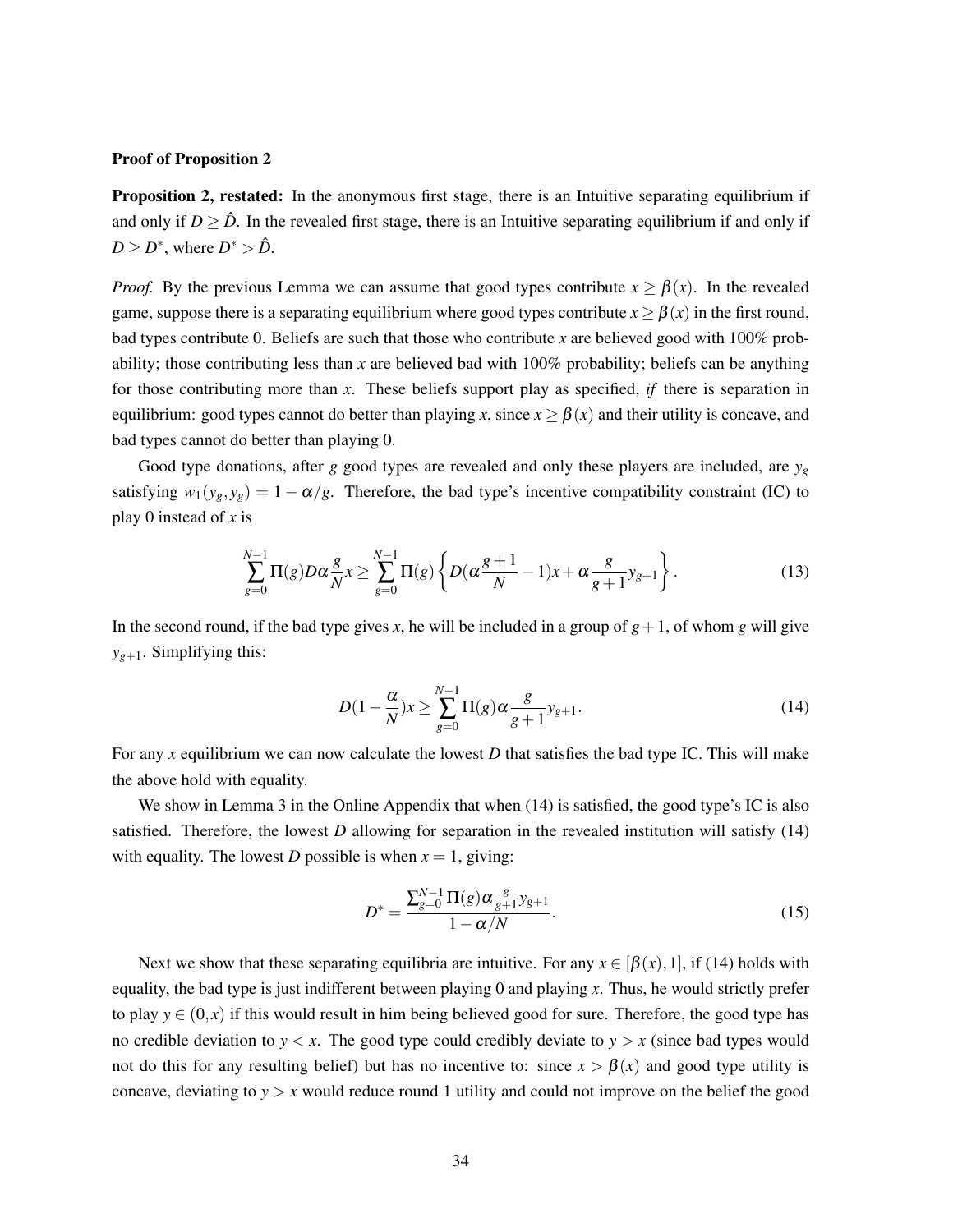**Proof of Proposition 2**

**Proposition 2, restated:** In the anonymous first stage, there is an Intuitive separating equilibrium if and only if $D \geq \hat{D}$. In the revealed first stage, there is an Intuitive separating equilibrium if and only if $D \geq D^*$, where $D^* > \hat{D}$.

*Proof.* By the previous Lemma we can assume that good types contribute $x \geq \beta(x)$. In the revealed game, suppose there is a separating equilibrium where good types contribute $x \geq \beta(x)$ in the first round, bad types contribute 0. Beliefs are such that those who contribute $x$ are believed good with 100% probability; those contributing less than $x$ are believed bad with 100% probability; beliefs can be anything for those contributing more than $x$. These beliefs support play as specified, *if* there is separation in equilibrium: good types cannot do better than playing $x$, since $x \geq \beta(x)$ and their utility is concave, and bad types cannot do better than playing 0.

Good type donations, after $g$ good types are revealed and only these players are included, are $y_g$ satisfying $w_1(y_g, y_g) = 1 - \alpha/g$. Therefore, the bad type's incentive compatibility constraint (IC) to play 0 instead of $x$ is

$$\sum_{g=0}^{N-1} \Pi(g) D\alpha \frac{g}{N} x \geq \sum_{g=0}^{N-1} \Pi(g) \left\{ D(\alpha \frac{g+1}{N} - 1)x + \alpha \frac{g}{g+1} y_{g+1} \right\}. \tag{13}$$

In the second round, if the bad type gives $x$, he will be included in a group of $g+1$, of whom $g$ will give $y_{g+1}$. Simplifying this:

$$D(1 - \frac{\alpha}{N})x \geq \sum_{g=0}^{N-1} \Pi(g) \alpha \frac{g}{g+1} y_{g+1}. \tag{14}$$

For any $x$ equilibrium we can now calculate the lowest $D$ that satisfies the bad type IC. This will make the above hold with equality.

We show in Lemma 3 in the Online Appendix that when (14) is satisfied, the good type's IC is also satisfied. Therefore, the lowest $D$ allowing for separation in the revealed institution will satisfy (14) with equality. The lowest $D$ possible is when $x = 1$, giving:

$$D^* = \frac{\sum_{g=0}^{N-1} \Pi(g) \alpha \frac{g}{g+1} y_{g+1}}{1 - \alpha/N}. \tag{15}$$

Next we show that these separating equilibria are intuitive. For any $x \in [\beta(x), 1]$, if (14) holds with equality, the bad type is just indifferent between playing 0 and playing $x$. Thus, he would strictly prefer to play $y \in (0, x)$ if this would result in him being believed good for sure. Therefore, the good type has no credible deviation to $y < x$. The good type could credibly deviate to $y > x$ (since bad types would not do this for any resulting belief) but has no incentive to: since $x > \beta(x)$ and good type utility is concave, deviating to $y > x$ would reduce round 1 utility and could not improve on the belief the good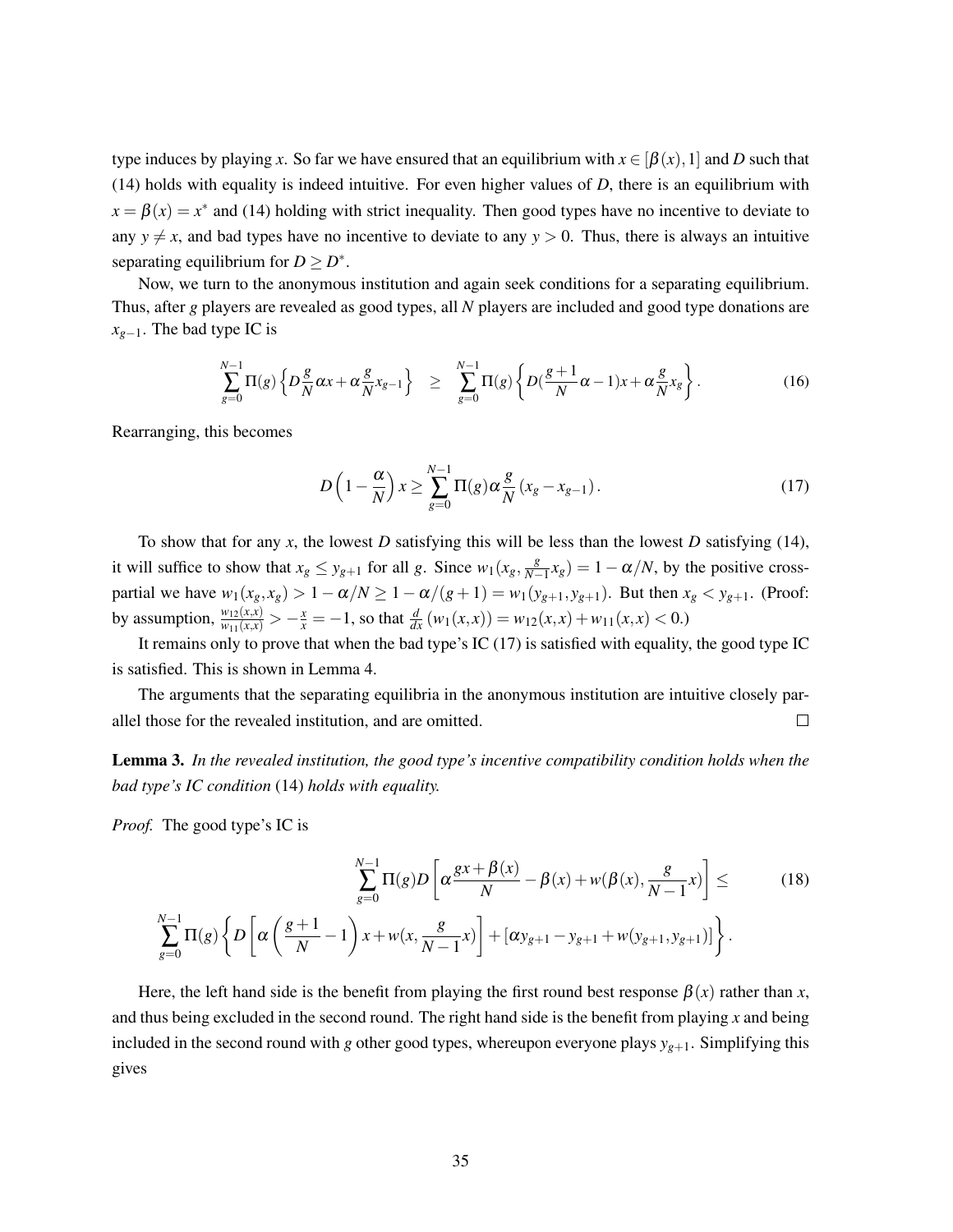type induces by playing $x$. So far we have ensured that an equilibrium with $x \in [\beta(x), 1]$ and $D$ such that (14) holds with equality is indeed intuitive. For even higher values of $D$, there is an equilibrium with $x = \beta(x) = x^*$ and (14) holding with strict inequality. Then good types have no incentive to deviate to any $y \neq x$, and bad types have no incentive to deviate to any $y > 0$. Thus, there is always an intuitive separating equilibrium for $D \geq D^*$.

Now, we turn to the anonymous institution and again seek conditions for a separating equilibrium. Thus, after $g$ players are revealed as good types, all $N$ players are included and good type donations are $x_{g-1}$. The bad type IC is

$$\sum_{g=0}^{N-1} \Pi(g) \left\{ D \frac{g}{N} \alpha x + \alpha \frac{g}{N} x_{g-1} \right\} \quad \geq \quad \sum_{g=0}^{N-1} \Pi(g) \left\{ D(\frac{g+1}{N}\alpha - 1)x + \alpha \frac{g}{N} x_g \right\}. \tag{16}$$

Rearranging, this becomes

$$D\left(1 - \frac{\alpha}{N}\right) x \geq \sum_{g=0}^{N-1} \Pi(g) \alpha \frac{g}{N} (x_g - x_{g-1}). \tag{17}$$

To show that for any $x$, the lowest $D$ satisfying this will be less than the lowest $D$ satisfying (14), it will suffice to show that $x_g \leq y_{g+1}$ for all $g$. Since $w_1(x_g, \frac{g}{N-1} x_g) = 1 - \alpha/N$, by the positive cross-partial we have $w_1(x_g, x_g) > 1 - \alpha/N \geq 1 - \alpha/(g+1) = w_1(y_{g+1}, y_{g+1})$. But then $x_g < y_{g+1}$. (Proof: by assumption, $\frac{w_{12}(x,x)}{w_{11}(x,x)} > -\frac{x}{x} = -1$, so that $\frac{d}{dx}(w_1(x,x)) = w_{12}(x,x) + w_{11}(x,x) < 0$.)

It remains only to prove that when the bad type's IC (17) is satisfied with equality, the good type IC is satisfied. This is shown in Lemma 4.

The arguments that the separating equilibria in the anonymous institution are intuitive closely parallel those for the revealed institution, and are omitted. $\square$

**Lemma 3.** *In the revealed institution, the good type's incentive compatibility condition holds when the bad type's IC condition* (14) *holds with equality.*

*Proof.* The good type's IC is

$$\sum_{g=0}^{N-1} \Pi(g) D \left[ \alpha \frac{gx + \beta(x)}{N} - \beta(x) + w(\beta(x), \frac{g}{N-1} x) \right] \leq \tag{18}$$
$$\sum_{g=0}^{N-1} \Pi(g) \left\{ D \left[ \alpha \left( \frac{g+1}{N} - 1 \right) x + w(x, \frac{g}{N-1} x) \right] + [\alpha y_{g+1} - y_{g+1} + w(y_{g+1}, y_{g+1})] \right\}.$$

Here, the left hand side is the benefit from playing the first round best response $\beta(x)$ rather than $x$, and thus being excluded in the second round. The right hand side is the benefit from playing $x$ and being included in the second round with $g$ other good types, whereupon everyone plays $y_{g+1}$. Simplifying this gives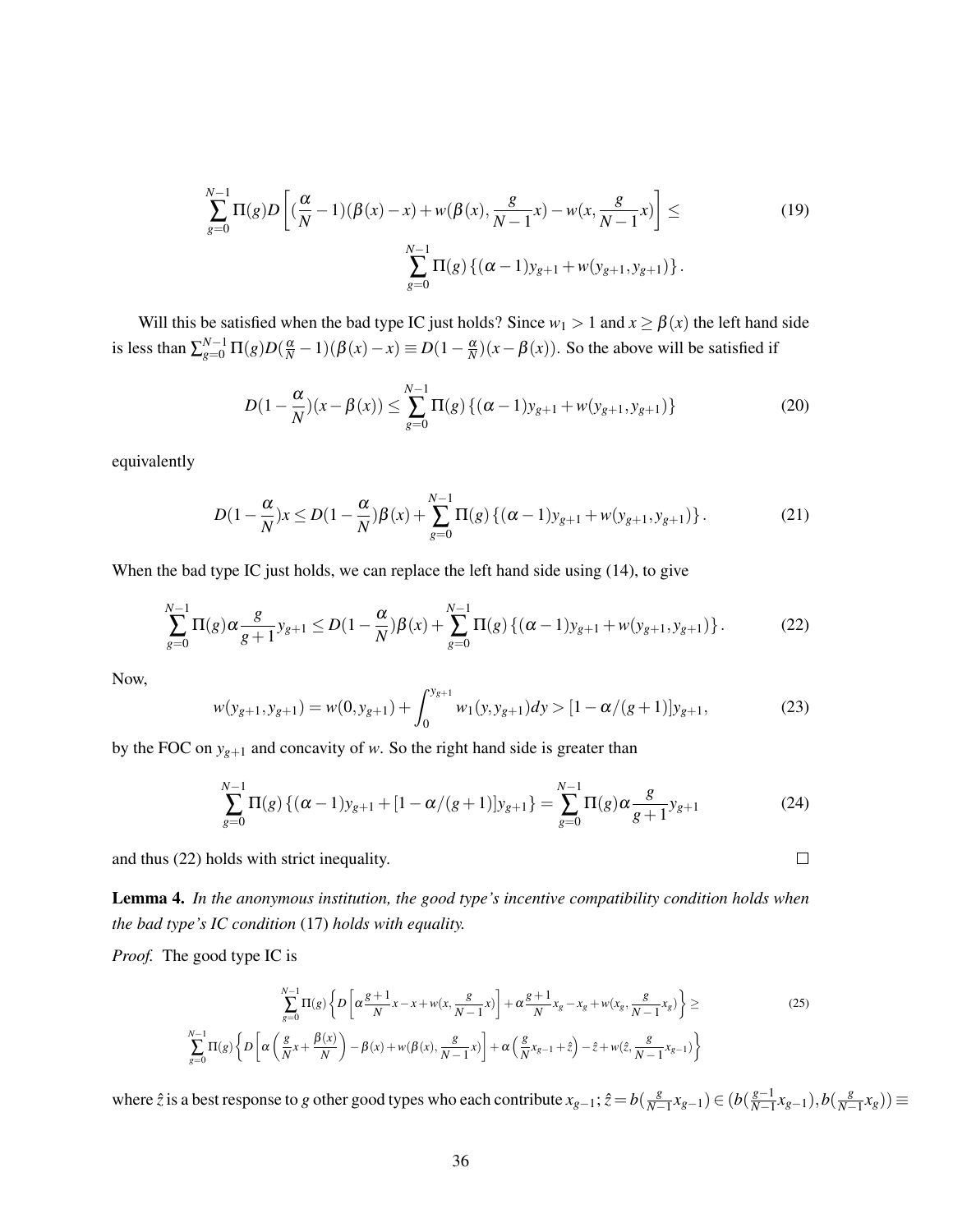$$\sum_{g=0}^{N-1} \Pi(g) D\left[ (\frac{\alpha}{N}-1)(\beta(x)-x) + w(\beta(x), \frac{g}{N-1}x) - w(x, \frac{g}{N-1}x) \right] \leq \sum_{g=0}^{N-1} \Pi(g) \left\{ (\alpha-1) y_{g+1} + w(y_{g+1}, y_{g+1}) \right\}. \tag{19}$$

Will this be satisfied when the bad type IC just holds? Since $w_1 > 1$ and $x \geq \beta(x)$ the left hand side is less than $\sum_{g=0}^{N-1} \Pi(g) D(\frac{\alpha}{N}-1)(\beta(x)-x) \equiv D(1-\frac{\alpha}{N})(x-\beta(x))$. So the above will be satisfied if

$$D(1-\frac{\alpha}{N})(x-\beta(x)) \leq \sum_{g=0}^{N-1} \Pi(g) \left\{ (\alpha-1) y_{g+1} + w(y_{g+1}, y_{g+1}) \right\} \tag{20}$$

equivalently

$$D(1-\frac{\alpha}{N})x \leq D(1-\frac{\alpha}{N})\beta(x) + \sum_{g=0}^{N-1} \Pi(g) \left\{ (\alpha-1) y_{g+1} + w(y_{g+1}, y_{g+1}) \right\}. \tag{21}$$

When the bad type IC just holds, we can replace the left hand side using (14), to give

$$\sum_{g=0}^{N-1} \Pi(g) \alpha \frac{g}{g+1} y_{g+1} \leq D(1-\frac{\alpha}{N})\beta(x) + \sum_{g=0}^{N-1} \Pi(g) \left\{ (\alpha-1) y_{g+1} + w(y_{g+1}, y_{g+1}) \right\}. \tag{22}$$

Now,

$$w(y_{g+1}, y_{g+1}) = w(0, y_{g+1}) + \int_0^{y_{g+1}} w_1(y, y_{g+1}) dy > [1-\alpha/(g+1)] y_{g+1}, \tag{23}$$

by the FOC on $y_{g+1}$ and concavity of $w$. So the right hand side is greater than

$$\sum_{g=0}^{N-1} \Pi(g) \left\{ (\alpha-1) y_{g+1} + [1-\alpha/(g+1)] y_{g+1} \right\} = \sum_{g=0}^{N-1} \Pi(g) \alpha \frac{g}{g+1} y_{g+1} \tag{24}$$

and thus (22) holds with strict inequality. □

**Lemma 4.** *In the anonymous institution, the good type's incentive compatibility condition holds when the bad type's IC condition* (17) *holds with equality.*

*Proof.* The good type IC is

$$\sum_{g=0}^{N-1} \Pi(g) \left\{ D\left[ \alpha \frac{g+1}{N} x - x + w(x, \frac{g}{N-1}x) \right] + \alpha \frac{g+1}{N} x_g - x_g + w(x_g, \frac{g}{N-1}x_g) \right\} \geq$$
$$\sum_{g=0}^{N-1} \Pi(g) \left\{ D\left[ \alpha \left( \frac{g}{N}x + \frac{\beta(x)}{N} \right) - \beta(x) + w(\beta(x), \frac{g}{N-1}x) \right] + \alpha \left( \frac{g}{N} x_{g-1} + \hat{z} \right) - \hat{z} + w(\hat{z}, \frac{g}{N-1} x_{g-1}) \right\} \tag{25}$$

where $\hat{z}$ is a best response to $g$ other good types who each contribute $x_{g-1}$; $\hat{z} = b(\frac{g}{N-1}x_{g-1}) \in (b(\frac{g-1}{N-1}x_{g-1}), b(\frac{g}{N-1}x_g)) \equiv$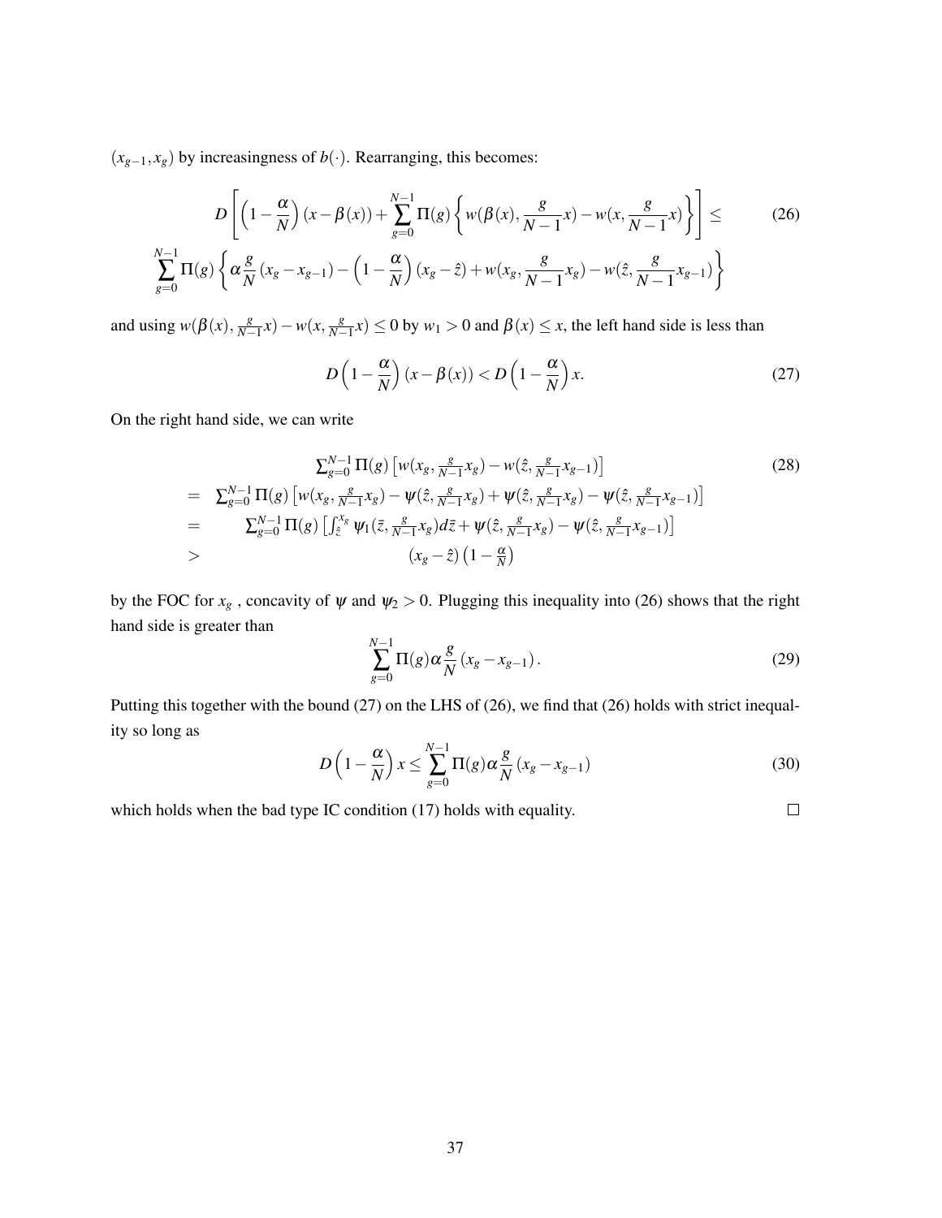$(x_{g-1}, x_g)$ by increasingness of $b(\cdot)$. Rearranging, this becomes:

$$
D\left[\left(1-\frac{\alpha}{N}\right)(x-\beta(x))+\sum_{g=0}^{N-1}\Pi(g)\left\{w(\beta(x),\frac{g}{N-1}x)-w(x,\frac{g}{N-1}x)\right\}\right] \leq \tag{26}
$$

$$
\sum_{g=0}^{N-1}\Pi(g)\left\{\alpha\frac{g}{N}(x_g-x_{g-1})-\left(1-\frac{\alpha}{N}\right)(x_g-\hat{z})+w(x_g,\frac{g}{N-1}x_g)-w(\hat{z},\frac{g}{N-1}x_{g-1})\right\}
$$

and using $w(\beta(x),\frac{g}{N-1}x)-w(x,\frac{g}{N-1}x)\leq 0$ by $w_1>0$ and $\beta(x)\leq x$, the left hand side is less than

$$
D\left(1-\frac{\alpha}{N}\right)(x-\beta(x)) < D\left(1-\frac{\alpha}{N}\right)x. \tag{27}
$$

On the right hand side, we can write

$$
\begin{aligned}
& \sum_{g=0}^{N-1}\Pi(g)\left[w(x_g,\tfrac{g}{N-1}x_g)-w(\hat{z},\tfrac{g}{N-1}x_{g-1})\right] \\
= \; & \sum_{g=0}^{N-1}\Pi(g)\left[w(x_g,\tfrac{g}{N-1}x_g)-\psi(\hat{z},\tfrac{g}{N-1}x_g)+\psi(\hat{z},\tfrac{g}{N-1}x_g)-\psi(\hat{z},\tfrac{g}{N-1}x_{g-1})\right] \\
= \; & \sum_{g=0}^{N-1}\Pi(g)\left[\int_{\hat{z}}^{x_g}\psi_1(\bar{z},\tfrac{g}{N-1}x_g)d\bar{z}+\psi(\hat{z},\tfrac{g}{N-1}x_g)-\psi(\hat{z},\tfrac{g}{N-1}x_{g-1})\right] \\
> \; & (x_g-\hat{z})\left(1-\tfrac{\alpha}{N}\right)
\end{aligned} \tag{28}
$$

by the FOC for $x_g$ , concavity of $\psi$ and $\psi_2>0$. Plugging this inequality into (26) shows that the right hand side is greater than

$$
\sum_{g=0}^{N-1}\Pi(g)\alpha\frac{g}{N}(x_g-x_{g-1}). \tag{29}
$$

Putting this together with the bound (27) on the LHS of (26), we find that (26) holds with strict inequality so long as

$$
D\left(1-\frac{\alpha}{N}\right)x \leq \sum_{g=0}^{N-1}\Pi(g)\alpha\frac{g}{N}(x_g-x_{g-1}) \tag{30}
$$

which holds when the bad type IC condition (17) holds with equality. □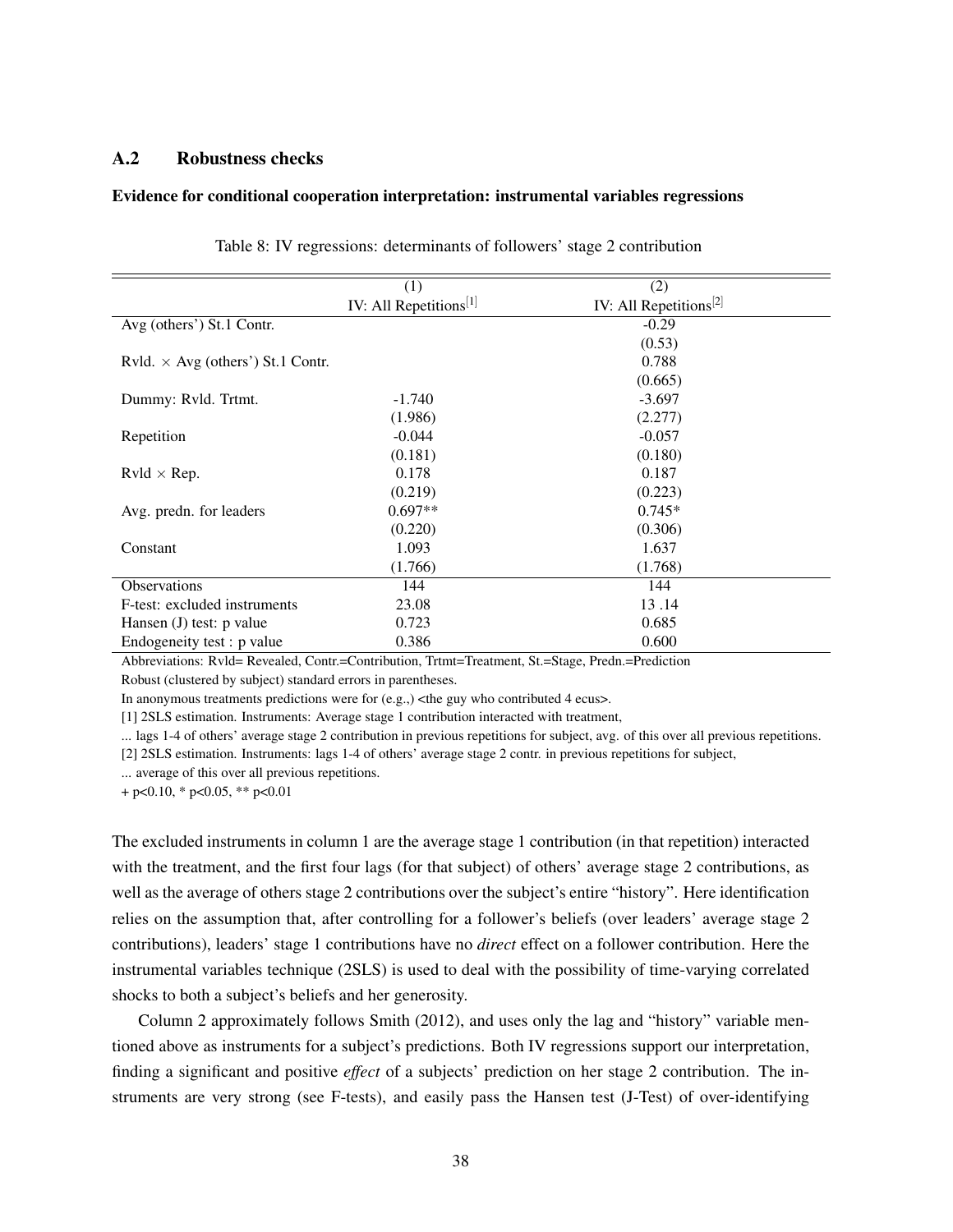## A.2 Robustness checks

### Evidence for conditional cooperation interpretation: instrumental variables regressions

Table 8: IV regressions: determinants of followers' stage 2 contribution

| | (1) | (2) |
|---|---|---|
| | IV: All Repetitions[1] | IV: All Repetitions[2] |
| Avg (others') St.1 Contr. | | -0.29 |
| | | (0.53) |
| Rvld. × Avg (others') St.1 Contr. | | 0.788 |
| | | (0.665) |
| Dummy: Rvld. Trtmt. | -1.740 | -3.697 |
| | (1.986) | (2.277) |
| Repetition | -0.044 | -0.057 |
| | (0.181) | (0.180) |
| Rvld × Rep. | 0.178 | 0.187 |
| | (0.219) | (0.223) |
| Avg. predn. for leaders | 0.697** | 0.745* |
| | (0.220) | (0.306) |
| Constant | 1.093 | 1.637 |
| | (1.766) | (1.768) |
| Observations | 144 | 144 |
| F-test: excluded instruments | 23.08 | 13 .14 |
| Hansen (J) test: p value | 0.723 | 0.685 |
| Endogeneity test : p value | 0.386 | 0.600 |

Abbreviations: Rvld= Revealed, Contr.=Contribution, Trtmt=Treatment, St.=Stage, Predn.=Prediction

Robust (clustered by subject) standard errors in parentheses.

In anonymous treatments predictions were for (e.g.,) <the guy who contributed 4 ecus>.

[1] 2SLS estimation. Instruments: Average stage 1 contribution interacted with treatment,

... lags 1-4 of others' average stage 2 contribution in previous repetitions for subject, avg. of this over all previous repetitions.

[2] 2SLS estimation. Instruments: lags 1-4 of others' average stage 2 contr. in previous repetitions for subject,

... average of this over all previous repetitions.

+ $p<0.10$, * $p<0.05$, ** $p<0.01$

The excluded instruments in column 1 are the average stage 1 contribution (in that repetition) interacted with the treatment, and the first four lags (for that subject) of others' average stage 2 contributions, as well as the average of others stage 2 contributions over the subject's entire "history". Here identification relies on the assumption that, after controlling for a follower's beliefs (over leaders' average stage 2 contributions), leaders' stage 1 contributions have no *direct* effect on a follower contribution. Here the instrumental variables technique (2SLS) is used to deal with the possibility of time-varying correlated shocks to both a subject's beliefs and her generosity.

Column 2 approximately follows Smith (2012), and uses only the lag and "history" variable mentioned above as instruments for a subject's predictions. Both IV regressions support our interpretation, finding a significant and positive *effect* of a subjects' prediction on her stage 2 contribution. The instruments are very strong (see F-tests), and easily pass the Hansen test (J-Test) of over-identifying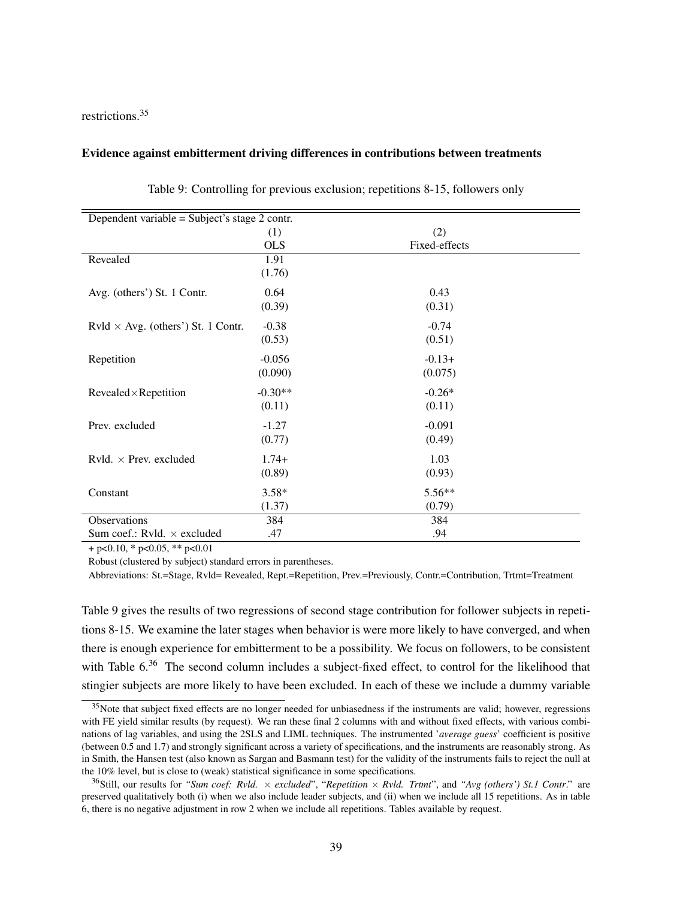restrictions.[35]

**Evidence against embitterment driving differences in contributions between treatments**

Table 9: Controlling for previous exclusion; repetitions 8-15, followers only

| Dependent variable = Subject's stage 2 contr. | | |
|---|---|---|
| | (1) | (2) |
| | OLS | Fixed-effects |
| Revealed | 1.91 | |
| | (1.76) | |
| Avg. (others') St. 1 Contr. | 0.64 | 0.43 |
| | (0.39) | (0.31) |
| Rvld × Avg. (others') St. 1 Contr. | -0.38 | -0.74 |
| | (0.53) | (0.51) |
| Repetition | -0.056 | -0.13+ |
| | (0.090) | (0.075) |
| Revealed×Repetition | -0.30** | -0.26* |
| | (0.11) | (0.11) |
| Prev. excluded | -1.27 | -0.091 |
| | (0.77) | (0.49) |
| Rvld. × Prev. excluded | 1.74+ | 1.03 |
| | (0.89) | (0.93) |
| Constant | 3.58* | 5.56** |
| | (1.37) | (0.79) |
| Observations | 384 | 384 |
| Sum coef.: Rvld. × excluded | .47 | .94 |

+ p<0.10, * p<0.05, ** p<0.01

Robust (clustered by subject) standard errors in parentheses.

Abbreviations: St.=Stage, Rvld= Revealed, Rept.=Repetition, Prev.=Previously, Contr.=Contribution, Trtmt=Treatment

Table 9 gives the results of two regressions of second stage contribution for follower subjects in repetitions 8-15. We examine the later stages when behavior is were more likely to have converged, and when there is enough experience for embitterment to be a possibility. We focus on followers, to be consistent with Table 6.[36] The second column includes a subject-fixed effect, to control for the likelihood that stingier subjects are more likely to have been excluded. In each of these we include a dummy variable

[35] Note that subject fixed effects are no longer needed for unbiasedness if the instruments are valid; however, regressions with FE yield similar results (by request). We ran these final 2 columns with and without fixed effects, with various combinations of lag variables, and using the 2SLS and LIML techniques. The instrumented '*average guess*' coefficient is positive (between 0.5 and 1.7) and strongly significant across a variety of specifications, and the instruments are reasonably strong. As in Smith, the Hansen test (also known as Sargan and Basmann test) for the validity of the instruments fails to reject the null at the 10% level, but is close to (weak) statistical significance in some specifications.

[36] Still, our results for *"Sum coef: Rvld. × excluded"*, "*Repetition × Rvld. Trtmt*", and *"Avg (others') St.1 Contr."* are preserved qualitatively both (i) when we also include leader subjects, and (ii) when we include all 15 repetitions. As in table 6, there is no negative adjustment in row 2 when we include all repetitions. Tables available by request.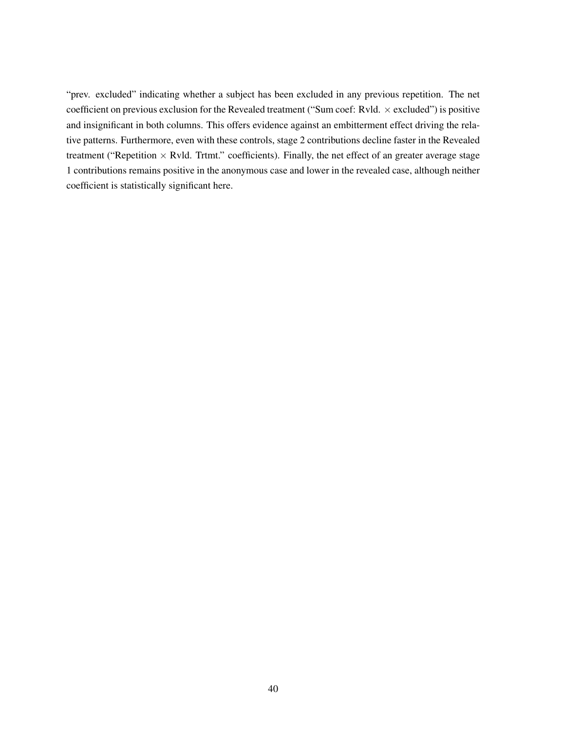"prev. excluded" indicating whether a subject has been excluded in any previous repetition. The net coefficient on previous exclusion for the Revealed treatment ("Sum coef: Rvld. $\times$ excluded") is positive and insignificant in both columns. This offers evidence against an embitterment effect driving the relative patterns. Furthermore, even with these controls, stage 2 contributions decline faster in the Revealed treatment ("Repetition $\times$ Rvld. Trtmt." coefficients). Finally, the net effect of an greater average stage 1 contributions remains positive in the anonymous case and lower in the revealed case, although neither coefficient is statistically significant here.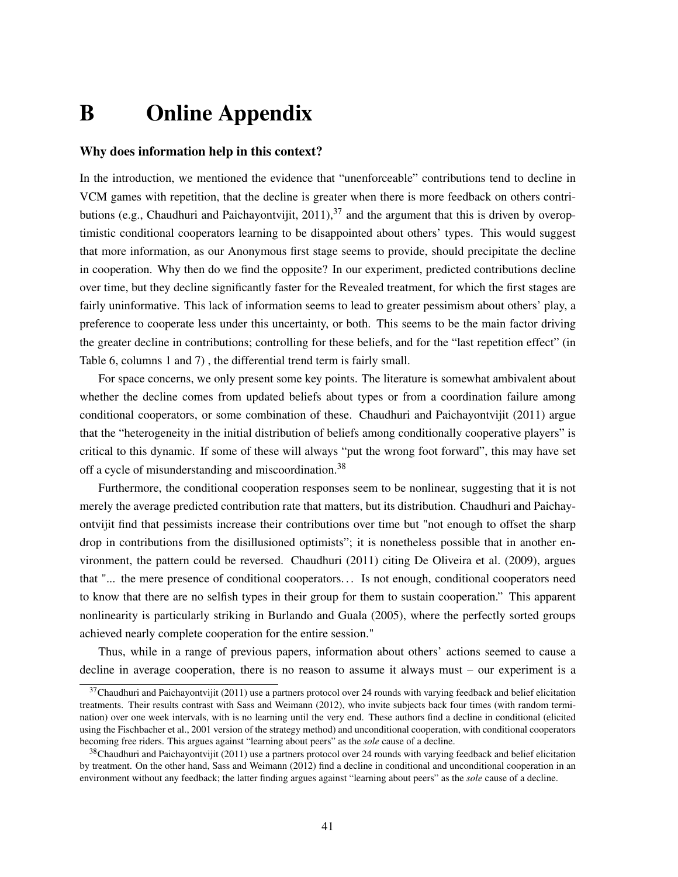# B Online Appendix

### Why does information help in this context?

In the introduction, we mentioned the evidence that "unenforceable" contributions tend to decline in VCM games with repetition, that the decline is greater when there is more feedback on others contributions (e.g., Chaudhuri and Paichayontvijit, 2011),[37] and the argument that this is driven by overoptimistic conditional cooperators learning to be disappointed about others' types. This would suggest that more information, as our Anonymous first stage seems to provide, should precipitate the decline in cooperation. Why then do we find the opposite? In our experiment, predicted contributions decline over time, but they decline significantly faster for the Revealed treatment, for which the first stages are fairly uninformative. This lack of information seems to lead to greater pessimism about others' play, a preference to cooperate less under this uncertainty, or both. This seems to be the main factor driving the greater decline in contributions; controlling for these beliefs, and for the "last repetition effect" (in Table 6, columns 1 and 7) , the differential trend term is fairly small.

For space concerns, we only present some key points. The literature is somewhat ambivalent about whether the decline comes from updated beliefs about types or from a coordination failure among conditional cooperators, or some combination of these. Chaudhuri and Paichayontvijit (2011) argue that the "heterogeneity in the initial distribution of beliefs among conditionally cooperative players" is critical to this dynamic. If some of these will always "put the wrong foot forward", this may have set off a cycle of misunderstanding and miscoordination.[38]

Furthermore, the conditional cooperation responses seem to be nonlinear, suggesting that it is not merely the average predicted contribution rate that matters, but its distribution. Chaudhuri and Paichayontvijit find that pessimists increase their contributions over time but "not enough to offset the sharp drop in contributions from the disillusioned optimists"; it is nonetheless possible that in another environment, the pattern could be reversed. Chaudhuri (2011) citing De Oliveira et al. (2009), argues that "... the mere presence of conditional cooperators… Is not enough, conditional cooperators need to know that there are no selfish types in their group for them to sustain cooperation." This apparent nonlinearity is particularly striking in Burlando and Guala (2005), where the perfectly sorted groups achieved nearly complete cooperation for the entire session."

Thus, while in a range of previous papers, information about others' actions seemed to cause a decline in average cooperation, there is no reason to assume it always must – our experiment is a

[37] Chaudhuri and Paichayontvijit (2011) use a partners protocol over 24 rounds with varying feedback and belief elicitation treatments. Their results contrast with Sass and Weimann (2012), who invite subjects back four times (with random termination) over one week intervals, with is no learning until the very end. These authors find a decline in conditional (elicited using the Fischbacher et al., 2001 version of the strategy method) and unconditional cooperation, with conditional cooperators becoming free riders. This argues against "learning about peers" as the *sole* cause of a decline.

[38] Chaudhuri and Paichayontvijit (2011) use a partners protocol over 24 rounds with varying feedback and belief elicitation by treatment. On the other hand, Sass and Weimann (2012) find a decline in conditional and unconditional cooperation in an environment without any feedback; the latter finding argues against "learning about peers" as the *sole* cause of a decline.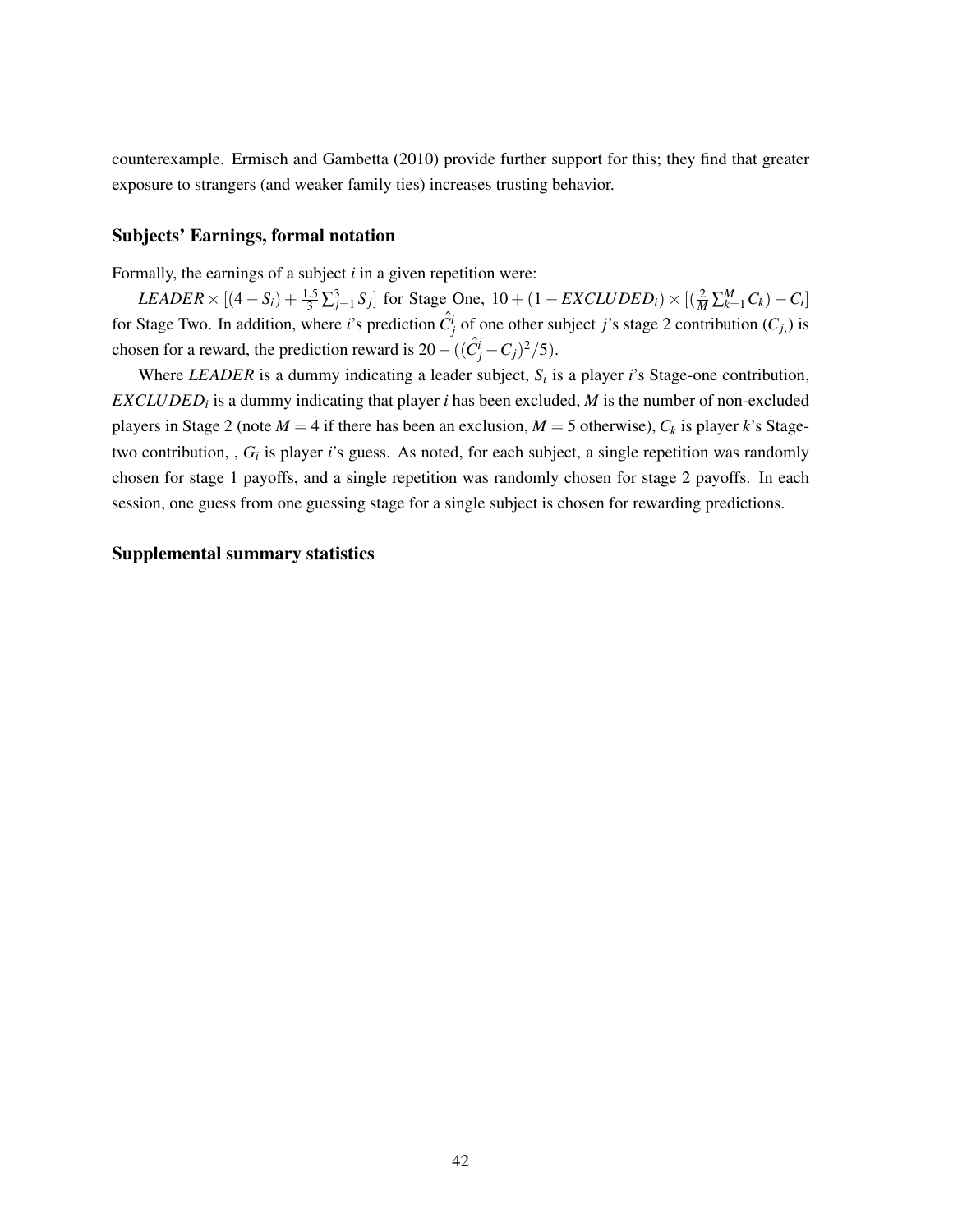counterexample. Ermisch and Gambetta (2010) provide further support for this; they find that greater exposure to strangers (and weaker family ties) increases trusting behavior.

### Subjects' Earnings, formal notation

Formally, the earnings of a subject $i$ in a given repetition were:

$LEADER \times [(4 - S_i) + \frac{1.5}{3} \sum_{j=1}^{3} S_j]$ for Stage One, $10 + (1 - EXCLUDED_i) \times [(\frac{2}{M} \sum_{k=1}^{M} C_k) - C_i]$ for Stage Two. In addition, where $i$'s prediction $\hat{C}_j^i$ of one other subject $j$'s stage 2 contribution ($C_{j,}$) is chosen for a reward, the prediction reward is $20 - ((\hat{C}_j^i - C_j)^2/5)$.

Where *LEADER* is a dummy indicating a leader subject, $S_i$ is a player $i$'s Stage-one contribution, $EXCLUDED_i$ is a dummy indicating that player $i$ has been excluded, $M$ is the number of non-excluded players in Stage 2 (note $M = 4$ if there has been an exclusion, $M = 5$ otherwise), $C_k$ is player $k$'s Stage-two contribution, , $G_i$ is player $i$'s guess. As noted, for each subject, a single repetition was randomly chosen for stage 1 payoffs, and a single repetition was randomly chosen for stage 2 payoffs. In each session, one guess from one guessing stage for a single subject is chosen for rewarding predictions.

### Supplemental summary statistics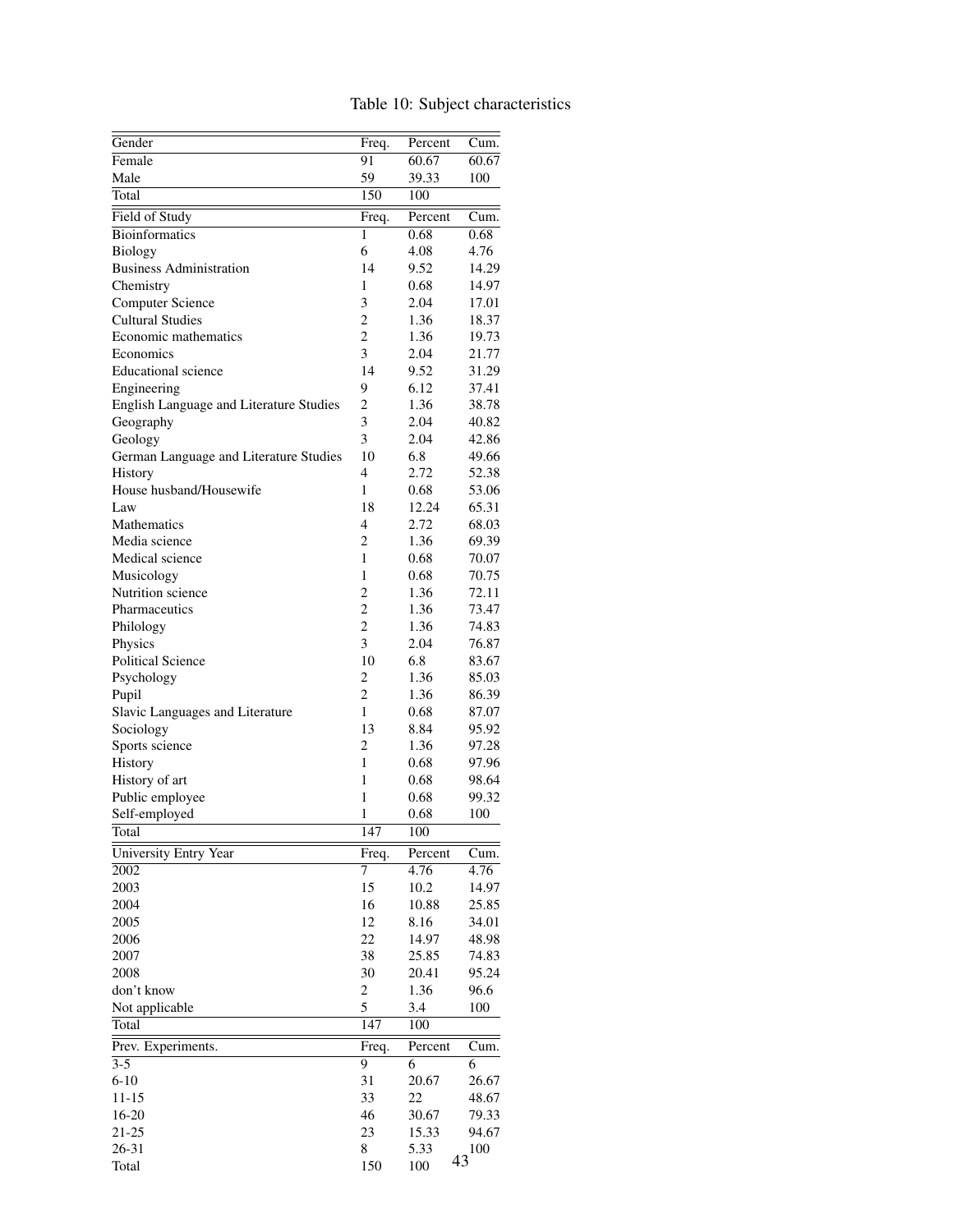Table 10: Subject characteristics

| Gender | Freq. | Percent | Cum. |
|---|---|---|---|
| Female | 91 | 60.67 | 60.67 |
| Male | 59 | 39.33 | 100 |
| Total | 150 | 100 | |

| Field of Study | Freq. | Percent | Cum. |
|---|---|---|---|
| Bioinformatics | 1 | 0.68 | 0.68 |
| Biology | 6 | 4.08 | 4.76 |
| Business Administration | 14 | 9.52 | 14.29 |
| Chemistry | 1 | 0.68 | 14.97 |
| Computer Science | 3 | 2.04 | 17.01 |
| Cultural Studies | 2 | 1.36 | 18.37 |
| Economic mathematics | 2 | 1.36 | 19.73 |
| Economics | 3 | 2.04 | 21.77 |
| Educational science | 14 | 9.52 | 31.29 |
| Engineering | 9 | 6.12 | 37.41 |
| English Language and Literature Studies | 2 | 1.36 | 38.78 |
| Geography | 3 | 2.04 | 40.82 |
| Geology | 3 | 2.04 | 42.86 |
| German Language and Literature Studies | 10 | 6.8 | 49.66 |
| History | 4 | 2.72 | 52.38 |
| House husband/Housewife | 1 | 0.68 | 53.06 |
| Law | 18 | 12.24 | 65.31 |
| Mathematics | 4 | 2.72 | 68.03 |
| Media science | 2 | 1.36 | 69.39 |
| Medical science | 1 | 0.68 | 70.07 |
| Musicology | 1 | 0.68 | 70.75 |
| Nutrition science | 2 | 1.36 | 72.11 |
| Pharmaceutics | 2 | 1.36 | 73.47 |
| Philology | 2 | 1.36 | 74.83 |
| Physics | 3 | 2.04 | 76.87 |
| Political Science | 10 | 6.8 | 83.67 |
| Psychology | 2 | 1.36 | 85.03 |
| Pupil | 2 | 1.36 | 86.39 |
| Slavic Languages and Literature | 1 | 0.68 | 87.07 |
| Sociology | 13 | 8.84 | 95.92 |
| Sports science | 2 | 1.36 | 97.28 |
| History | 1 | 0.68 | 97.96 |
| History of art | 1 | 0.68 | 98.64 |
| Public employee | 1 | 0.68 | 99.32 |
| Self-employed | 1 | 0.68 | 100 |
| Total | 147 | 100 | |

| University Entry Year | Freq. | Percent | Cum. |
|---|---|---|---|
| 2002 | 7 | 4.76 | 4.76 |
| 2003 | 15 | 10.2 | 14.97 |
| 2004 | 16 | 10.88 | 25.85 |
| 2005 | 12 | 8.16 | 34.01 |
| 2006 | 22 | 14.97 | 48.98 |
| 2007 | 38 | 25.85 | 74.83 |
| 2008 | 30 | 20.41 | 95.24 |
| don't know | 2 | 1.36 | 96.6 |
| Not applicable | 5 | 3.4 | 100 |
| Total | 147 | 100 | |

| Prev. Experiments. | Freq. | Percent | Cum. |
|---|---|---|---|
| 3-5 | 9 | 6 | 6 |
| 6-10 | 31 | 20.67 | 26.67 |
| 11-15 | 33 | 22 | 48.67 |
| 16-20 | 46 | 30.67 | 79.33 |
| 21-25 | 23 | 15.33 | 94.67 |
| 26-31 | 8 | 5.33 | 100 |
| Total | 150 | 100 | |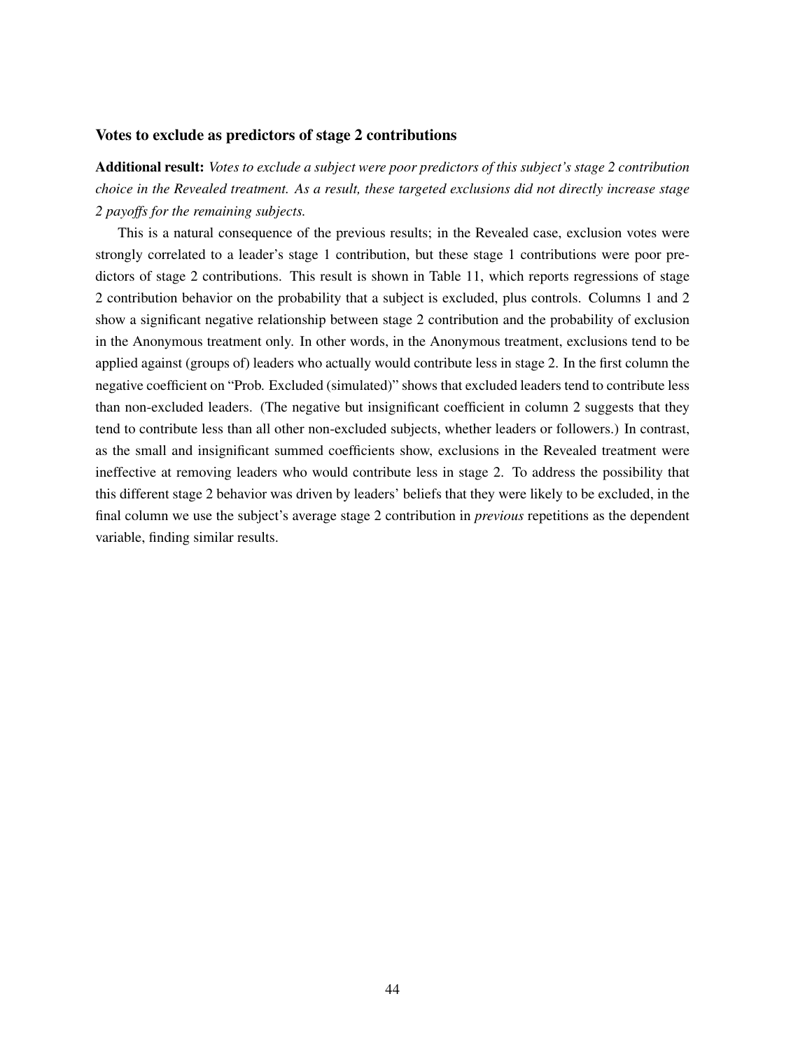### Votes to exclude as predictors of stage 2 contributions

**Additional result:** *Votes to exclude a subject were poor predictors of this subject's stage 2 contribution choice in the Revealed treatment. As a result, these targeted exclusions did not directly increase stage 2 payoffs for the remaining subjects.*

This is a natural consequence of the previous results; in the Revealed case, exclusion votes were strongly correlated to a leader's stage 1 contribution, but these stage 1 contributions were poor predictors of stage 2 contributions. This result is shown in Table 11, which reports regressions of stage 2 contribution behavior on the probability that a subject is excluded, plus controls. Columns 1 and 2 show a significant negative relationship between stage 2 contribution and the probability of exclusion in the Anonymous treatment only. In other words, in the Anonymous treatment, exclusions tend to be applied against (groups of) leaders who actually would contribute less in stage 2. In the first column the negative coefficient on "Prob. Excluded (simulated)" shows that excluded leaders tend to contribute less than non-excluded leaders. (The negative but insignificant coefficient in column 2 suggests that they tend to contribute less than all other non-excluded subjects, whether leaders or followers.) In contrast, as the small and insignificant summed coefficients show, exclusions in the Revealed treatment were ineffective at removing leaders who would contribute less in stage 2. To address the possibility that this different stage 2 behavior was driven by leaders' beliefs that they were likely to be excluded, in the final column we use the subject's average stage 2 contribution in *previous* repetitions as the dependent variable, finding similar results.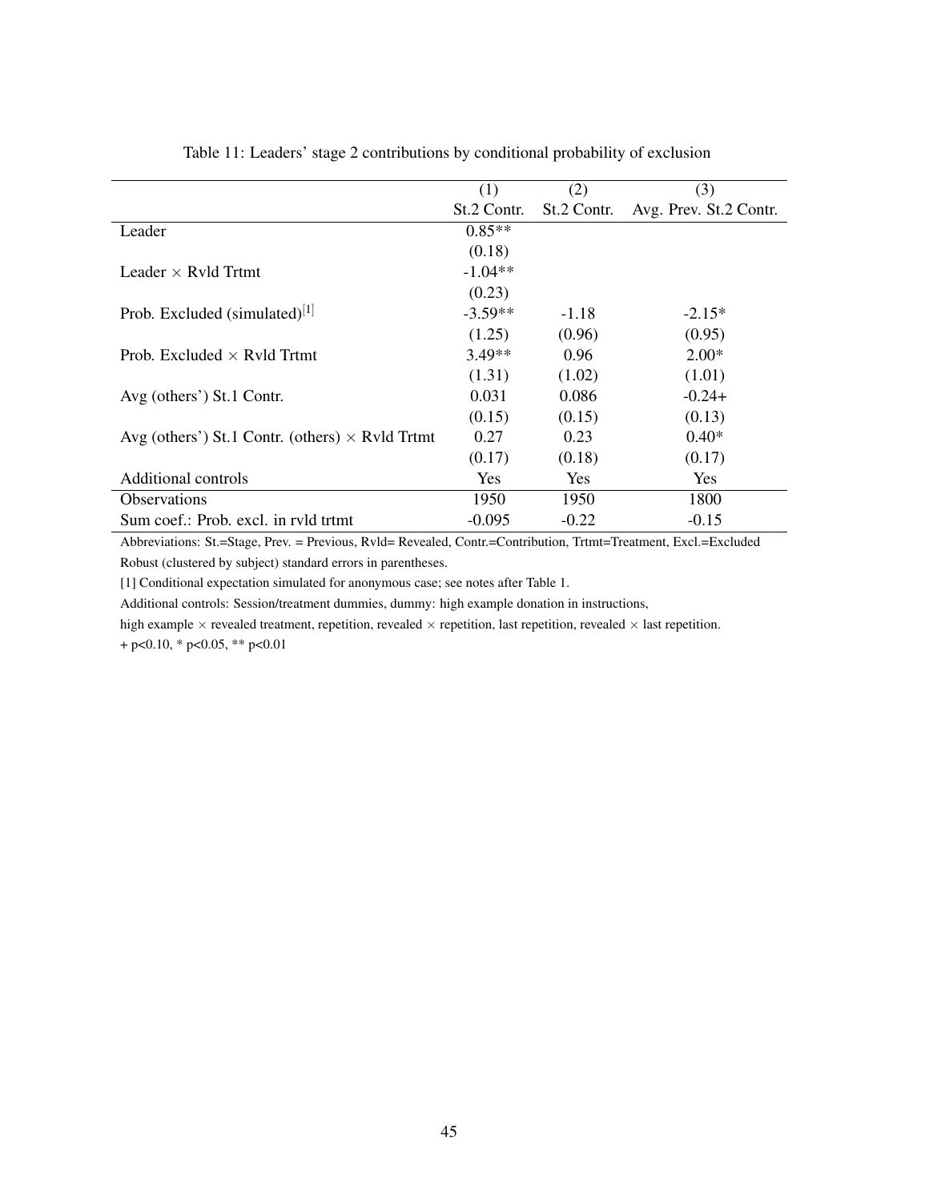Table 11: Leaders' stage 2 contributions by conditional probability of exclusion

| | (1) | (2) | (3) |
|---|---|---|---|
| | St.2 Contr. | St.2 Contr. | Avg. Prev. St.2 Contr. |
| Leader | 0.85** | | |
| | (0.18) | | |
| Leader × Rvld Trtmt | -1.04** | | |
| | (0.23) | | |
| Prob. Excluded (simulated)[1] | -3.59** | -1.18 | -2.15* |
| | (1.25) | (0.96) | (0.95) |
| Prob. Excluded × Rvld Trtmt | 3.49** | 0.96 | 2.00* |
| | (1.31) | (1.02) | (1.01) |
| Avg (others') St.1 Contr. | 0.031 | 0.086 | -0.24+ |
| | (0.15) | (0.15) | (0.13) |
| Avg (others') St.1 Contr. (others) × Rvld Trtmt | 0.27 | 0.23 | 0.40* |
| | (0.17) | (0.18) | (0.17) |
| Additional controls | Yes | Yes | Yes |
| Observations | 1950 | 1950 | 1800 |
| Sum coef.: Prob. excl. in rvld trtmt | -0.095 | -0.22 | -0.15 |

Abbreviations: St.=Stage, Prev. = Previous, Rvld= Revealed, Contr.=Contribution, Trtmt=Treatment, Excl.=Excluded

Robust (clustered by subject) standard errors in parentheses.

[1] Conditional expectation simulated for anonymous case; see notes after Table 1.

Additional controls: Session/treatment dummies, dummy: high example donation in instructions,

high example × revealed treatment, repetition, revealed × repetition, last repetition, revealed × last repetition.

+ p<0.10, * p<0.05, ** p<0.01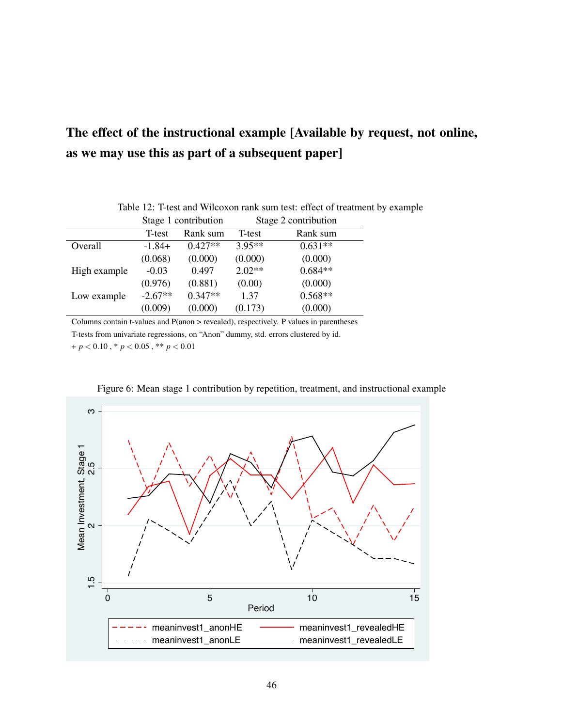# The effect of the instructional example [Available by request, not online, as we may use this as part of a subsequent paper]

Table 12: T-test and Wilcoxon rank sum test: effect of treatment by example

| | Stage 1 contribution | | Stage 2 contribution | |
|---|---|---|---|---|
| | T-test | Rank sum | T-test | Rank sum |
| Overall | -1.84+ | 0.427** | 3.95** | 0.631** |
| | (0.068) | (0.000) | (0.000) | (0.000) |
| High example | -0.03 | 0.497 | 2.02** | 0.684** |
| | (0.976) | (0.881) | (0.00) | (0.000) |
| Low example | -2.67** | 0.347** | 1.37 | 0.568** |
| | (0.009) | (0.000) | (0.173) | (0.000) |

Columns contain t-values and P(anon > revealed), respectively. P values in parentheses

T-tests from univariate regressions, on "Anon" dummy, std. errors clustered by id.

+ $p < 0.10$ , * $p < 0.05$ , ** $p < 0.01$

Figure 6: Mean stage 1 contribution by repetition, treatment, and instructional example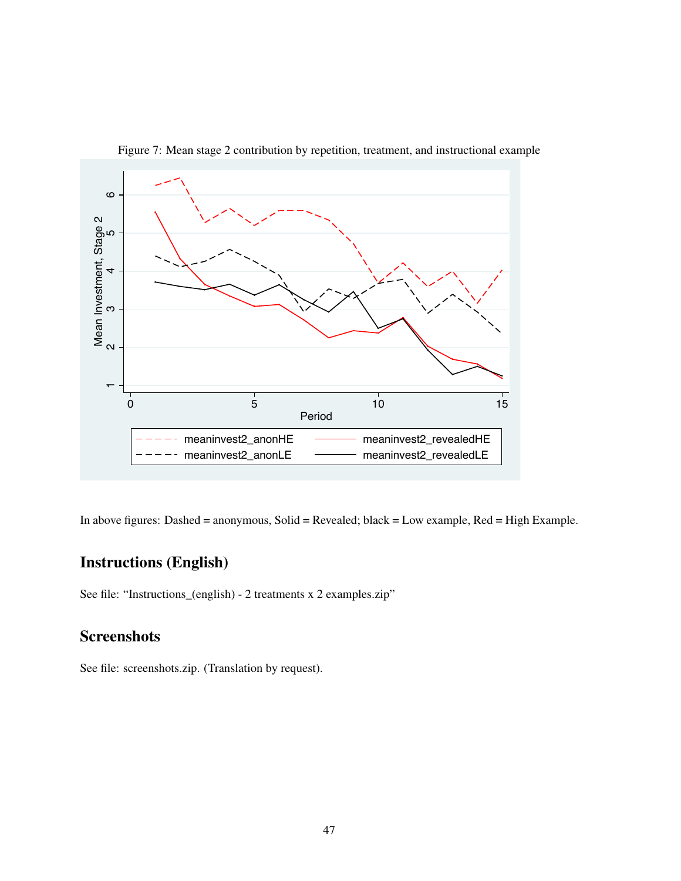Figure 7: Mean stage 2 contribution by repetition, treatment, and instructional example

Mean Investment, Stage 2

1
2
3
4
5
6

0
5
10
15

Period

meaninvest2_anonHE
meaninvest2_anonLE
meaninvest2_revealedHE
meaninvest2_revealedLE

In above figures: Dashed = anonymous, Solid = Revealed; black = Low example, Red = High Example.

## Instructions (English)

See file: "Instructions_(english) - 2 treatments x 2 examples.zip"

## Screenshots

See file: screenshots.zip. (Translation by request).